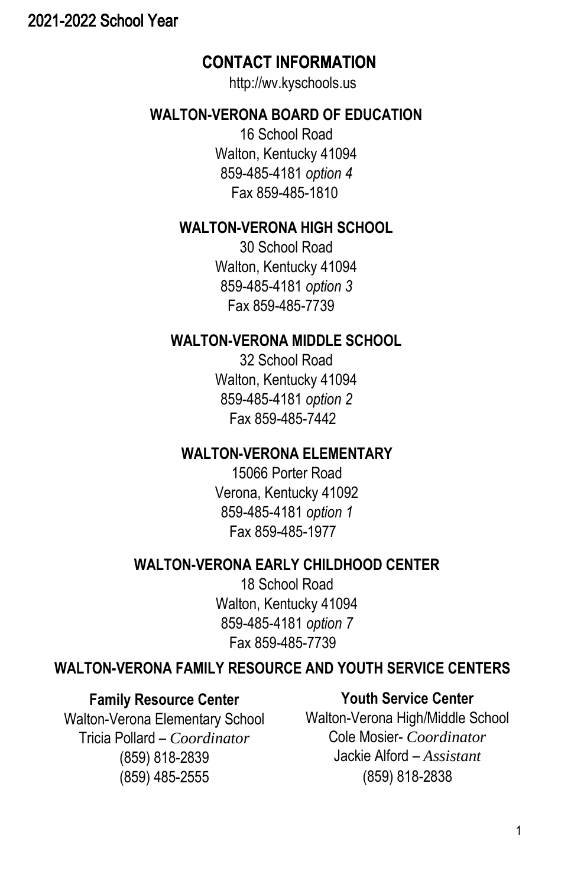2021-2022 School Year

# CONTACT INFORMATION

http://wv.kyschools.us

## WALTON-VERONA BOARD OF EDUCATION

16 School Road
Walton, Kentucky 41094
859-485-4181 *option 4*
Fax 859-485-1810

## WALTON-VERONA HIGH SCHOOL

30 School Road
Walton, Kentucky 41094
859-485-4181 *option 3*
Fax 859-485-7739

## WALTON-VERONA MIDDLE SCHOOL

32 School Road
Walton, Kentucky 41094
859-485-4181 *option 2*
Fax 859-485-7442

## WALTON-VERONA ELEMENTARY

15066 Porter Road
Verona, Kentucky 41092
859-485-4181 *option 1*
Fax 859-485-1977

## WALTON-VERONA EARLY CHILDHOOD CENTER

18 School Road
Walton, Kentucky 41094
859-485-4181 *option 7*
Fax 859-485-7739

## WALTON-VERONA FAMILY RESOURCE AND YOUTH SERVICE CENTERS

### Family Resource Center

Walton-Verona Elementary School
Tricia Pollard – *Coordinator*
(859) 818-2839
(859) 485-2555

### Youth Service Center

Walton-Verona High/Middle School
Cole Mosier- *Coordinator*
Jackie Alford – *Assistant*
(859) 818-2838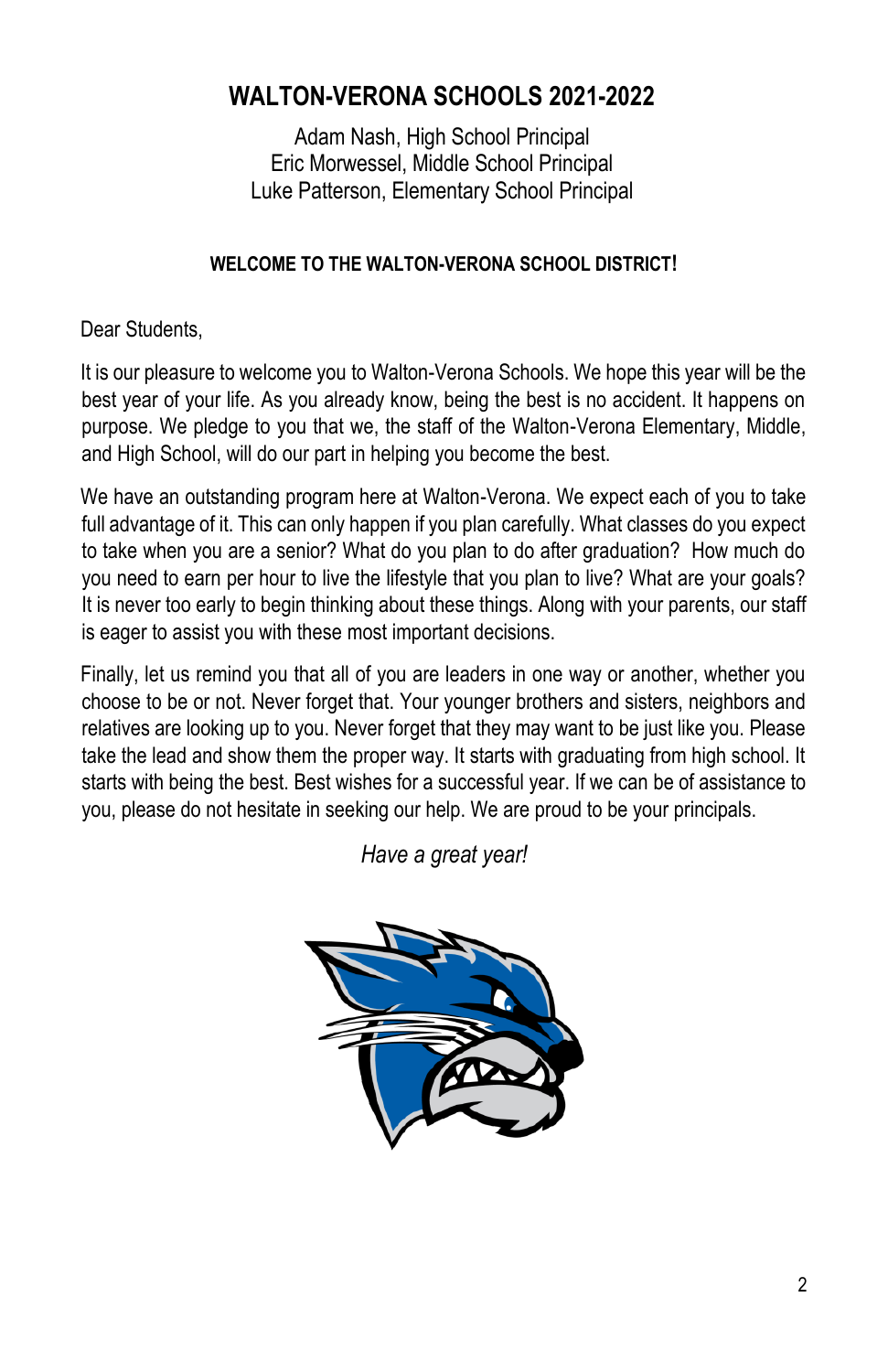# WALTON-VERONA SCHOOLS 2021-2022

Adam Nash, High School Principal
Eric Morwessel, Middle School Principal
Luke Patterson, Elementary School Principal

**WELCOME TO THE WALTON-VERONA SCHOOL DISTRICT!**

Dear Students,

It is our pleasure to welcome you to Walton-Verona Schools. We hope this year will be the best year of your life. As you already know, being the best is no accident. It happens on purpose. We pledge to you that we, the staff of the Walton-Verona Elementary, Middle, and High School, will do our part in helping you become the best.

We have an outstanding program here at Walton-Verona. We expect each of you to take full advantage of it. This can only happen if you plan carefully. What classes do you expect to take when you are a senior? What do you plan to do after graduation? How much do you need to earn per hour to live the lifestyle that you plan to live? What are your goals? It is never too early to begin thinking about these things. Along with your parents, our staff is eager to assist you with these most important decisions.

Finally, let us remind you that all of you are leaders in one way or another, whether you choose to be or not. Never forget that. Your younger brothers and sisters, neighbors and relatives are looking up to you. Never forget that they may want to be just like you. Please take the lead and show them the proper way. It starts with graduating from high school. It starts with being the best. Best wishes for a successful year. If we can be of assistance to you, please do not hesitate in seeking our help. We are proud to be your principals.

*Have a great year!*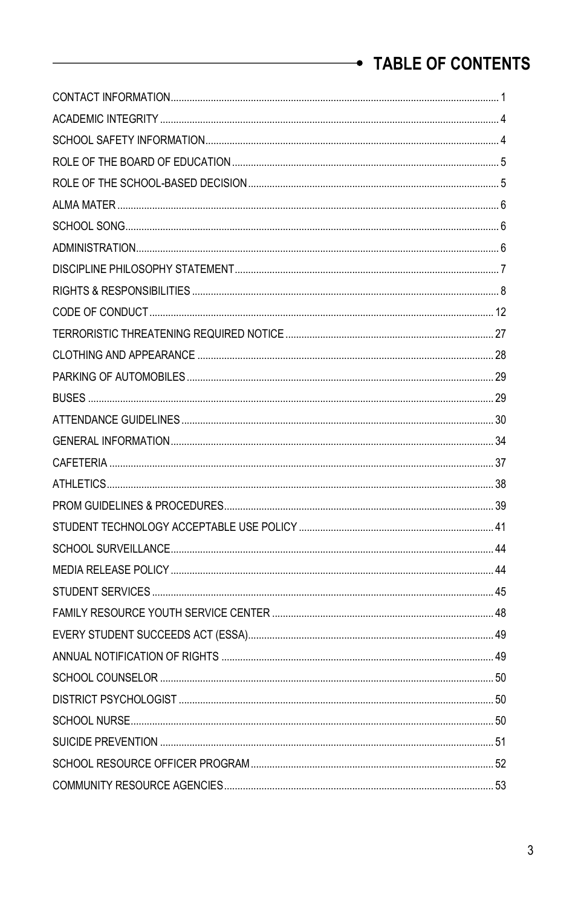# TABLE OF CONTENTS

| Section | Page |
| --- | --- |
| CONTACT INFORMATION | 1 |
| ACADEMIC INTEGRITY | 4 |
| SCHOOL SAFETY INFORMATION | 4 |
| ROLE OF THE BOARD OF EDUCATION | 5 |
| ROLE OF THE SCHOOL-BASED DECISION | 5 |
| ALMA MATER | 6 |
| SCHOOL SONG | 6 |
| ADMINISTRATION | 6 |
| DISCIPLINE PHILOSOPHY STATEMENT | 7 |
| RIGHTS & RESPONSIBILITIES | 8 |
| CODE OF CONDUCT | 12 |
| TERRORISTIC THREATENING REQUIRED NOTICE | 27 |
| CLOTHING AND APPEARANCE | 28 |
| PARKING OF AUTOMOBILES | 29 |
| BUSES | 29 |
| ATTENDANCE GUIDELINES | 30 |
| GENERAL INFORMATION | 34 |
| CAFETERIA | 37 |
| ATHLETICS | 38 |
| PROM GUIDELINES & PROCEDURES | 39 |
| STUDENT TECHNOLOGY ACCEPTABLE USE POLICY | 41 |
| SCHOOL SURVEILLANCE | 44 |
| MEDIA RELEASE POLICY | 44 |
| STUDENT SERVICES | 45 |
| FAMILY RESOURCE YOUTH SERVICE CENTER | 48 |
| EVERY STUDENT SUCCEEDS ACT (ESSA) | 49 |
| ANNUAL NOTIFICATION OF RIGHTS | 49 |
| SCHOOL COUNSELOR | 50 |
| DISTRICT PSYCHOLOGIST | 50 |
| SCHOOL NURSE | 50 |
| SUICIDE PREVENTION | 51 |
| SCHOOL RESOURCE OFFICER PROGRAM | 52 |
| COMMUNITY RESOURCE AGENCIES | 53 |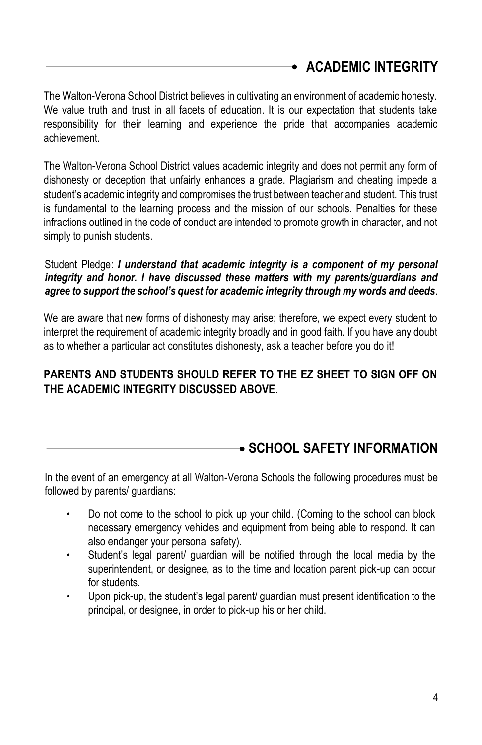## ACADEMIC INTEGRITY

The Walton-Verona School District believes in cultivating an environment of academic honesty. We value truth and trust in all facets of education. It is our expectation that students take responsibility for their learning and experience the pride that accompanies academic achievement.

The Walton-Verona School District values academic integrity and does not permit any form of dishonesty or deception that unfairly enhances a grade. Plagiarism and cheating impede a student's academic integrity and compromises the trust between teacher and student. This trust is fundamental to the learning process and the mission of our schools. Penalties for these infractions outlined in the code of conduct are intended to promote growth in character, and not simply to punish students.

Student Pledge: ***I understand that academic integrity is a component of my personal integrity and honor. I have discussed these matters with my parents/guardians and agree to support the school's quest for academic integrity through my words and deeds***.

We are aware that new forms of dishonesty may arise; therefore, we expect every student to interpret the requirement of academic integrity broadly and in good faith. If you have any doubt as to whether a particular act constitutes dishonesty, ask a teacher before you do it!

**PARENTS AND STUDENTS SHOULD REFER TO THE EZ SHEET TO SIGN OFF ON THE ACADEMIC INTEGRITY DISCUSSED ABOVE**.

## SCHOOL SAFETY INFORMATION

In the event of an emergency at all Walton-Verona Schools the following procedures must be followed by parents/ guardians:

- Do not come to the school to pick up your child. (Coming to the school can block necessary emergency vehicles and equipment from being able to respond. It can also endanger your personal safety).
- Student's legal parent/ guardian will be notified through the local media by the superintendent, or designee, as to the time and location parent pick-up can occur for students.
- Upon pick-up, the student's legal parent/ guardian must present identification to the principal, or designee, in order to pick-up his or her child.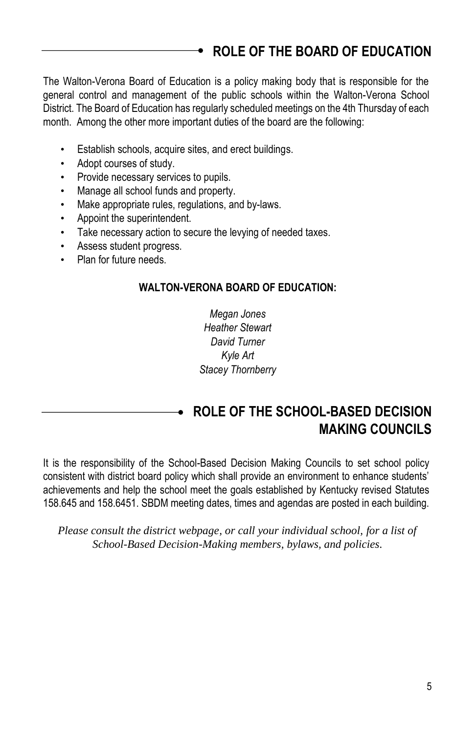## ROLE OF THE BOARD OF EDUCATION

The Walton-Verona Board of Education is a policy making body that is responsible for the general control and management of the public schools within the Walton-Verona School District. The Board of Education has regularly scheduled meetings on the 4th Thursday of each month. Among the other more important duties of the board are the following:

- Establish schools, acquire sites, and erect buildings.
- Adopt courses of study.
- Provide necessary services to pupils.
- Manage all school funds and property.
- Make appropriate rules, regulations, and by-laws.
- Appoint the superintendent.
- Take necessary action to secure the levying of needed taxes.
- Assess student progress.
- Plan for future needs.

**WALTON-VERONA BOARD OF EDUCATION:**

*Megan Jones*
*Heather Stewart*
*David Turner*
*Kyle Art*
*Stacey Thornberry*

## ROLE OF THE SCHOOL-BASED DECISION MAKING COUNCILS

It is the responsibility of the School-Based Decision Making Councils to set school policy consistent with district board policy which shall provide an environment to enhance students' achievements and help the school meet the goals established by Kentucky revised Statutes 158.645 and 158.6451. SBDM meeting dates, times and agendas are posted in each building.

*Please consult the district webpage, or call your individual school, for a list of School-Based Decision-Making members, bylaws, and policies.*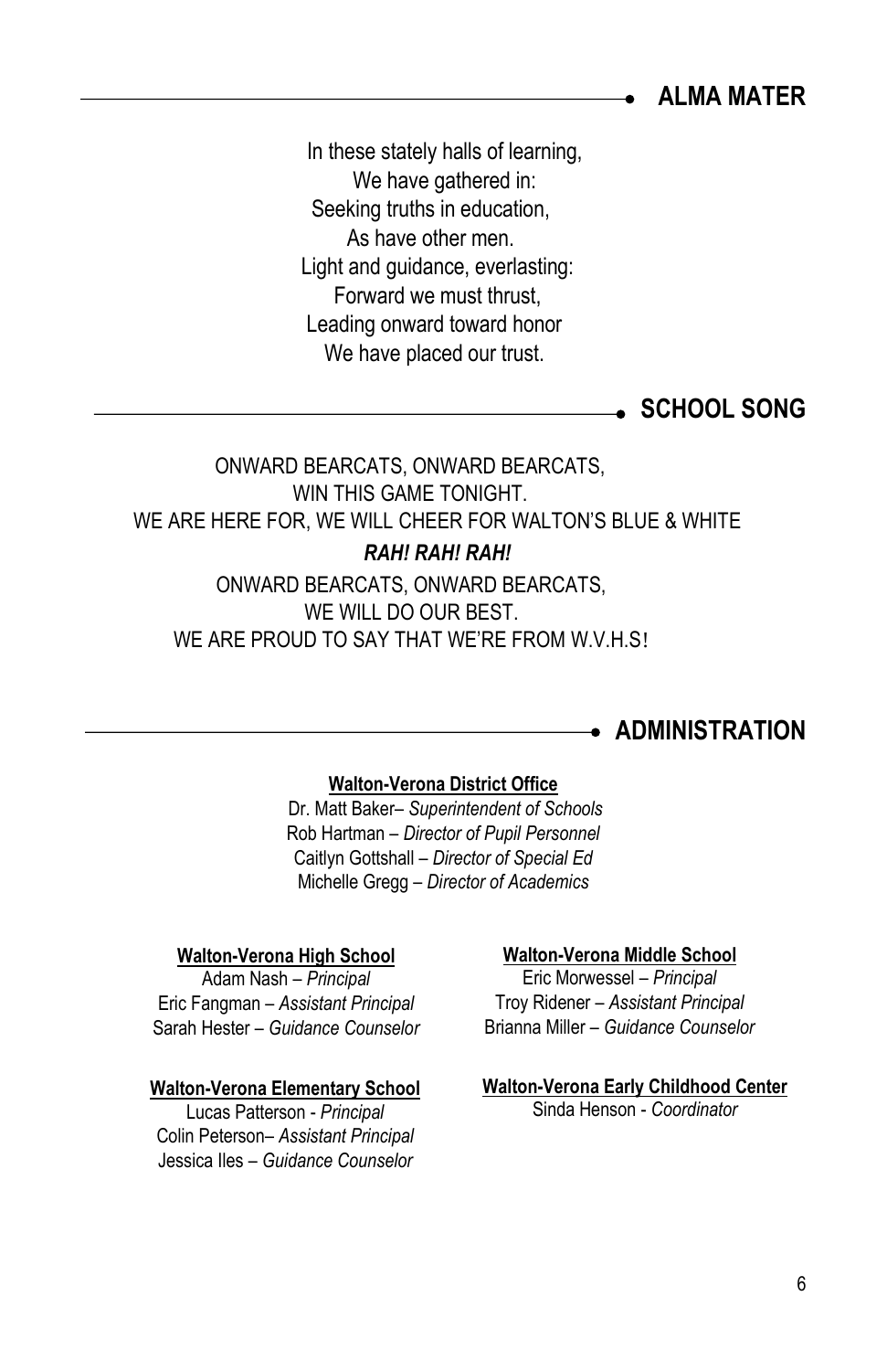## ALMA MATER

In these stately halls of learning,
We have gathered in:
Seeking truths in education,
As have other men.
Light and guidance, everlasting:
Forward we must thrust,
Leading onward toward honor
We have placed our trust.

## SCHOOL SONG

ONWARD BEARCATS, ONWARD BEARCATS,
WIN THIS GAME TONIGHT.
WE ARE HERE FOR, WE WILL CHEER FOR WALTON'S BLUE & WHITE
***RAH! RAH! RAH!***
ONWARD BEARCATS, ONWARD BEARCATS,
WE WILL DO OUR BEST.
WE ARE PROUD TO SAY THAT WE'RE FROM W.V.H.S!

## ADMINISTRATION

**Walton-Verona District Office**

Dr. Matt Baker– *Superintendent of Schools*
Rob Hartman – *Director of Pupil Personnel*
Caitlyn Gottshall – *Director of Special Ed*
Michelle Gregg – *Director of Academics*

**Walton-Verona High School**

Adam Nash – *Principal*
Eric Fangman – *Assistant Principal*
Sarah Hester – *Guidance Counselor*

**Walton-Verona Elementary School**

Lucas Patterson - *Principal*
Colin Peterson– *Assistant Principal*
Jessica Iles – *Guidance Counselor*

**Walton-Verona Middle School**

Eric Morwessel – *Principal*
Troy Ridener – *Assistant Principal*
Brianna Miller – *Guidance Counselor*

**Walton-Verona Early Childhood Center**

Sinda Henson - *Coordinator*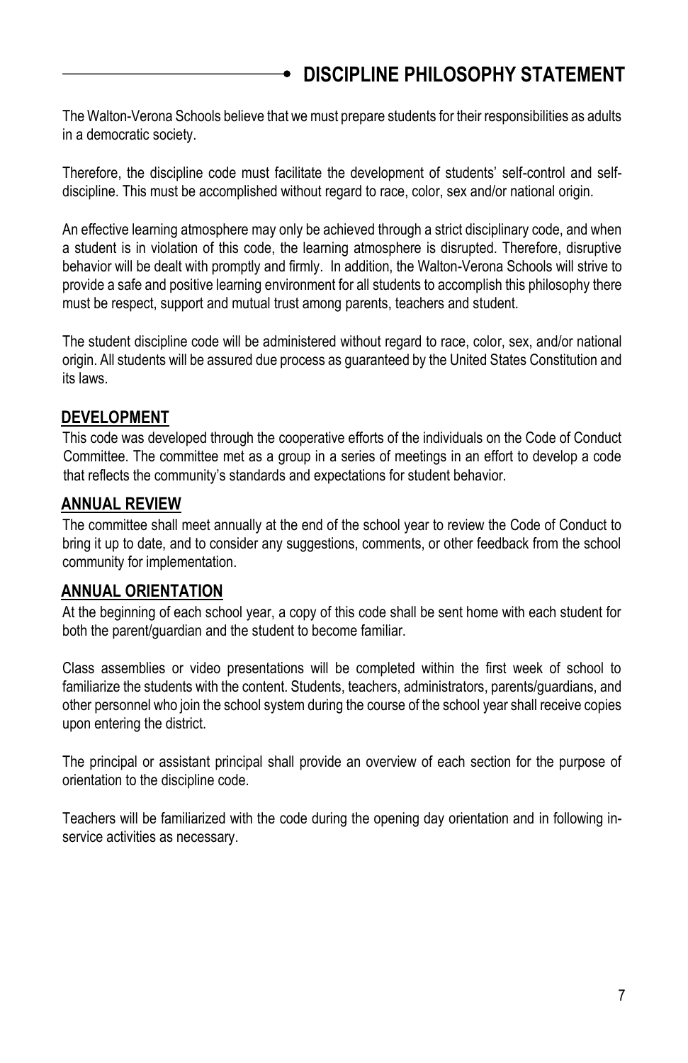# DISCIPLINE PHILOSOPHY STATEMENT

The Walton-Verona Schools believe that we must prepare students for their responsibilities as adults in a democratic society.

Therefore, the discipline code must facilitate the development of students' self-control and self-discipline. This must be accomplished without regard to race, color, sex and/or national origin.

An effective learning atmosphere may only be achieved through a strict disciplinary code, and when a student is in violation of this code, the learning atmosphere is disrupted. Therefore, disruptive behavior will be dealt with promptly and firmly. In addition, the Walton-Verona Schools will strive to provide a safe and positive learning environment for all students to accomplish this philosophy there must be respect, support and mutual trust among parents, teachers and student.

The student discipline code will be administered without regard to race, color, sex, and/or national origin. All students will be assured due process as guaranteed by the United States Constitution and its laws.

## DEVELOPMENT

This code was developed through the cooperative efforts of the individuals on the Code of Conduct Committee. The committee met as a group in a series of meetings in an effort to develop a code that reflects the community's standards and expectations for student behavior.

## ANNUAL REVIEW

The committee shall meet annually at the end of the school year to review the Code of Conduct to bring it up to date, and to consider any suggestions, comments, or other feedback from the school community for implementation.

## ANNUAL ORIENTATION

At the beginning of each school year, a copy of this code shall be sent home with each student for both the parent/guardian and the student to become familiar.

Class assemblies or video presentations will be completed within the first week of school to familiarize the students with the content. Students, teachers, administrators, parents/guardians, and other personnel who join the school system during the course of the school year shall receive copies upon entering the district.

The principal or assistant principal shall provide an overview of each section for the purpose of orientation to the discipline code.

Teachers will be familiarized with the code during the opening day orientation and in following in-service activities as necessary.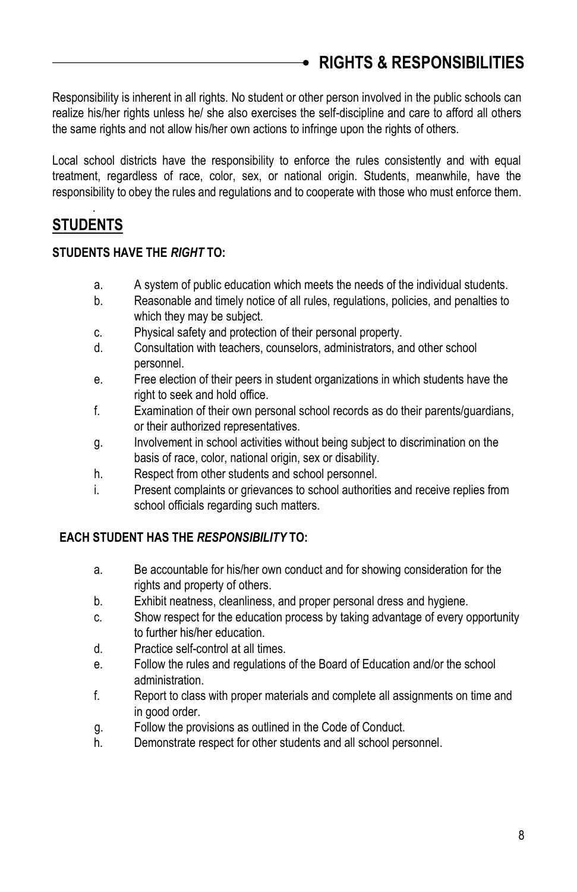# RIGHTS & RESPONSIBILITIES

Responsibility is inherent in all rights. No student or other person involved in the public schools can realize his/her rights unless he/ she also exercises the self-discipline and care to afford all others the same rights and not allow his/her own actions to infringe upon the rights of others.

Local school districts have the responsibility to enforce the rules consistently and with equal treatment, regardless of race, color, sex, or national origin. Students, meanwhile, have the responsibility to obey the rules and regulations and to cooperate with those who must enforce them.

## STUDENTS

**STUDENTS HAVE THE *RIGHT* TO:**

a. A system of public education which meets the needs of the individual students.
b. Reasonable and timely notice of all rules, regulations, policies, and penalties to which they may be subject.
c. Physical safety and protection of their personal property.
d. Consultation with teachers, counselors, administrators, and other school personnel.
e. Free election of their peers in student organizations in which students have the right to seek and hold office.
f. Examination of their own personal school records as do their parents/guardians, or their authorized representatives.
g. Involvement in school activities without being subject to discrimination on the basis of race, color, national origin, sex or disability.
h. Respect from other students and school personnel.
i. Present complaints or grievances to school authorities and receive replies from school officials regarding such matters.

**EACH STUDENT HAS THE *RESPONSIBILITY* TO:**

a. Be accountable for his/her own conduct and for showing consideration for the rights and property of others.
b. Exhibit neatness, cleanliness, and proper personal dress and hygiene.
c. Show respect for the education process by taking advantage of every opportunity to further his/her education.
d. Practice self-control at all times.
e. Follow the rules and regulations of the Board of Education and/or the school administration.
f. Report to class with proper materials and complete all assignments on time and in good order.
g. Follow the provisions as outlined in the Code of Conduct.
h. Demonstrate respect for other students and all school personnel.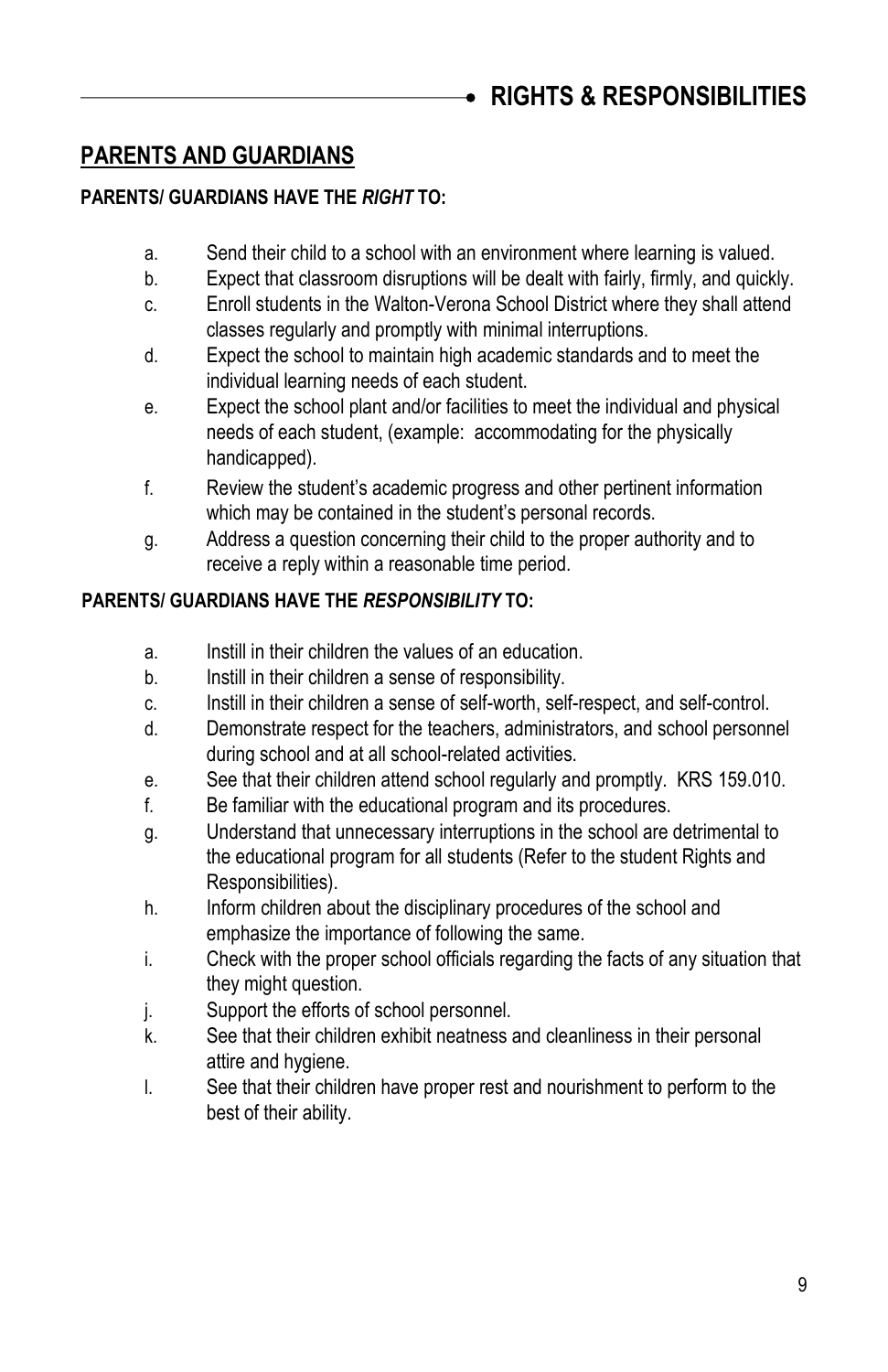## PARENTS AND GUARDIANS

**PARENTS/ GUARDIANS HAVE THE *RIGHT* TO:**

a. Send their child to a school with an environment where learning is valued.

b. Expect that classroom disruptions will be dealt with fairly, firmly, and quickly.

c. Enroll students in the Walton-Verona School District where they shall attend classes regularly and promptly with minimal interruptions.

d. Expect the school to maintain high academic standards and to meet the individual learning needs of each student.

e. Expect the school plant and/or facilities to meet the individual and physical needs of each student, (example: accommodating for the physically handicapped).

f. Review the student's academic progress and other pertinent information which may be contained in the student's personal records.

g. Address a question concerning their child to the proper authority and to receive a reply within a reasonable time period.

**PARENTS/ GUARDIANS HAVE THE *RESPONSIBILITY* TO:**

a. Instill in their children the values of an education.

b. Instill in their children a sense of responsibility.

c. Instill in their children a sense of self-worth, self-respect, and self-control.

d. Demonstrate respect for the teachers, administrators, and school personnel during school and at all school-related activities.

e. See that their children attend school regularly and promptly. KRS 159.010.

f. Be familiar with the educational program and its procedures.

g. Understand that unnecessary interruptions in the school are detrimental to the educational program for all students (Refer to the student Rights and Responsibilities).

h. Inform children about the disciplinary procedures of the school and emphasize the importance of following the same.

i. Check with the proper school officials regarding the facts of any situation that they might question.

j. Support the efforts of school personnel.

k. See that their children exhibit neatness and cleanliness in their personal attire and hygiene.

l. See that their children have proper rest and nourishment to perform to the best of their ability.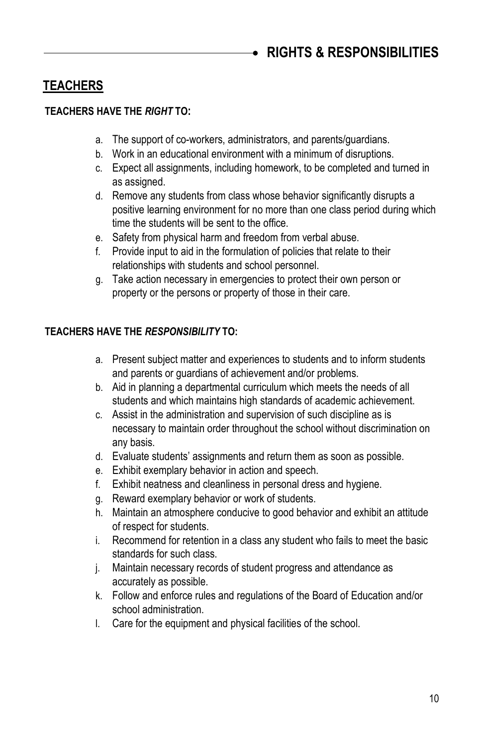# RIGHTS & RESPONSIBILITIES

## TEACHERS

### TEACHERS HAVE THE *RIGHT* TO:

a. The support of co-workers, administrators, and parents/guardians.
b. Work in an educational environment with a minimum of disruptions.
c. Expect all assignments, including homework, to be completed and turned in as assigned.
d. Remove any students from class whose behavior significantly disrupts a positive learning environment for no more than one class period during which time the students will be sent to the office.
e. Safety from physical harm and freedom from verbal abuse.
f. Provide input to aid in the formulation of policies that relate to their relationships with students and school personnel.
g. Take action necessary in emergencies to protect their own person or property or the persons or property of those in their care.

### TEACHERS HAVE THE *RESPONSIBILITY* TO:

a. Present subject matter and experiences to students and to inform students and parents or guardians of achievement and/or problems.
b. Aid in planning a departmental curriculum which meets the needs of all students and which maintains high standards of academic achievement.
c. Assist in the administration and supervision of such discipline as is necessary to maintain order throughout the school without discrimination on any basis.
d. Evaluate students' assignments and return them as soon as possible.
e. Exhibit exemplary behavior in action and speech.
f. Exhibit neatness and cleanliness in personal dress and hygiene.
g. Reward exemplary behavior or work of students.
h. Maintain an atmosphere conducive to good behavior and exhibit an attitude of respect for students.
i. Recommend for retention in a class any student who fails to meet the basic standards for such class.
j. Maintain necessary records of student progress and attendance as accurately as possible.
k. Follow and enforce rules and regulations of the Board of Education and/or school administration.
l. Care for the equipment and physical facilities of the school.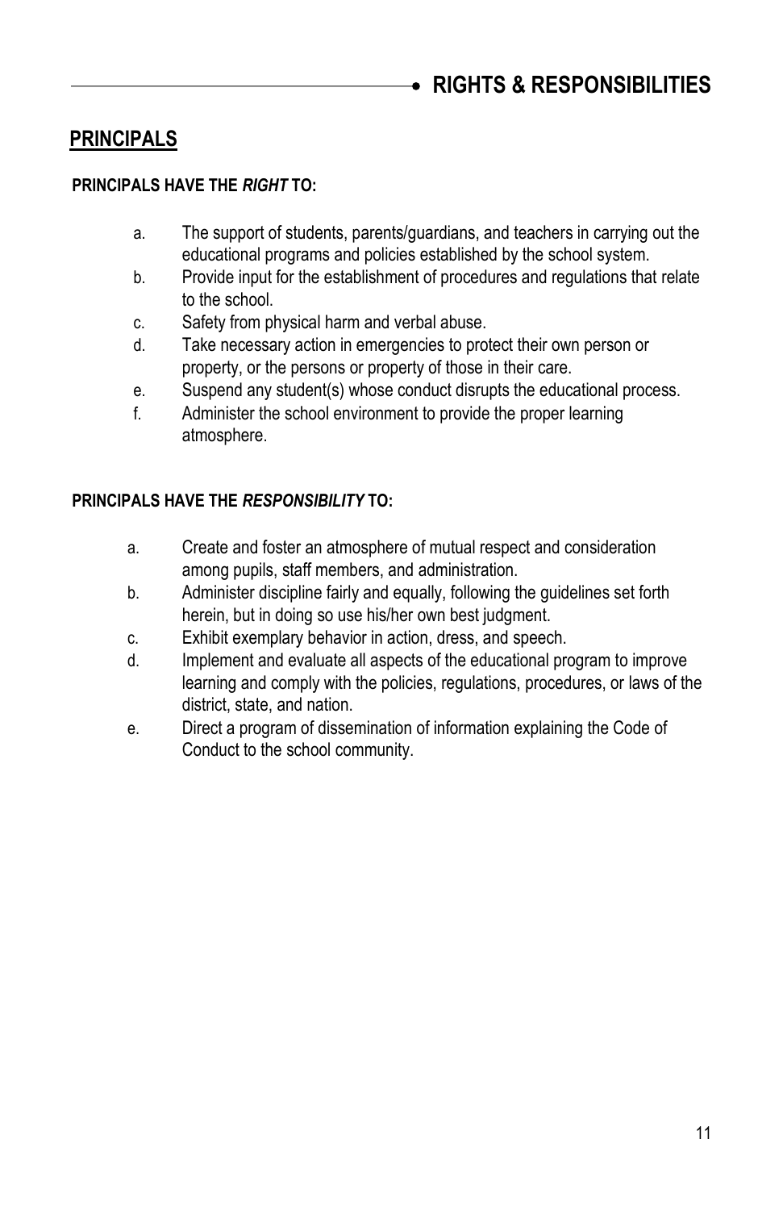## PRINCIPALS

**PRINCIPALS HAVE THE *RIGHT* TO:**

a. The support of students, parents/guardians, and teachers in carrying out the educational programs and policies established by the school system.
b. Provide input for the establishment of procedures and regulations that relate to the school.
c. Safety from physical harm and verbal abuse.
d. Take necessary action in emergencies to protect their own person or property, or the persons or property of those in their care.
e. Suspend any student(s) whose conduct disrupts the educational process.
f. Administer the school environment to provide the proper learning atmosphere.

**PRINCIPALS HAVE THE *RESPONSIBILITY* TO:**

a. Create and foster an atmosphere of mutual respect and consideration among pupils, staff members, and administration.
b. Administer discipline fairly and equally, following the guidelines set forth herein, but in doing so use his/her own best judgment.
c. Exhibit exemplary behavior in action, dress, and speech.
d. Implement and evaluate all aspects of the educational program to improve learning and comply with the policies, regulations, procedures, or laws of the district, state, and nation.
e. Direct a program of dissemination of information explaining the Code of Conduct to the school community.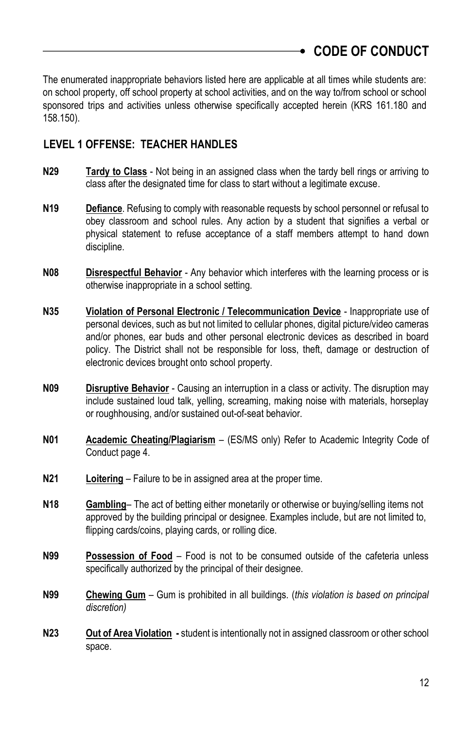## CODE OF CONDUCT

The enumerated inappropriate behaviors listed here are applicable at all times while students are: on school property, off school property at school activities, and on the way to/from school or school sponsored trips and activities unless otherwise specifically accepted herein (KRS 161.180 and 158.150).

### LEVEL 1 OFFENSE: TEACHER HANDLES

**N29** **Tardy to Class** - Not being in an assigned class when the tardy bell rings or arriving to class after the designated time for class to start without a legitimate excuse.

**N19** **Defiance**. Refusing to comply with reasonable requests by school personnel or refusal to obey classroom and school rules. Any action by a student that signifies a verbal or physical statement to refuse acceptance of a staff members attempt to hand down discipline.

**N08** **Disrespectful Behavior** - Any behavior which interferes with the learning process or is otherwise inappropriate in a school setting.

**N35** **Violation of Personal Electronic / Telecommunication Device** - Inappropriate use of personal devices, such as but not limited to cellular phones, digital picture/video cameras and/or phones, ear buds and other personal electronic devices as described in board policy. The District shall not be responsible for loss, theft, damage or destruction of electronic devices brought onto school property.

**N09** **Disruptive Behavior** - Causing an interruption in a class or activity. The disruption may include sustained loud talk, yelling, screaming, making noise with materials, horseplay or roughhousing, and/or sustained out-of-seat behavior.

**N01** **Academic Cheating/Plagiarism** – (ES/MS only) Refer to Academic Integrity Code of Conduct page 4.

**N21** **Loitering** – Failure to be in assigned area at the proper time.

**N18** **Gambling**– The act of betting either monetarily or otherwise or buying/selling items not approved by the building principal or designee. Examples include, but are not limited to, flipping cards/coins, playing cards, or rolling dice.

**N99** **Possession of Food** – Food is not to be consumed outside of the cafeteria unless specifically authorized by the principal of their designee.

**N99** **Chewing Gum** – Gum is prohibited in all buildings. (*this violation is based on principal discretion)*

**N23** **Out of Area Violation** **-** student is intentionally not in assigned classroom or other school space.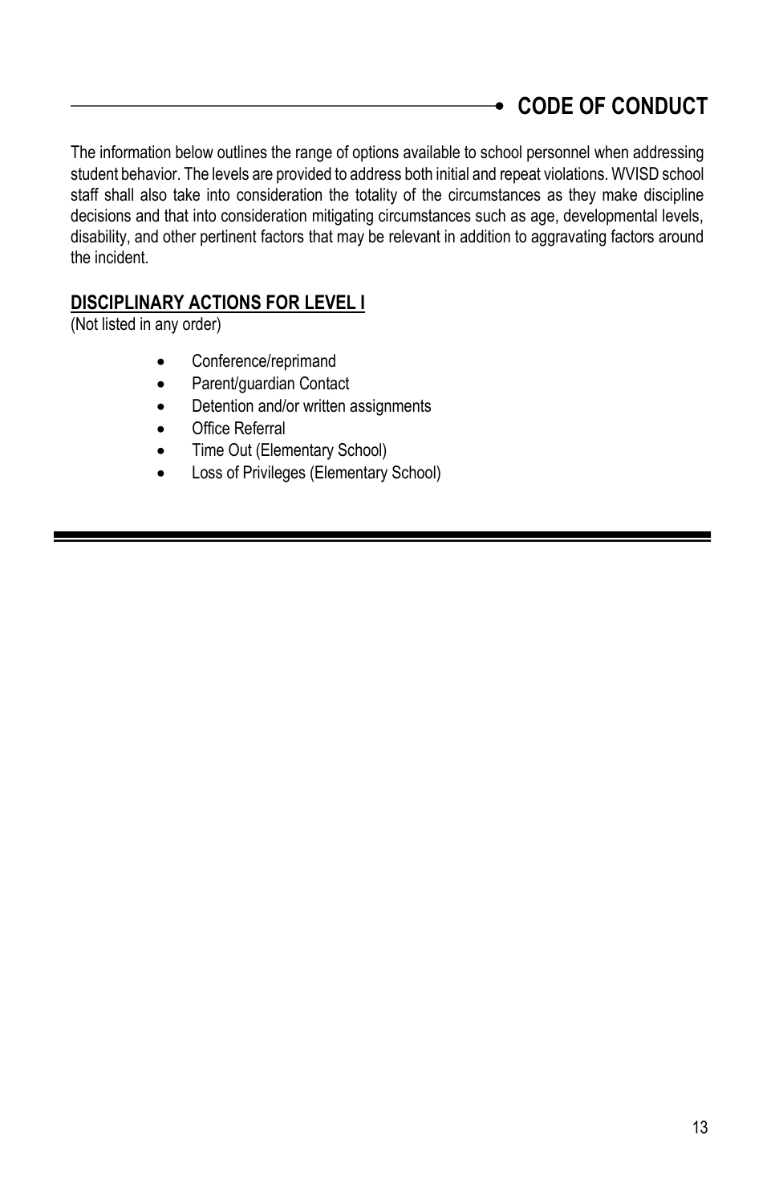## CODE OF CONDUCT

The information below outlines the range of options available to school personnel when addressing student behavior. The levels are provided to address both initial and repeat violations. WVISD school staff shall also take into consideration the totality of the circumstances as they make discipline decisions and that into consideration mitigating circumstances such as age, developmental levels, disability, and other pertinent factors that may be relevant in addition to aggravating factors around the incident.

### DISCIPLINARY ACTIONS FOR LEVEL I

(Not listed in any order)

- Conference/reprimand
- Parent/guardian Contact
- Detention and/or written assignments
- Office Referral
- Time Out (Elementary School)
- Loss of Privileges (Elementary School)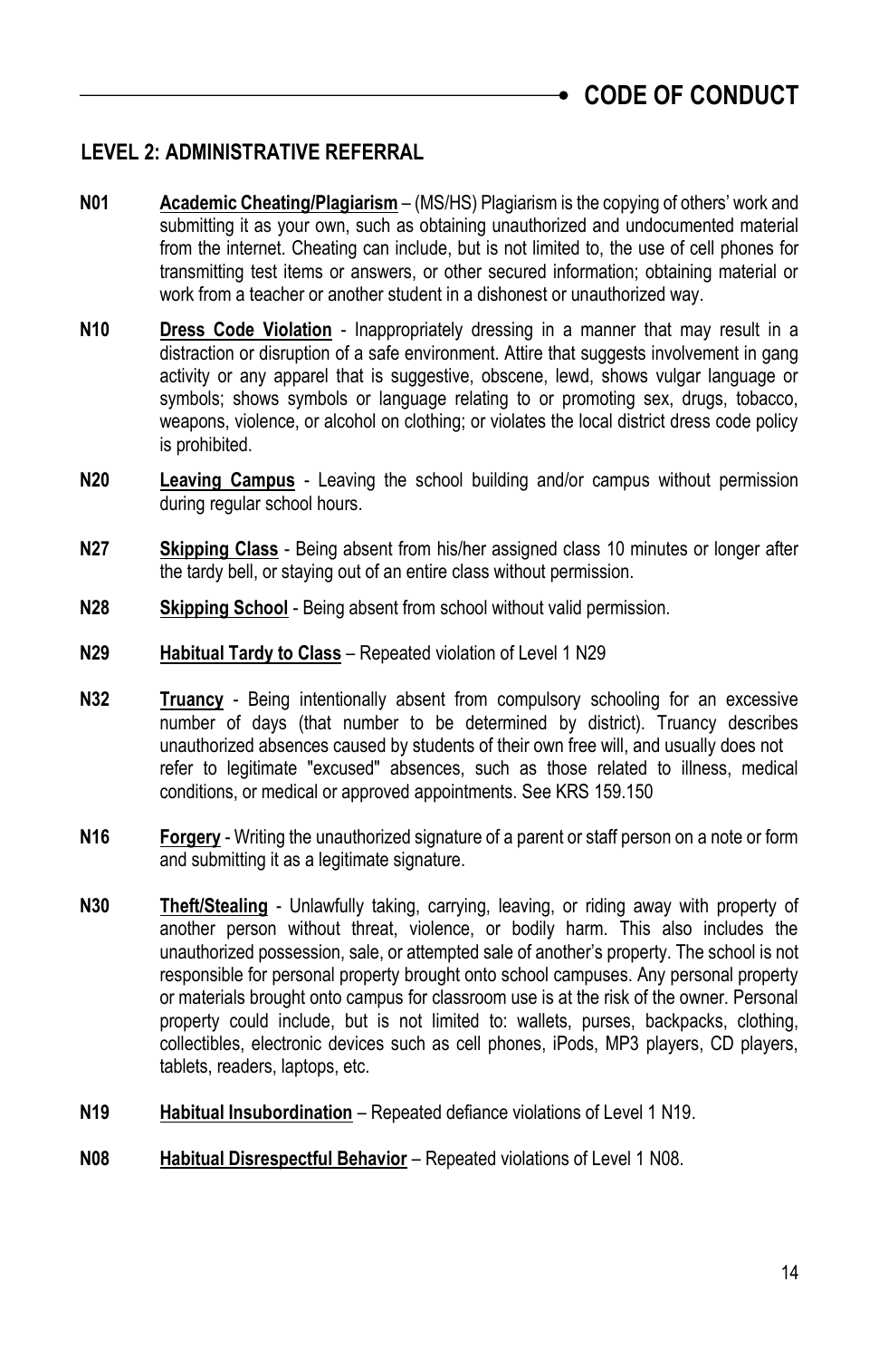## LEVEL 2: ADMINISTRATIVE REFERRAL

**N01** **Academic Cheating/Plagiarism** – (MS/HS) Plagiarism is the copying of others' work and submitting it as your own, such as obtaining unauthorized and undocumented material from the internet. Cheating can include, but is not limited to, the use of cell phones for transmitting test items or answers, or other secured information; obtaining material or work from a teacher or another student in a dishonest or unauthorized way.

**N10** **Dress Code Violation** - Inappropriately dressing in a manner that may result in a distraction or disruption of a safe environment. Attire that suggests involvement in gang activity or any apparel that is suggestive, obscene, lewd, shows vulgar language or symbols; shows symbols or language relating to or promoting sex, drugs, tobacco, weapons, violence, or alcohol on clothing; or violates the local district dress code policy is prohibited.

**N20** **Leaving Campus** - Leaving the school building and/or campus without permission during regular school hours.

**N27** **Skipping Class** - Being absent from his/her assigned class 10 minutes or longer after the tardy bell, or staying out of an entire class without permission.

**N28** **Skipping School** - Being absent from school without valid permission.

**N29** **Habitual Tardy to Class** – Repeated violation of Level 1 N29

**N32** **Truancy** - Being intentionally absent from compulsory schooling for an excessive number of days (that number to be determined by district). Truancy describes unauthorized absences caused by students of their own free will, and usually does not refer to legitimate "excused" absences, such as those related to illness, medical conditions, or medical or approved appointments. See KRS 159.150

**N16** **Forgery** - Writing the unauthorized signature of a parent or staff person on a note or form and submitting it as a legitimate signature.

**N30** **Theft/Stealing** - Unlawfully taking, carrying, leaving, or riding away with property of another person without threat, violence, or bodily harm. This also includes the unauthorized possession, sale, or attempted sale of another's property. The school is not responsible for personal property brought onto school campuses. Any personal property or materials brought onto campus for classroom use is at the risk of the owner. Personal property could include, but is not limited to: wallets, purses, backpacks, clothing, collectibles, electronic devices such as cell phones, iPods, MP3 players, CD players, tablets, readers, laptops, etc.

**N19** **Habitual Insubordination** – Repeated defiance violations of Level 1 N19.

**N08** **Habitual Disrespectful Behavior** – Repeated violations of Level 1 N08.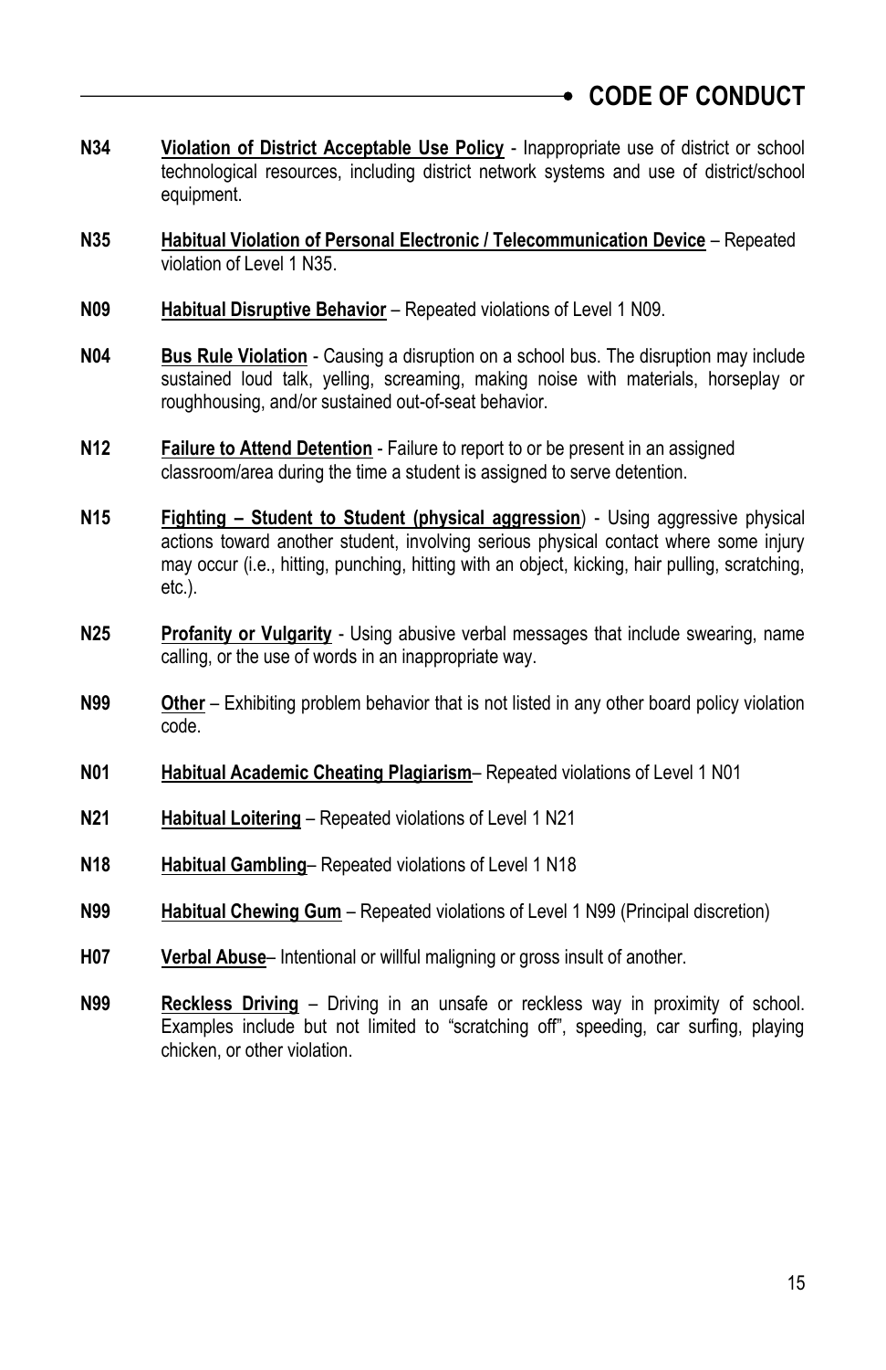**N34** **Violation of District Acceptable Use Policy** - Inappropriate use of district or school technological resources, including district network systems and use of district/school equipment.

**N35** **Habitual Violation of Personal Electronic / Telecommunication Device** – Repeated violation of Level 1 N35.

**N09** **Habitual Disruptive Behavior** – Repeated violations of Level 1 N09.

**N04** **Bus Rule Violation** - Causing a disruption on a school bus. The disruption may include sustained loud talk, yelling, screaming, making noise with materials, horseplay or roughhousing, and/or sustained out-of-seat behavior.

**N12** **Failure to Attend Detention** - Failure to report to or be present in an assigned classroom/area during the time a student is assigned to serve detention.

**N15** **Fighting – Student to Student (physical aggression**) - Using aggressive physical actions toward another student, involving serious physical contact where some injury may occur (i.e., hitting, punching, hitting with an object, kicking, hair pulling, scratching, etc.).

**N25** **Profanity or Vulgarity** - Using abusive verbal messages that include swearing, name calling, or the use of words in an inappropriate way.

**N99** **Other** – Exhibiting problem behavior that is not listed in any other board policy violation code.

**N01** **Habitual Academic Cheating Plagiarism**– Repeated violations of Level 1 N01

**N21** **Habitual Loitering** – Repeated violations of Level 1 N21

**N18** **Habitual Gambling**– Repeated violations of Level 1 N18

**N99** **Habitual Chewing Gum** – Repeated violations of Level 1 N99 (Principal discretion)

**H07** **Verbal Abuse**– Intentional or willful maligning or gross insult of another.

**N99** **Reckless Driving** – Driving in an unsafe or reckless way in proximity of school. Examples include but not limited to "scratching off", speeding, car surfing, playing chicken, or other violation.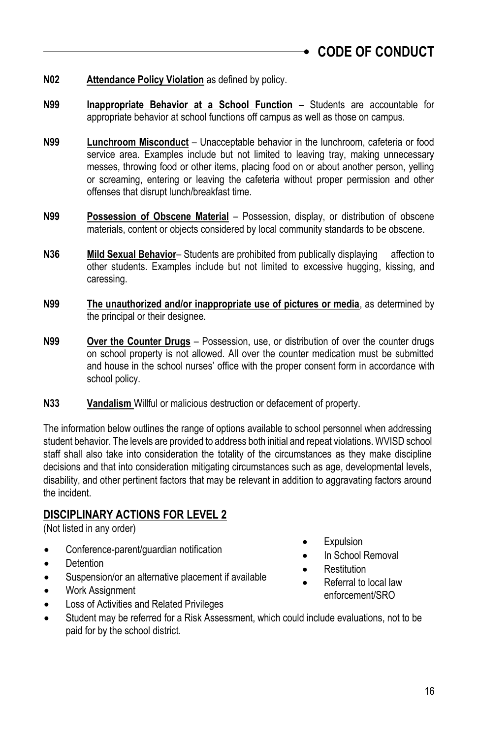**N02** **Attendance Policy Violation** as defined by policy.

**N99** **Inappropriate Behavior at a School Function** – Students are accountable for appropriate behavior at school functions off campus as well as those on campus.

**N99** **Lunchroom Misconduct** – Unacceptable behavior in the lunchroom, cafeteria or food service area. Examples include but not limited to leaving tray, making unnecessary messes, throwing food or other items, placing food on or about another person, yelling or screaming, entering or leaving the cafeteria without proper permission and other offenses that disrupt lunch/breakfast time.

**N99** **Possession of Obscene Material** – Possession, display, or distribution of obscene materials, content or objects considered by local community standards to be obscene.

**N36** **Mild Sexual Behavior**– Students are prohibited from publically displaying affection to other students. Examples include but not limited to excessive hugging, kissing, and caressing.

**N99** **The unauthorized and/or inappropriate use of pictures or media**, as determined by the principal or their designee.

**N99** **Over the Counter Drugs** – Possession, use, or distribution of over the counter drugs on school property is not allowed. All over the counter medication must be submitted and house in the school nurses' office with the proper consent form in accordance with school policy.

**N33** **Vandalism** Willful or malicious destruction or defacement of property.

The information below outlines the range of options available to school personnel when addressing student behavior. The levels are provided to address both initial and repeat violations. WVISD school staff shall also take into consideration the totality of the circumstances as they make discipline decisions and that into consideration mitigating circumstances such as age, developmental levels, disability, and other pertinent factors that may be relevant in addition to aggravating factors around the incident.

## DISCIPLINARY ACTIONS FOR LEVEL 2

(Not listed in any order)

- Conference-parent/guardian notification
- Detention
- Suspension/or an alternative placement if available
- Work Assignment
- Loss of Activities and Related Privileges
- Expulsion
- In School Removal
- Restitution
- Referral to local law enforcement/SRO
- Student may be referred for a Risk Assessment, which could include evaluations, not to be paid for by the school district.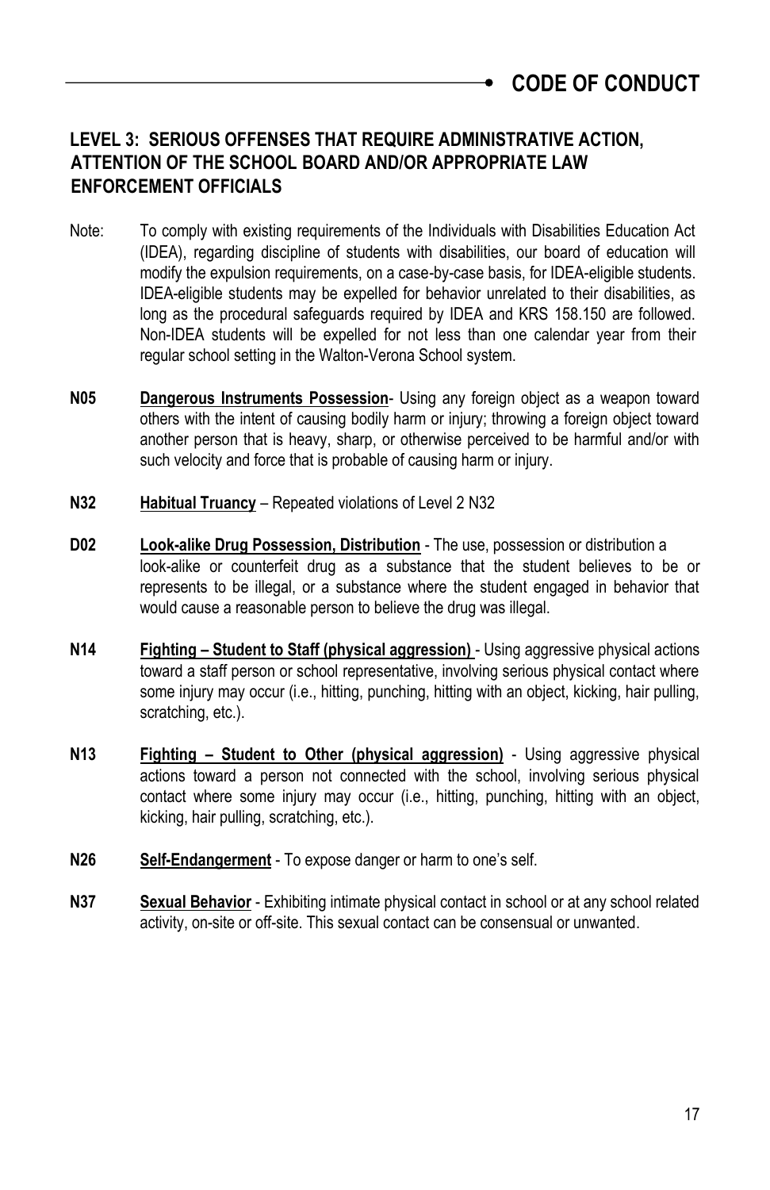## LEVEL 3: SERIOUS OFFENSES THAT REQUIRE ADMINISTRATIVE ACTION, ATTENTION OF THE SCHOOL BOARD AND/OR APPROPRIATE LAW ENFORCEMENT OFFICIALS

Note: To comply with existing requirements of the Individuals with Disabilities Education Act (IDEA), regarding discipline of students with disabilities, our board of education will modify the expulsion requirements, on a case-by-case basis, for IDEA-eligible students. IDEA-eligible students may be expelled for behavior unrelated to their disabilities, as long as the procedural safeguards required by IDEA and KRS 158.150 are followed. Non-IDEA students will be expelled for not less than one calendar year from their regular school setting in the Walton-Verona School system.

**N05** **Dangerous Instruments Possession**- Using any foreign object as a weapon toward others with the intent of causing bodily harm or injury; throwing a foreign object toward another person that is heavy, sharp, or otherwise perceived to be harmful and/or with such velocity and force that is probable of causing harm or injury.

**N32** **Habitual Truancy** – Repeated violations of Level 2 N32

**D02** **Look-alike Drug Possession, Distribution** - The use, possession or distribution a look-alike or counterfeit drug as a substance that the student believes to be or represents to be illegal, or a substance where the student engaged in behavior that would cause a reasonable person to believe the drug was illegal.

**N14** **Fighting – Student to Staff (physical aggression)** - Using aggressive physical actions toward a staff person or school representative, involving serious physical contact where some injury may occur (i.e., hitting, punching, hitting with an object, kicking, hair pulling, scratching, etc.).

**N13** **Fighting – Student to Other (physical aggression)** - Using aggressive physical actions toward a person not connected with the school, involving serious physical contact where some injury may occur (i.e., hitting, punching, hitting with an object, kicking, hair pulling, scratching, etc.).

**N26** **Self-Endangerment** - To expose danger or harm to one's self.

**N37** **Sexual Behavior** - Exhibiting intimate physical contact in school or at any school related activity, on-site or off-site. This sexual contact can be consensual or unwanted.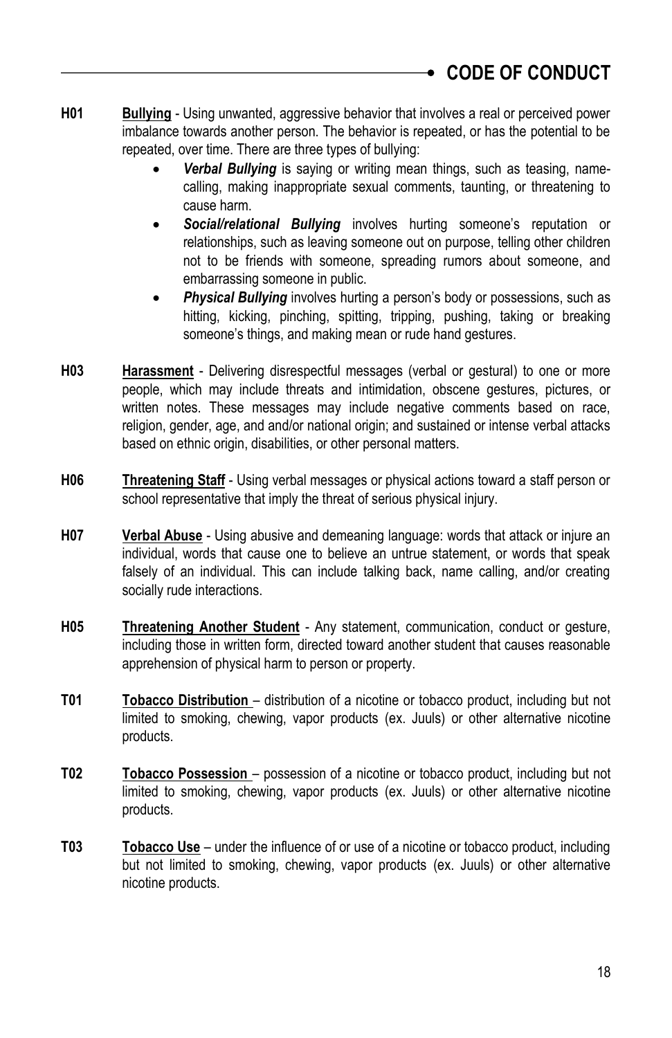**H01** **Bullying** - Using unwanted, aggressive behavior that involves a real or perceived power imbalance towards another person. The behavior is repeated, or has the potential to be repeated, over time. There are three types of bullying:

- ***Verbal Bullying*** is saying or writing mean things, such as teasing, name-calling, making inappropriate sexual comments, taunting, or threatening to cause harm.
- ***Social/relational Bullying*** involves hurting someone's reputation or relationships, such as leaving someone out on purpose, telling other children not to be friends with someone, spreading rumors about someone, and embarrassing someone in public.
- ***Physical Bullying*** involves hurting a person's body or possessions, such as hitting, kicking, pinching, spitting, tripping, pushing, taking or breaking someone's things, and making mean or rude hand gestures.

**H03** **Harassment** - Delivering disrespectful messages (verbal or gestural) to one or more people, which may include threats and intimidation, obscene gestures, pictures, or written notes. These messages may include negative comments based on race, religion, gender, age, and and/or national origin; and sustained or intense verbal attacks based on ethnic origin, disabilities, or other personal matters.

**H06** **Threatening Staff** - Using verbal messages or physical actions toward a staff person or school representative that imply the threat of serious physical injury.

**H07** **Verbal Abuse** - Using abusive and demeaning language: words that attack or injure an individual, words that cause one to believe an untrue statement, or words that speak falsely of an individual. This can include talking back, name calling, and/or creating socially rude interactions.

**H05** **Threatening Another Student** - Any statement, communication, conduct or gesture, including those in written form, directed toward another student that causes reasonable apprehension of physical harm to person or property.

**T01** **Tobacco Distribution** – distribution of a nicotine or tobacco product, including but not limited to smoking, chewing, vapor products (ex. Juuls) or other alternative nicotine products.

**T02** **Tobacco Possession** – possession of a nicotine or tobacco product, including but not limited to smoking, chewing, vapor products (ex. Juuls) or other alternative nicotine products.

**T03** **Tobacco Use** – under the influence of or use of a nicotine or tobacco product, including but not limited to smoking, chewing, vapor products (ex. Juuls) or other alternative nicotine products.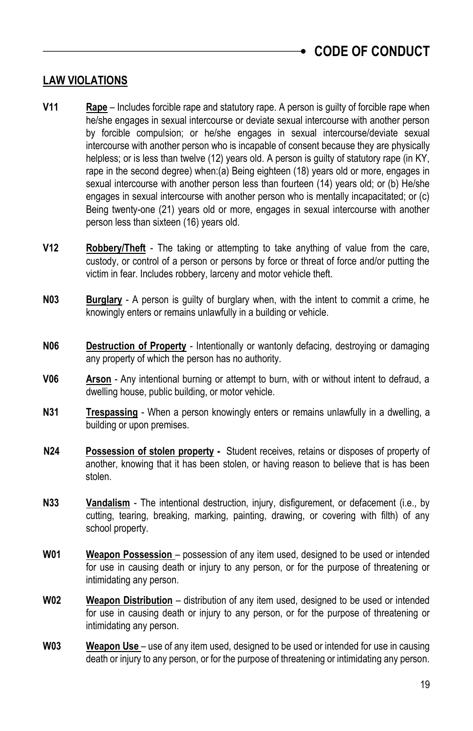## LAW VIOLATIONS

**V11** **Rape** – Includes forcible rape and statutory rape. A person is guilty of forcible rape when he/she engages in sexual intercourse or deviate sexual intercourse with another person by forcible compulsion; or he/she engages in sexual intercourse/deviate sexual intercourse with another person who is incapable of consent because they are physically helpless; or is less than twelve (12) years old. A person is guilty of statutory rape (in KY, rape in the second degree) when:(a) Being eighteen (18) years old or more, engages in sexual intercourse with another person less than fourteen (14) years old; or (b) He/she engages in sexual intercourse with another person who is mentally incapacitated; or (c) Being twenty-one (21) years old or more, engages in sexual intercourse with another person less than sixteen (16) years old.

**V12** **Robbery/Theft** - The taking or attempting to take anything of value from the care, custody, or control of a person or persons by force or threat of force and/or putting the victim in fear. Includes robbery, larceny and motor vehicle theft.

**N03** **Burglary** - A person is guilty of burglary when, with the intent to commit a crime, he knowingly enters or remains unlawfully in a building or vehicle.

**N06** **Destruction of Property** - Intentionally or wantonly defacing, destroying or damaging any property of which the person has no authority.

**V06** **Arson** - Any intentional burning or attempt to burn, with or without intent to defraud, a dwelling house, public building, or motor vehicle.

**N31** **Trespassing** - When a person knowingly enters or remains unlawfully in a dwelling, a building or upon premises.

**N24** **Possession of stolen property -** Student receives, retains or disposes of property of another, knowing that it has been stolen, or having reason to believe that is has been stolen.

**N33** **Vandalism** - The intentional destruction, injury, disfigurement, or defacement (i.e., by cutting, tearing, breaking, marking, painting, drawing, or covering with filth) of any school property.

**W01** **Weapon Possession** – possession of any item used, designed to be used or intended for use in causing death or injury to any person, or for the purpose of threatening or intimidating any person.

**W02** **Weapon Distribution** – distribution of any item used, designed to be used or intended for use in causing death or injury to any person, or for the purpose of threatening or intimidating any person.

**W03** **Weapon Use** – use of any item used, designed to be used or intended for use in causing death or injury to any person, or for the purpose of threatening or intimidating any person.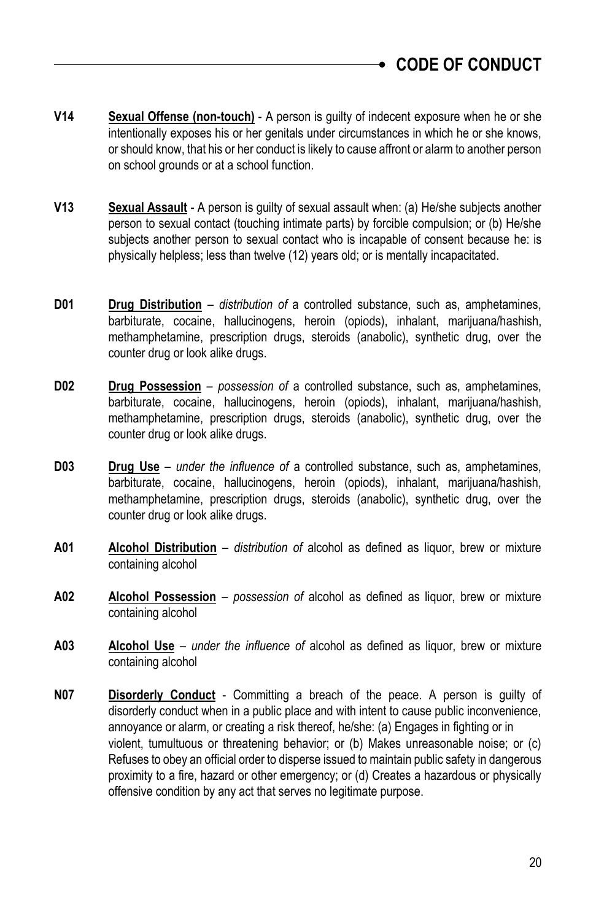**V14** **Sexual Offense (non-touch)** - A person is guilty of indecent exposure when he or she intentionally exposes his or her genitals under circumstances in which he or she knows, or should know, that his or her conduct is likely to cause affront or alarm to another person on school grounds or at a school function.

**V13** **Sexual Assault** - A person is guilty of sexual assault when: (a) He/she subjects another person to sexual contact (touching intimate parts) by forcible compulsion; or (b) He/she subjects another person to sexual contact who is incapable of consent because he: is physically helpless; less than twelve (12) years old; or is mentally incapacitated.

**D01** **Drug Distribution** – *distribution of* a controlled substance, such as, amphetamines, barbiturate, cocaine, hallucinogens, heroin (opiods), inhalant, marijuana/hashish, methamphetamine, prescription drugs, steroids (anabolic), synthetic drug, over the counter drug or look alike drugs.

**D02** **Drug Possession** – *possession of* a controlled substance, such as, amphetamines, barbiturate, cocaine, hallucinogens, heroin (opiods), inhalant, marijuana/hashish, methamphetamine, prescription drugs, steroids (anabolic), synthetic drug, over the counter drug or look alike drugs.

**D03** **Drug Use** – *under the influence of* a controlled substance, such as, amphetamines, barbiturate, cocaine, hallucinogens, heroin (opiods), inhalant, marijuana/hashish, methamphetamine, prescription drugs, steroids (anabolic), synthetic drug, over the counter drug or look alike drugs.

**A01** **Alcohol Distribution** – *distribution of* alcohol as defined as liquor, brew or mixture containing alcohol

**A02** **Alcohol Possession** – *possession of* alcohol as defined as liquor, brew or mixture containing alcohol

**A03** **Alcohol Use** – *under the influence of* alcohol as defined as liquor, brew or mixture containing alcohol

**N07** **Disorderly Conduct** - Committing a breach of the peace. A person is guilty of disorderly conduct when in a public place and with intent to cause public inconvenience, annoyance or alarm, or creating a risk thereof, he/she: (a) Engages in fighting or in violent, tumultuous or threatening behavior; or (b) Makes unreasonable noise; or (c) Refuses to obey an official order to disperse issued to maintain public safety in dangerous proximity to a fire, hazard or other emergency; or (d) Creates a hazardous or physically offensive condition by any act that serves no legitimate purpose.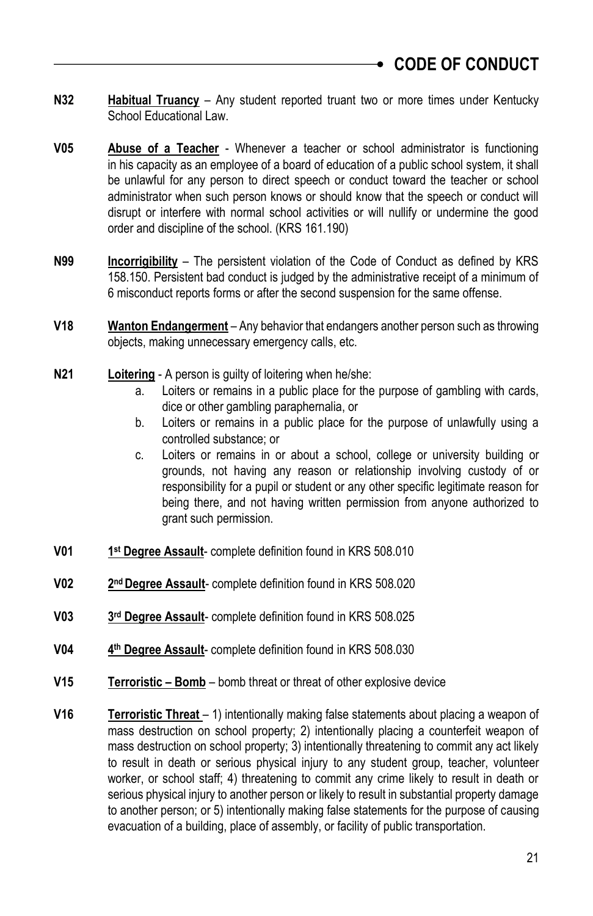**N32** **Habitual Truancy** – Any student reported truant two or more times under Kentucky School Educational Law.

**V05** **Abuse of a Teacher** - Whenever a teacher or school administrator is functioning in his capacity as an employee of a board of education of a public school system, it shall be unlawful for any person to direct speech or conduct toward the teacher or school administrator when such person knows or should know that the speech or conduct will disrupt or interfere with normal school activities or will nullify or undermine the good order and discipline of the school. (KRS 161.190)

**N99** **Incorrigibility** – The persistent violation of the Code of Conduct as defined by KRS 158.150. Persistent bad conduct is judged by the administrative receipt of a minimum of 6 misconduct reports forms or after the second suspension for the same offense.

**V18** **Wanton Endangerment** – Any behavior that endangers another person such as throwing objects, making unnecessary emergency calls, etc.

**N21** **Loitering** - A person is guilty of loitering when he/she:

a. Loiters or remains in a public place for the purpose of gambling with cards, dice or other gambling paraphernalia, or
b. Loiters or remains in a public place for the purpose of unlawfully using a controlled substance; or
c. Loiters or remains in or about a school, college or university building or grounds, not having any reason or relationship involving custody of or responsibility for a pupil or student or any other specific legitimate reason for being there, and not having written permission from anyone authorized to grant such permission.

**V01** **1st Degree Assault**- complete definition found in KRS 508.010

**V02** **2nd Degree Assault**- complete definition found in KRS 508.020

**V03** **3rd Degree Assault**- complete definition found in KRS 508.025

**V04** **4th Degree Assault**- complete definition found in KRS 508.030

**V15** **Terroristic – Bomb** – bomb threat or threat of other explosive device

**V16** **Terroristic Threat** – 1) intentionally making false statements about placing a weapon of mass destruction on school property; 2) intentionally placing a counterfeit weapon of mass destruction on school property; 3) intentionally threatening to commit any act likely to result in death or serious physical injury to any student group, teacher, volunteer worker, or school staff; 4) threatening to commit any crime likely to result in death or serious physical injury to another person or likely to result in substantial property damage to another person; or 5) intentionally making false statements for the purpose of causing evacuation of a building, place of assembly, or facility of public transportation.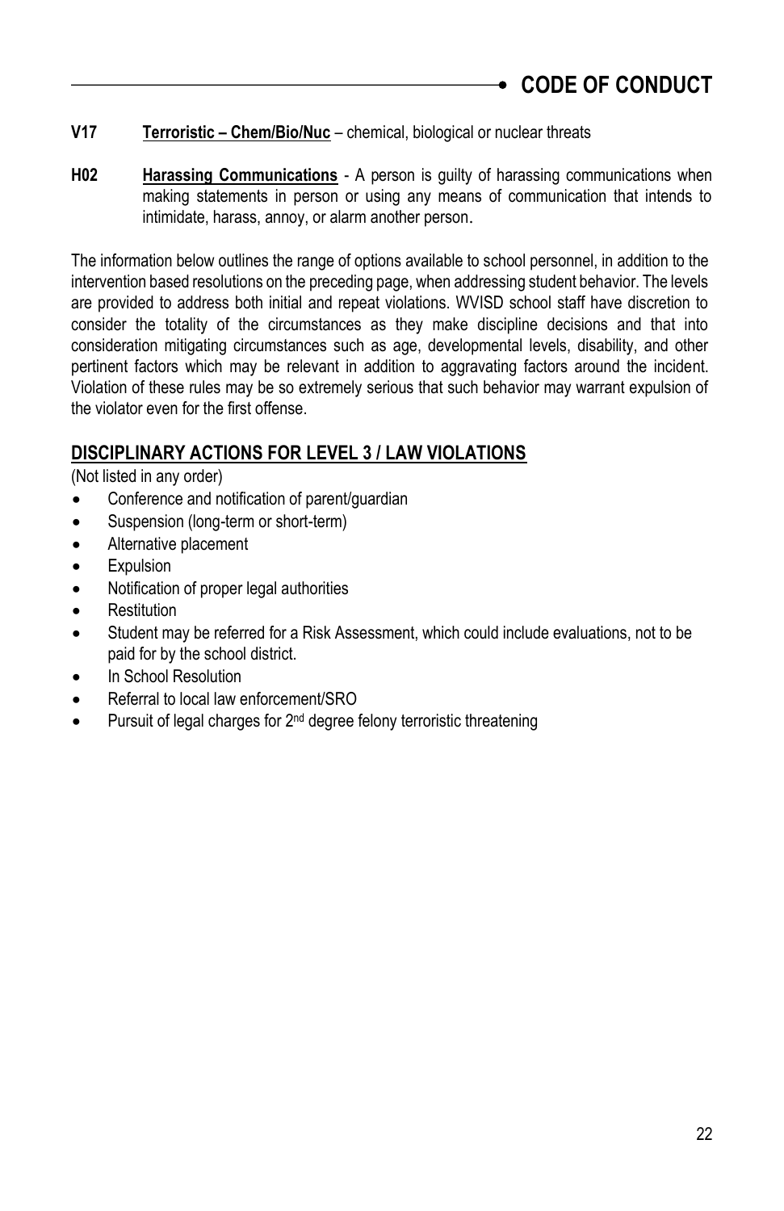**V17** **Terroristic – Chem/Bio/Nuc** – chemical, biological or nuclear threats

**H02** **Harassing Communications** - A person is guilty of harassing communications when making statements in person or using any means of communication that intends to intimidate, harass, annoy, or alarm another person.

The information below outlines the range of options available to school personnel, in addition to the intervention based resolutions on the preceding page, when addressing student behavior. The levels are provided to address both initial and repeat violations. WVISD school staff have discretion to consider the totality of the circumstances as they make discipline decisions and that into consideration mitigating circumstances such as age, developmental levels, disability, and other pertinent factors which may be relevant in addition to aggravating factors around the incident. Violation of these rules may be so extremely serious that such behavior may warrant expulsion of the violator even for the first offense.

## DISCIPLINARY ACTIONS FOR LEVEL 3 / LAW VIOLATIONS

(Not listed in any order)

- Conference and notification of parent/guardian
- Suspension (long-term or short-term)
- Alternative placement
- Expulsion
- Notification of proper legal authorities
- Restitution
- Student may be referred for a Risk Assessment, which could include evaluations, not to be paid for by the school district.
- In School Resolution
- Referral to local law enforcement/SRO
- Pursuit of legal charges for 2nd degree felony terroristic threatening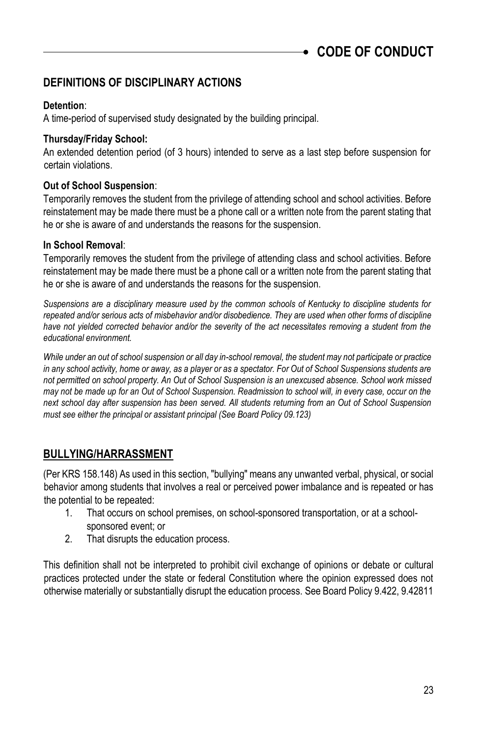# CODE OF CONDUCT

## DEFINITIONS OF DISCIPLINARY ACTIONS

**Detention**:
A time-period of supervised study designated by the building principal.

**Thursday/Friday School:**
An extended detention period (of 3 hours) intended to serve as a last step before suspension for certain violations.

**Out of School Suspension**:
Temporarily removes the student from the privilege of attending school and school activities. Before reinstatement may be made there must be a phone call or a written note from the parent stating that he or she is aware of and understands the reasons for the suspension.

**In School Removal**:
Temporarily removes the student from the privilege of attending class and school activities. Before reinstatement may be made there must be a phone call or a written note from the parent stating that he or she is aware of and understands the reasons for the suspension.

*Suspensions are a disciplinary measure used by the common schools of Kentucky to discipline students for repeated and/or serious acts of misbehavior and/or disobedience. They are used when other forms of discipline have not yielded corrected behavior and/or the severity of the act necessitates removing a student from the educational environment.*

*While under an out of school suspension or all day in-school removal, the student may not participate or practice in any school activity, home or away, as a player or as a spectator. For Out of School Suspensions students are not permitted on school property. An Out of School Suspension is an unexcused absence. School work missed may not be made up for an Out of School Suspension. Readmission to school will, in every case, occur on the next school day after suspension has been served. All students returning from an Out of School Suspension must see either the principal or assistant principal (See Board Policy 09.123)*

## BULLYING/HARRASSMENT

(Per KRS 158.148) As used in this section, "bullying" means any unwanted verbal, physical, or social behavior among students that involves a real or perceived power imbalance and is repeated or has the potential to be repeated:

1. That occurs on school premises, on school-sponsored transportation, or at a school-sponsored event; or
2. That disrupts the education process.

This definition shall not be interpreted to prohibit civil exchange of opinions or debate or cultural practices protected under the state or federal Constitution where the opinion expressed does not otherwise materially or substantially disrupt the education process. See Board Policy 9.422, 9.42811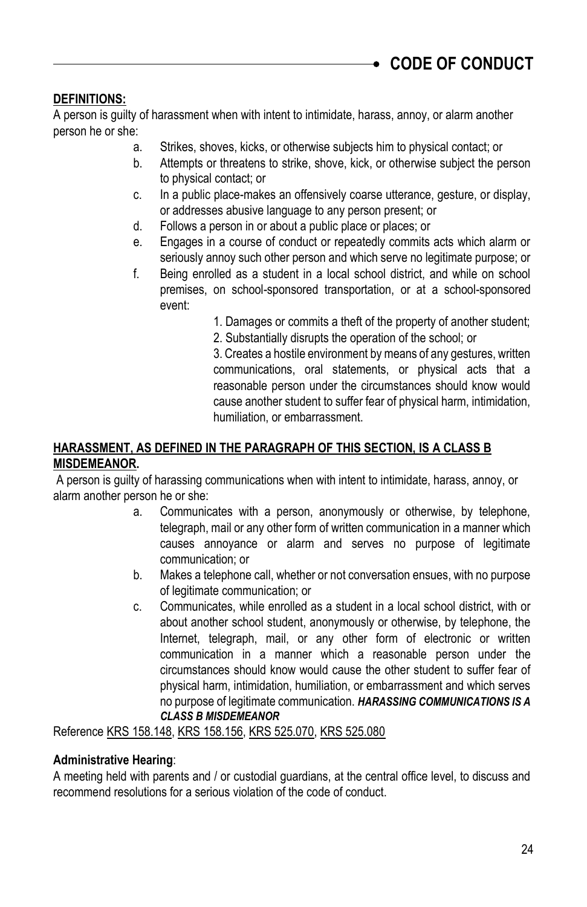## CODE OF CONDUCT

**DEFINITIONS:**

A person is guilty of harassment when with intent to intimidate, harass, annoy, or alarm another person he or she:

a. Strikes, shoves, kicks, or otherwise subjects him to physical contact; or
b. Attempts or threatens to strike, shove, kick, or otherwise subject the person to physical contact; or
c. In a public place-makes an offensively coarse utterance, gesture, or display, or addresses abusive language to any person present; or
d. Follows a person in or about a public place or places; or
e. Engages in a course of conduct or repeatedly commits acts which alarm or seriously annoy such other person and which serve no legitimate purpose; or
f. Being enrolled as a student in a local school district, and while on school premises, on school-sponsored transportation, or at a school-sponsored event:
   1. Damages or commits a theft of the property of another student;
   2. Substantially disrupts the operation of the school; or
   3. Creates a hostile environment by means of any gestures, written communications, oral statements, or physical acts that a reasonable person under the circumstances should know would cause another student to suffer fear of physical harm, intimidation, humiliation, or embarrassment.

**HARASSMENT, AS DEFINED IN THE PARAGRAPH OF THIS SECTION, IS A CLASS B MISDEMEANOR.**

A person is guilty of harassing communications when with intent to intimidate, harass, annoy, or alarm another person he or she:

a. Communicates with a person, anonymously or otherwise, by telephone, telegraph, mail or any other form of written communication in a manner which causes annoyance or alarm and serves no purpose of legitimate communication; or
b. Makes a telephone call, whether or not conversation ensues, with no purpose of legitimate communication; or
c. Communicates, while enrolled as a student in a local school district, with or about another school student, anonymously or otherwise, by telephone, the Internet, telegraph, mail, or any other form of electronic or written communication in a manner which a reasonable person under the circumstances should know would cause the other student to suffer fear of physical harm, intimidation, humiliation, or embarrassment and which serves no purpose of legitimate communication. ***HARASSING COMMUNICATIONS IS A CLASS B MISDEMEANOR***

Reference KRS 158.148, KRS 158.156, KRS 525.070, KRS 525.080

**Administrative Hearing**:

A meeting held with parents and / or custodial guardians, at the central office level, to discuss and recommend resolutions for a serious violation of the code of conduct.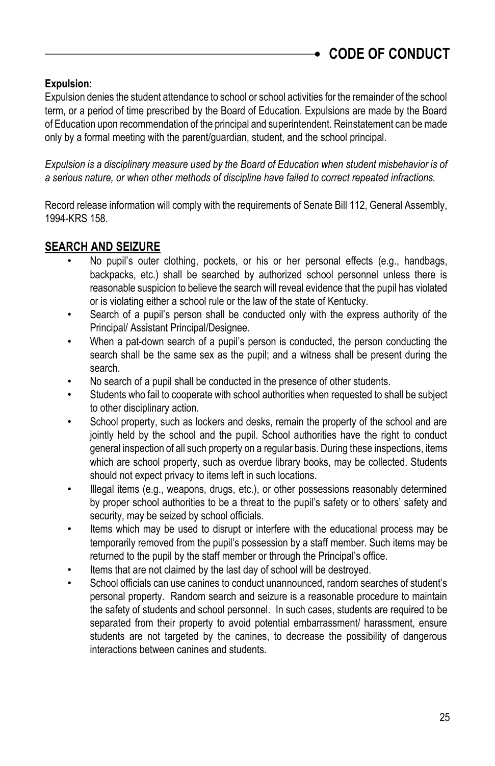**Expulsion:**
Expulsion denies the student attendance to school or school activities for the remainder of the school term, or a period of time prescribed by the Board of Education. Expulsions are made by the Board of Education upon recommendation of the principal and superintendent. Reinstatement can be made only by a formal meeting with the parent/guardian, student, and the school principal.

*Expulsion is a disciplinary measure used by the Board of Education when student misbehavior is of a serious nature, or when other methods of discipline have failed to correct repeated infractions.*

Record release information will comply with the requirements of Senate Bill 112, General Assembly, 1994-KRS 158.

## SEARCH AND SEIZURE

- No pupil's outer clothing, pockets, or his or her personal effects (e.g., handbags, backpacks, etc.) shall be searched by authorized school personnel unless there is reasonable suspicion to believe the search will reveal evidence that the pupil has violated or is violating either a school rule or the law of the state of Kentucky.
- Search of a pupil's person shall be conducted only with the express authority of the Principal/ Assistant Principal/Designee.
- When a pat-down search of a pupil's person is conducted, the person conducting the search shall be the same sex as the pupil; and a witness shall be present during the search.
- No search of a pupil shall be conducted in the presence of other students.
- Students who fail to cooperate with school authorities when requested to shall be subject to other disciplinary action.
- School property, such as lockers and desks, remain the property of the school and are jointly held by the school and the pupil. School authorities have the right to conduct general inspection of all such property on a regular basis. During these inspections, items which are school property, such as overdue library books, may be collected. Students should not expect privacy to items left in such locations.
- Illegal items (e.g., weapons, drugs, etc.), or other possessions reasonably determined by proper school authorities to be a threat to the pupil's safety or to others' safety and security, may be seized by school officials.
- Items which may be used to disrupt or interfere with the educational process may be temporarily removed from the pupil's possession by a staff member. Such items may be returned to the pupil by the staff member or through the Principal's office.
- Items that are not claimed by the last day of school will be destroyed.
- School officials can use canines to conduct unannounced, random searches of student's personal property. Random search and seizure is a reasonable procedure to maintain the safety of students and school personnel. In such cases, students are required to be separated from their property to avoid potential embarrassment/ harassment, ensure students are not targeted by the canines, to decrease the possibility of dangerous interactions between canines and students.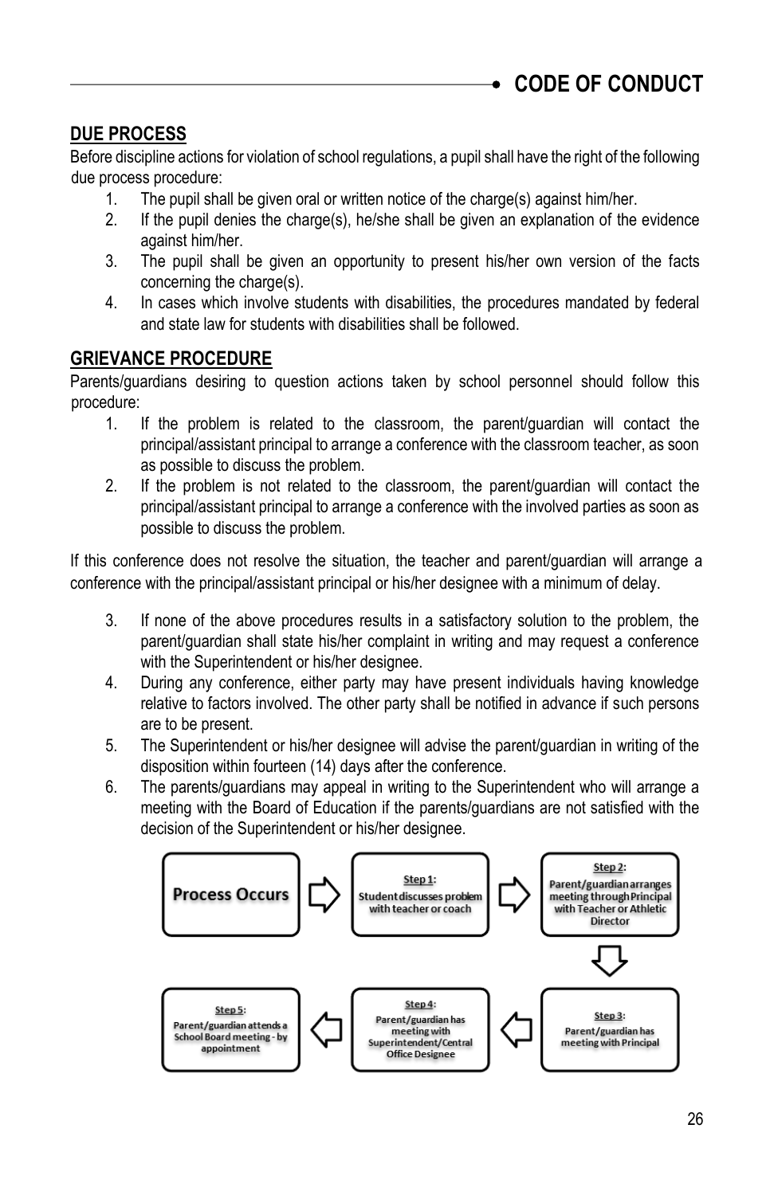# CODE OF CONDUCT

## DUE PROCESS

Before discipline actions for violation of school regulations, a pupil shall have the right of the following due process procedure:

1. The pupil shall be given oral or written notice of the charge(s) against him/her.
2. If the pupil denies the charge(s), he/she shall be given an explanation of the evidence against him/her.
3. The pupil shall be given an opportunity to present his/her own version of the facts concerning the charge(s).
4. In cases which involve students with disabilities, the procedures mandated by federal and state law for students with disabilities shall be followed.

## GRIEVANCE PROCEDURE

Parents/guardians desiring to question actions taken by school personnel should follow this procedure:

1. If the problem is related to the classroom, the parent/guardian will contact the principal/assistant principal to arrange a conference with the classroom teacher, as soon as possible to discuss the problem.
2. If the problem is not related to the classroom, the parent/guardian will contact the principal/assistant principal to arrange a conference with the involved parties as soon as possible to discuss the problem.

If this conference does not resolve the situation, the teacher and parent/guardian will arrange a conference with the principal/assistant principal or his/her designee with a minimum of delay.

3. If none of the above procedures results in a satisfactory solution to the problem, the parent/guardian shall state his/her complaint in writing and may request a conference with the Superintendent or his/her designee.
4. During any conference, either party may have present individuals having knowledge relative to factors involved. The other party shall be notified in advance if such persons are to be present.
5. The Superintendent or his/her designee will advise the parent/guardian in writing of the disposition within fourteen (14) days after the conference.
6. The parents/guardians may appeal in writing to the Superintendent who will arrange a meeting with the Board of Education if the parents/guardians are not satisfied with the decision of the Superintendent or his/her designee.

**Process Occurs** → **Step 1:** Student discusses problem with teacher or coach → **Step 2:** Parent/guardian arranges meeting through Principal with Teacher or Athletic Director → **Step 3:** Parent/guardian has meeting with Principal → **Step 4:** Parent/guardian has meeting with Superintendent/Central Office Designee → **Step 5:** Parent/guardian attends a School Board meeting - by appointment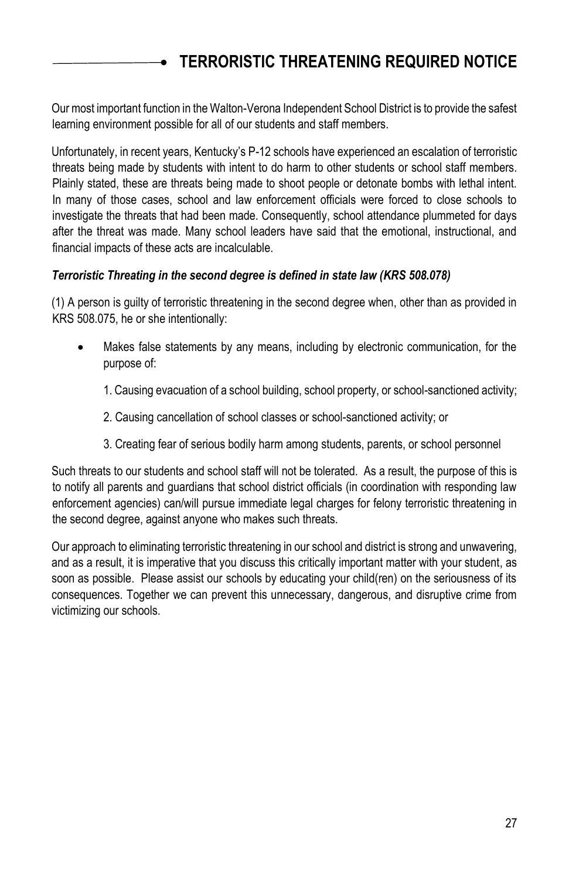## TERRORISTIC THREATENING REQUIRED NOTICE

Our most important function in the Walton-Verona Independent School District is to provide the safest learning environment possible for all of our students and staff members.

Unfortunately, in recent years, Kentucky's P-12 schools have experienced an escalation of terroristic threats being made by students with intent to do harm to other students or school staff members. Plainly stated, these are threats being made to shoot people or detonate bombs with lethal intent. In many of those cases, school and law enforcement officials were forced to close schools to investigate the threats that had been made. Consequently, school attendance plummeted for days after the threat was made. Many school leaders have said that the emotional, instructional, and financial impacts of these acts are incalculable.

***Terroristic Threating in the second degree is defined in state law (KRS 508.078)***

(1) A person is guilty of terroristic threatening in the second degree when, other than as provided in KRS 508.075, he or she intentionally:

- Makes false statements by any means, including by electronic communication, for the purpose of:

  1. Causing evacuation of a school building, school property, or school-sanctioned activity;

  2. Causing cancellation of school classes or school-sanctioned activity; or

  3. Creating fear of serious bodily harm among students, parents, or school personnel

Such threats to our students and school staff will not be tolerated. As a result, the purpose of this is to notify all parents and guardians that school district officials (in coordination with responding law enforcement agencies) can/will pursue immediate legal charges for felony terroristic threatening in the second degree, against anyone who makes such threats.

Our approach to eliminating terroristic threatening in our school and district is strong and unwavering, and as a result, it is imperative that you discuss this critically important matter with your student, as soon as possible. Please assist our schools by educating your child(ren) on the seriousness of its consequences. Together we can prevent this unnecessary, dangerous, and disruptive crime from victimizing our schools.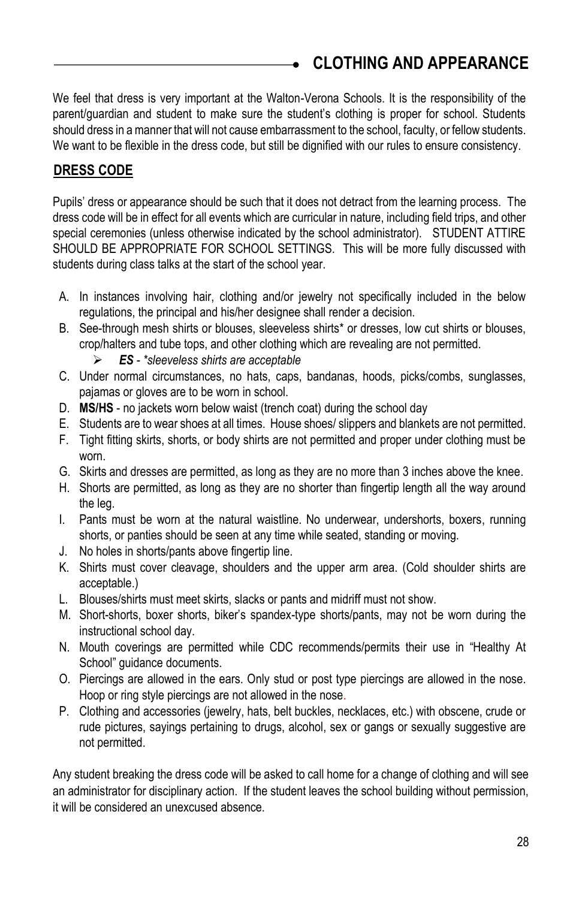# CLOTHING AND APPEARANCE

We feel that dress is very important at the Walton-Verona Schools. It is the responsibility of the parent/guardian and student to make sure the student's clothing is proper for school. Students should dress in a manner that will not cause embarrassment to the school, faculty, or fellow students. We want to be flexible in the dress code, but still be dignified with our rules to ensure consistency.

## DRESS CODE

Pupils' dress or appearance should be such that it does not detract from the learning process. The dress code will be in effect for all events which are curricular in nature, including field trips, and other special ceremonies (unless otherwise indicated by the school administrator). STUDENT ATTIRE SHOULD BE APPROPRIATE FOR SCHOOL SETTINGS. This will be more fully discussed with students during class talks at the start of the school year.

A. In instances involving hair, clothing and/or jewelry not specifically included in the below regulations, the principal and his/her designee shall render a decision.
B. See-through mesh shirts or blouses, sleeveless shirts* or dresses, low cut shirts or blouses, crop/halters and tube tops, and other clothing which are revealing are not permitted.
   - ***ES*** *- *sleeveless shirts are acceptable*
C. Under normal circumstances, no hats, caps, bandanas, hoods, picks/combs, sunglasses, pajamas or gloves are to be worn in school.
D. **MS/HS** - no jackets worn below waist (trench coat) during the school day
E. Students are to wear shoes at all times. House shoes/ slippers and blankets are not permitted.
F. Tight fitting skirts, shorts, or body shirts are not permitted and proper under clothing must be worn.
G. Skirts and dresses are permitted, as long as they are no more than 3 inches above the knee.
H. Shorts are permitted, as long as they are no shorter than fingertip length all the way around the leg.
I. Pants must be worn at the natural waistline. No underwear, undershorts, boxers, running shorts, or panties should be seen at any time while seated, standing or moving.
J. No holes in shorts/pants above fingertip line.
K. Shirts must cover cleavage, shoulders and the upper arm area. (Cold shoulder shirts are acceptable.)
L. Blouses/shirts must meet skirts, slacks or pants and midriff must not show.
M. Short-shorts, boxer shorts, biker's spandex-type shorts/pants, may not be worn during the instructional school day.
N. Mouth coverings are permitted while CDC recommends/permits their use in "Healthy At School" guidance documents.
O. Piercings are allowed in the ears. Only stud or post type piercings are allowed in the nose. Hoop or ring style piercings are not allowed in the nose.
P. Clothing and accessories (jewelry, hats, belt buckles, necklaces, etc.) with obscene, crude or rude pictures, sayings pertaining to drugs, alcohol, sex or gangs or sexually suggestive are not permitted.

Any student breaking the dress code will be asked to call home for a change of clothing and will see an administrator for disciplinary action. If the student leaves the school building without permission, it will be considered an unexcused absence.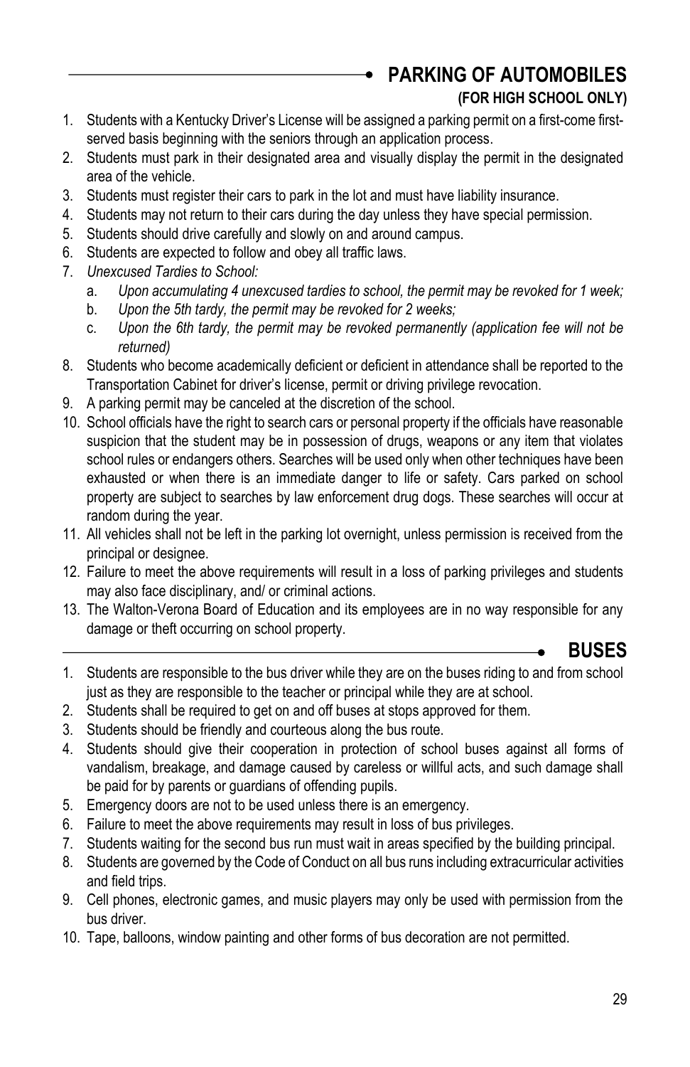## PARKING OF AUTOMOBILES

### (FOR HIGH SCHOOL ONLY)

1. Students with a Kentucky Driver's License will be assigned a parking permit on a first-come first-served basis beginning with the seniors through an application process.
2. Students must park in their designated area and visually display the permit in the designated area of the vehicle.
3. Students must register their cars to park in the lot and must have liability insurance.
4. Students may not return to their cars during the day unless they have special permission.
5. Students should drive carefully and slowly on and around campus.
6. Students are expected to follow and obey all traffic laws.
7. *Unexcused Tardies to School:*
   a. *Upon accumulating 4 unexcused tardies to school, the permit may be revoked for 1 week;*
   b. *Upon the 5th tardy, the permit may be revoked for 2 weeks;*
   c. *Upon the 6th tardy, the permit may be revoked permanently (application fee will not be returned)*
8. Students who become academically deficient or deficient in attendance shall be reported to the Transportation Cabinet for driver's license, permit or driving privilege revocation.
9. A parking permit may be canceled at the discretion of the school.
10. School officials have the right to search cars or personal property if the officials have reasonable suspicion that the student may be in possession of drugs, weapons or any item that violates school rules or endangers others. Searches will be used only when other techniques have been exhausted or when there is an immediate danger to life or safety. Cars parked on school property are subject to searches by law enforcement drug dogs. These searches will occur at random during the year.
11. All vehicles shall not be left in the parking lot overnight, unless permission is received from the principal or designee.
12. Failure to meet the above requirements will result in a loss of parking privileges and students may also face disciplinary, and/ or criminal actions.
13. The Walton-Verona Board of Education and its employees are in no way responsible for any damage or theft occurring on school property.

## BUSES

1. Students are responsible to the bus driver while they are on the buses riding to and from school just as they are responsible to the teacher or principal while they are at school.
2. Students shall be required to get on and off buses at stops approved for them.
3. Students should be friendly and courteous along the bus route.
4. Students should give their cooperation in protection of school buses against all forms of vandalism, breakage, and damage caused by careless or willful acts, and such damage shall be paid for by parents or guardians of offending pupils.
5. Emergency doors are not to be used unless there is an emergency.
6. Failure to meet the above requirements may result in loss of bus privileges.
7. Students waiting for the second bus run must wait in areas specified by the building principal.
8. Students are governed by the Code of Conduct on all bus runs including extracurricular activities and field trips.
9. Cell phones, electronic games, and music players may only be used with permission from the bus driver.
10. Tape, balloons, window painting and other forms of bus decoration are not permitted.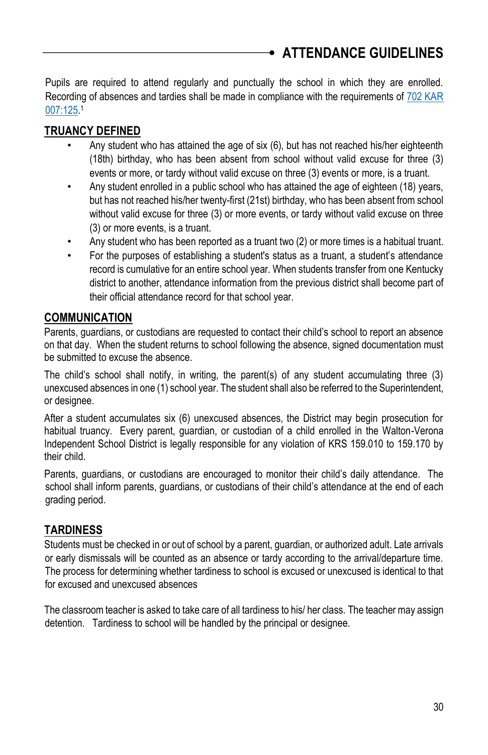# ATTENDANCE GUIDELINES

Pupils are required to attend regularly and punctually the school in which they are enrolled. Recording of absences and tardies shall be made in compliance with the requirements of 702 KAR 007:125.[1]

## TRUANCY DEFINED

- Any student who has attained the age of six (6), but has not reached his/her eighteenth (18th) birthday, who has been absent from school without valid excuse for three (3) events or more, or tardy without valid excuse on three (3) events or more, is a truant.
- Any student enrolled in a public school who has attained the age of eighteen (18) years, but has not reached his/her twenty-first (21st) birthday, who has been absent from school without valid excuse for three (3) or more events, or tardy without valid excuse on three (3) or more events, is a truant.
- Any student who has been reported as a truant two (2) or more times is a habitual truant.
- For the purposes of establishing a student's status as a truant, a student's attendance record is cumulative for an entire school year. When students transfer from one Kentucky district to another, attendance information from the previous district shall become part of their official attendance record for that school year.

## COMMUNICATION

Parents, guardians, or custodians are requested to contact their child's school to report an absence on that day. When the student returns to school following the absence, signed documentation must be submitted to excuse the absence.

The child's school shall notify, in writing, the parent(s) of any student accumulating three (3) unexcused absences in one (1) school year. The student shall also be referred to the Superintendent, or designee.

After a student accumulates six (6) unexcused absences, the District may begin prosecution for habitual truancy. Every parent, guardian, or custodian of a child enrolled in the Walton-Verona Independent School District is legally responsible for any violation of KRS 159.010 to 159.170 by their child.

Parents, guardians, or custodians are encouraged to monitor their child's daily attendance. The school shall inform parents, guardians, or custodians of their child's attendance at the end of each grading period.

## TARDINESS

Students must be checked in or out of school by a parent, guardian, or authorized adult. Late arrivals or early dismissals will be counted as an absence or tardy according to the arrival/departure time. The process for determining whether tardiness to school is excused or unexcused is identical to that for excused and unexcused absences

The classroom teacher is asked to take care of all tardiness to his/ her class. The teacher may assign detention. Tardiness to school will be handled by the principal or designee.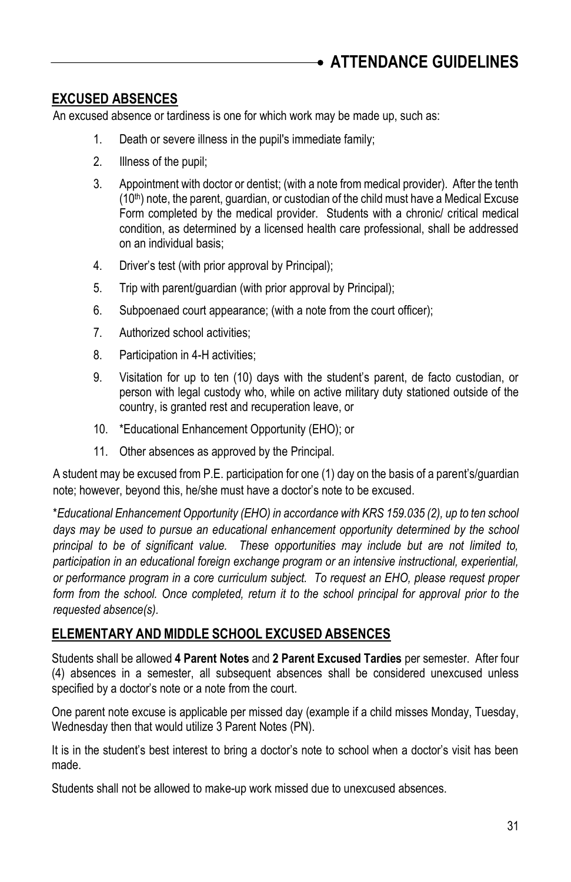# ATTENDANCE GUIDELINES

## EXCUSED ABSENCES

An excused absence or tardiness is one for which work may be made up, such as:

1. Death or severe illness in the pupil's immediate family;
2. Illness of the pupil;
3. Appointment with doctor or dentist; (with a note from medical provider). After the tenth (10th) note, the parent, guardian, or custodian of the child must have a Medical Excuse Form completed by the medical provider. Students with a chronic/ critical medical condition, as determined by a licensed health care professional, shall be addressed on an individual basis;
4. Driver's test (with prior approval by Principal);
5. Trip with parent/guardian (with prior approval by Principal);
6. Subpoenaed court appearance; (with a note from the court officer);
7. Authorized school activities;
8. Participation in 4-H activities;
9. Visitation for up to ten (10) days with the student's parent, de facto custodian, or person with legal custody who, while on active military duty stationed outside of the country, is granted rest and recuperation leave, or
10. *Educational Enhancement Opportunity (EHO); or
11. Other absences as approved by the Principal.

A student may be excused from P.E. participation for one (1) day on the basis of a parent's/guardian note; however, beyond this, he/she must have a doctor's note to be excused.

**Educational Enhancement Opportunity (EHO) in accordance with KRS 159.035 (2), up to ten school days may be used to pursue an educational enhancement opportunity determined by the school principal to be of significant value. These opportunities may include but are not limited to, participation in an educational foreign exchange program or an intensive instructional, experiential, or performance program in a core curriculum subject. To request an EHO, please request proper form from the school. Once completed, return it to the school principal for approval prior to the requested absence(s).*

## ELEMENTARY AND MIDDLE SCHOOL EXCUSED ABSENCES

Students shall be allowed **4 Parent Notes** and **2 Parent Excused Tardies** per semester. After four (4) absences in a semester, all subsequent absences shall be considered unexcused unless specified by a doctor's note or a note from the court.

One parent note excuse is applicable per missed day (example if a child misses Monday, Tuesday, Wednesday then that would utilize 3 Parent Notes (PN).

It is in the student's best interest to bring a doctor's note to school when a doctor's visit has been made.

Students shall not be allowed to make-up work missed due to unexcused absences.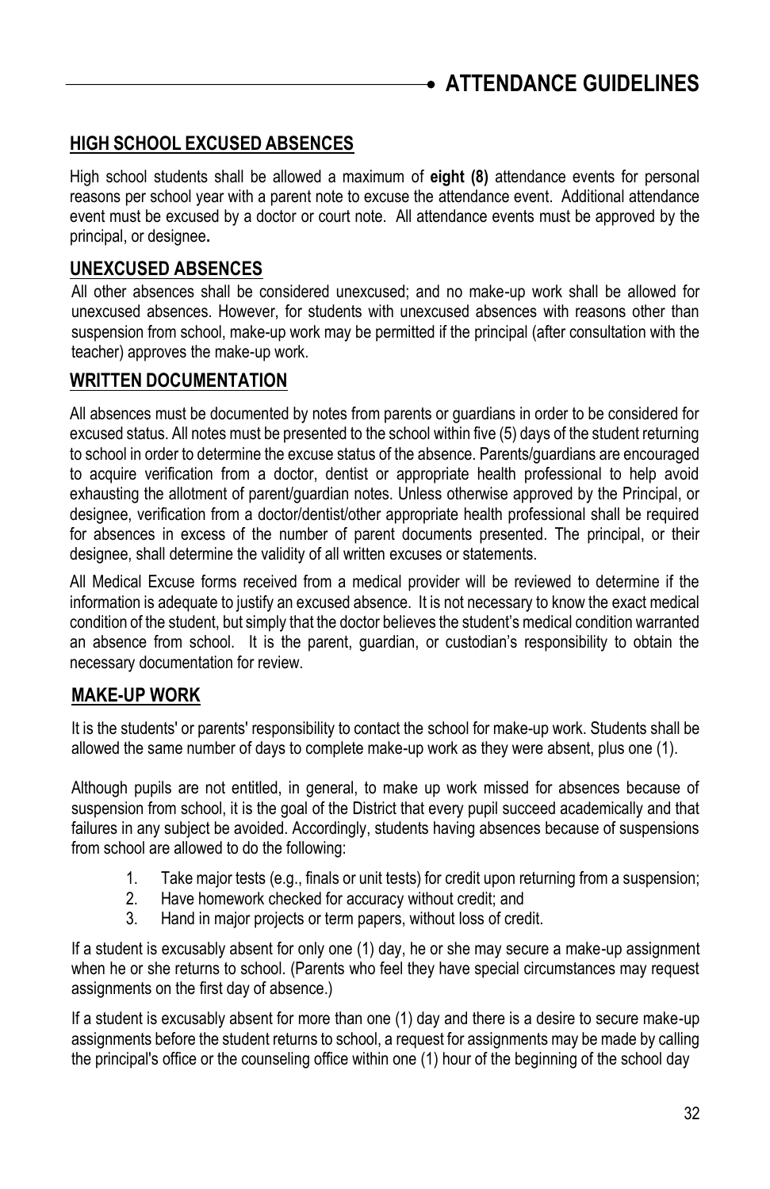## HIGH SCHOOL EXCUSED ABSENCES

High school students shall be allowed a maximum of **eight (8)** attendance events for personal reasons per school year with a parent note to excuse the attendance event. Additional attendance event must be excused by a doctor or court note. All attendance events must be approved by the principal, or designee**.**

## UNEXCUSED ABSENCES

All other absences shall be considered unexcused; and no make-up work shall be allowed for unexcused absences. However, for students with unexcused absences with reasons other than suspension from school, make-up work may be permitted if the principal (after consultation with the teacher) approves the make-up work.

## WRITTEN DOCUMENTATION

All absences must be documented by notes from parents or guardians in order to be considered for excused status. All notes must be presented to the school within five (5) days of the student returning to school in order to determine the excuse status of the absence. Parents/guardians are encouraged to acquire verification from a doctor, dentist or appropriate health professional to help avoid exhausting the allotment of parent/guardian notes. Unless otherwise approved by the Principal, or designee, verification from a doctor/dentist/other appropriate health professional shall be required for absences in excess of the number of parent documents presented. The principal, or their designee, shall determine the validity of all written excuses or statements.

All Medical Excuse forms received from a medical provider will be reviewed to determine if the information is adequate to justify an excused absence. It is not necessary to know the exact medical condition of the student, but simply that the doctor believes the student's medical condition warranted an absence from school. It is the parent, guardian, or custodian's responsibility to obtain the necessary documentation for review.

## MAKE-UP WORK

It is the students' or parents' responsibility to contact the school for make-up work. Students shall be allowed the same number of days to complete make-up work as they were absent, plus one (1).

Although pupils are not entitled, in general, to make up work missed for absences because of suspension from school, it is the goal of the District that every pupil succeed academically and that failures in any subject be avoided. Accordingly, students having absences because of suspensions from school are allowed to do the following:

1. Take major tests (e.g., finals or unit tests) for credit upon returning from a suspension;
2. Have homework checked for accuracy without credit; and
3. Hand in major projects or term papers, without loss of credit.

If a student is excusably absent for only one (1) day, he or she may secure a make-up assignment when he or she returns to school. (Parents who feel they have special circumstances may request assignments on the first day of absence.)

If a student is excusably absent for more than one (1) day and there is a desire to secure make-up assignments before the student returns to school, a request for assignments may be made by calling the principal's office or the counseling office within one (1) hour of the beginning of the school day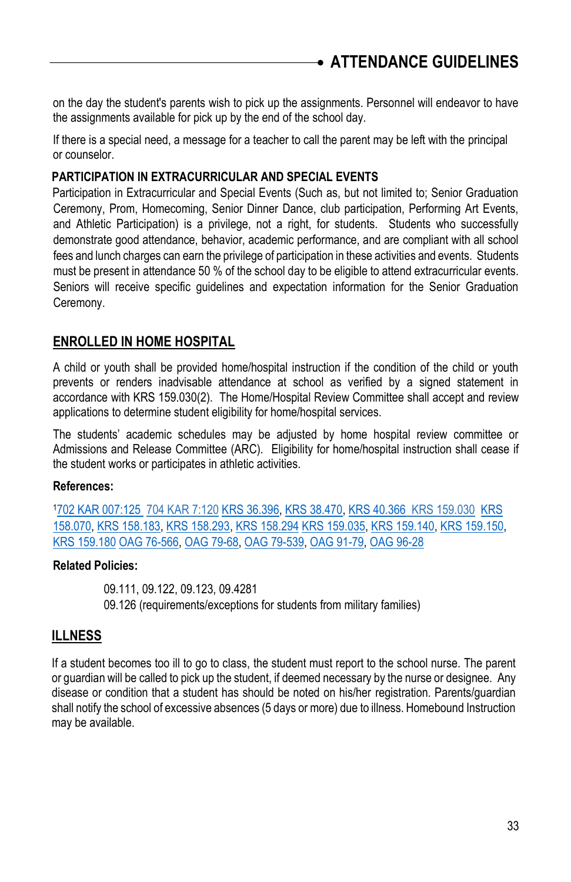on the day the student's parents wish to pick up the assignments. Personnel will endeavor to have the assignments available for pick up by the end of the school day.

If there is a special need, a message for a teacher to call the parent may be left with the principal or counselor.

### PARTICIPATION IN EXTRACURRICULAR AND SPECIAL EVENTS

Participation in Extracurricular and Special Events (Such as, but not limited to; Senior Graduation Ceremony, Prom, Homecoming, Senior Dinner Dance, club participation, Performing Art Events, and Athletic Participation) is a privilege, not a right, for students. Students who successfully demonstrate good attendance, behavior, academic performance, and are compliant with all school fees and lunch charges can earn the privilege of participation in these activities and events. Students must be present in attendance 50 % of the school day to be eligible to attend extracurricular events. Seniors will receive specific guidelines and expectation information for the Senior Graduation Ceremony.

## ENROLLED IN HOME HOSPITAL

A child or youth shall be provided home/hospital instruction if the condition of the child or youth prevents or renders inadvisable attendance at school as verified by a signed statement in accordance with KRS 159.030(2). The Home/Hospital Review Committee shall accept and review applications to determine student eligibility for home/hospital services.

The students' academic schedules may be adjusted by home hospital review committee or Admissions and Release Committee (ARC). Eligibility for home/hospital instruction shall cease if the student works or participates in athletic activities.

**References:**

[1]702 KAR 007:125 704 KAR 7:120 KRS 36.396, KRS 38.470, KRS 40.366 KRS 159.030 KRS 158.070, KRS 158.183, KRS 158.293, KRS 158.294 KRS 159.035, KRS 159.140, KRS 159.150, KRS 159.180 OAG 76-566, OAG 79-68, OAG 79-539, OAG 91-79, OAG 96-28

**Related Policies:**

09.111, 09.122, 09.123, 09.4281
09.126 (requirements/exceptions for students from military families)

## ILLNESS

If a student becomes too ill to go to class, the student must report to the school nurse. The parent or guardian will be called to pick up the student, if deemed necessary by the nurse or designee. Any disease or condition that a student has should be noted on his/her registration. Parents/guardian shall notify the school of excessive absences (5 days or more) due to illness. Homebound Instruction may be available.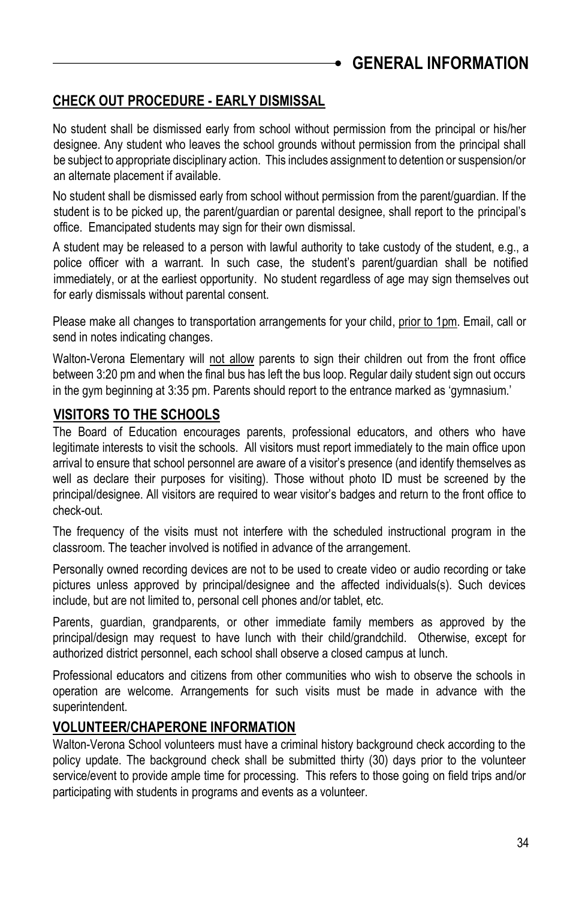# GENERAL INFORMATION

## CHECK OUT PROCEDURE - EARLY DISMISSAL

No student shall be dismissed early from school without permission from the principal or his/her designee. Any student who leaves the school grounds without permission from the principal shall be subject to appropriate disciplinary action. This includes assignment to detention or suspension/or an alternate placement if available.

No student shall be dismissed early from school without permission from the parent/guardian. If the student is to be picked up, the parent/guardian or parental designee, shall report to the principal's office. Emancipated students may sign for their own dismissal.

A student may be released to a person with lawful authority to take custody of the student, e.g., a police officer with a warrant. In such case, the student's parent/guardian shall be notified immediately, or at the earliest opportunity. No student regardless of age may sign themselves out for early dismissals without parental consent.

Please make all changes to transportation arrangements for your child, prior to 1pm. Email, call or send in notes indicating changes.

Walton-Verona Elementary will not allow parents to sign their children out from the front office between 3:20 pm and when the final bus has left the bus loop. Regular daily student sign out occurs in the gym beginning at 3:35 pm. Parents should report to the entrance marked as 'gymnasium.'

## VISITORS TO THE SCHOOLS

The Board of Education encourages parents, professional educators, and others who have legitimate interests to visit the schools. All visitors must report immediately to the main office upon arrival to ensure that school personnel are aware of a visitor's presence (and identify themselves as well as declare their purposes for visiting). Those without photo ID must be screened by the principal/designee. All visitors are required to wear visitor's badges and return to the front office to check-out.

The frequency of the visits must not interfere with the scheduled instructional program in the classroom. The teacher involved is notified in advance of the arrangement.

Personally owned recording devices are not to be used to create video or audio recording or take pictures unless approved by principal/designee and the affected individuals(s). Such devices include, but are not limited to, personal cell phones and/or tablet, etc.

Parents, guardian, grandparents, or other immediate family members as approved by the principal/design may request to have lunch with their child/grandchild. Otherwise, except for authorized district personnel, each school shall observe a closed campus at lunch.

Professional educators and citizens from other communities who wish to observe the schools in operation are welcome. Arrangements for such visits must be made in advance with the superintendent.

## VOLUNTEER/CHAPERONE INFORMATION

Walton-Verona School volunteers must have a criminal history background check according to the policy update. The background check shall be submitted thirty (30) days prior to the volunteer service/event to provide ample time for processing. This refers to those going on field trips and/or participating with students in programs and events as a volunteer.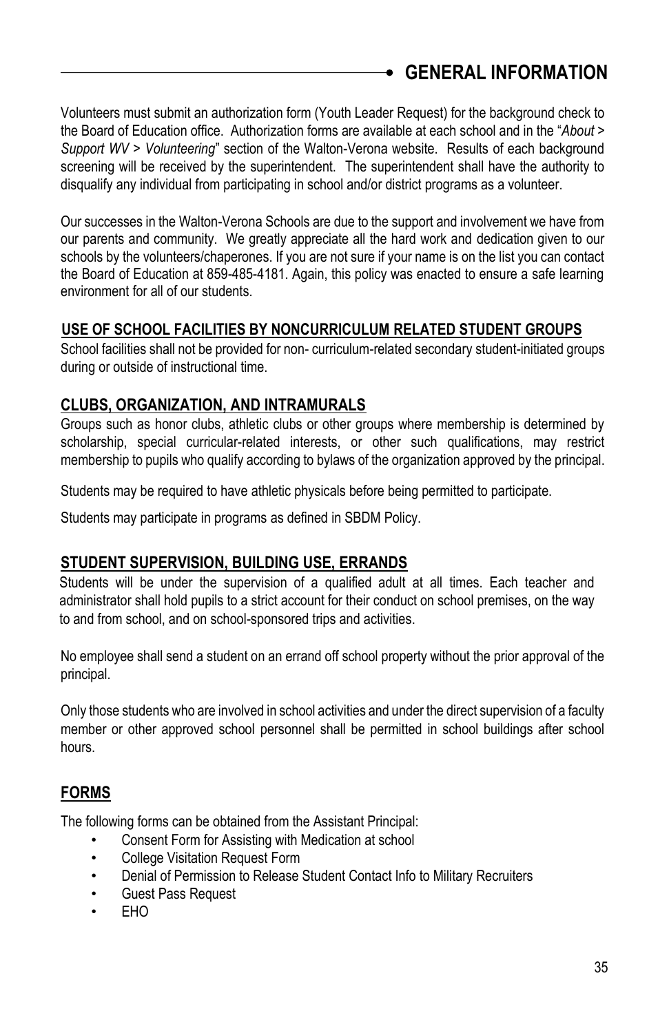Volunteers must submit an authorization form (Youth Leader Request) for the background check to the Board of Education office. Authorization forms are available at each school and in the "*About > Support WV > Volunteering*" section of the Walton-Verona website. Results of each background screening will be received by the superintendent. The superintendent shall have the authority to disqualify any individual from participating in school and/or district programs as a volunteer.

Our successes in the Walton-Verona Schools are due to the support and involvement we have from our parents and community. We greatly appreciate all the hard work and dedication given to our schools by the volunteers/chaperones. If you are not sure if your name is on the list you can contact the Board of Education at 859-485-4181. Again, this policy was enacted to ensure a safe learning environment for all of our students.

## USE OF SCHOOL FACILITIES BY NONCURRICULUM RELATED STUDENT GROUPS

School facilities shall not be provided for non- curriculum-related secondary student-initiated groups during or outside of instructional time.

## CLUBS, ORGANIZATION, AND INTRAMURALS

Groups such as honor clubs, athletic clubs or other groups where membership is determined by scholarship, special curricular-related interests, or other such qualifications, may restrict membership to pupils who qualify according to bylaws of the organization approved by the principal.

Students may be required to have athletic physicals before being permitted to participate.

Students may participate in programs as defined in SBDM Policy.

## STUDENT SUPERVISION, BUILDING USE, ERRANDS

Students will be under the supervision of a qualified adult at all times. Each teacher and administrator shall hold pupils to a strict account for their conduct on school premises, on the way to and from school, and on school-sponsored trips and activities.

No employee shall send a student on an errand off school property without the prior approval of the principal.

Only those students who are involved in school activities and under the direct supervision of a faculty member or other approved school personnel shall be permitted in school buildings after school hours.

## FORMS

The following forms can be obtained from the Assistant Principal:

- Consent Form for Assisting with Medication at school
- College Visitation Request Form
- Denial of Permission to Release Student Contact Info to Military Recruiters
- Guest Pass Request
- EHO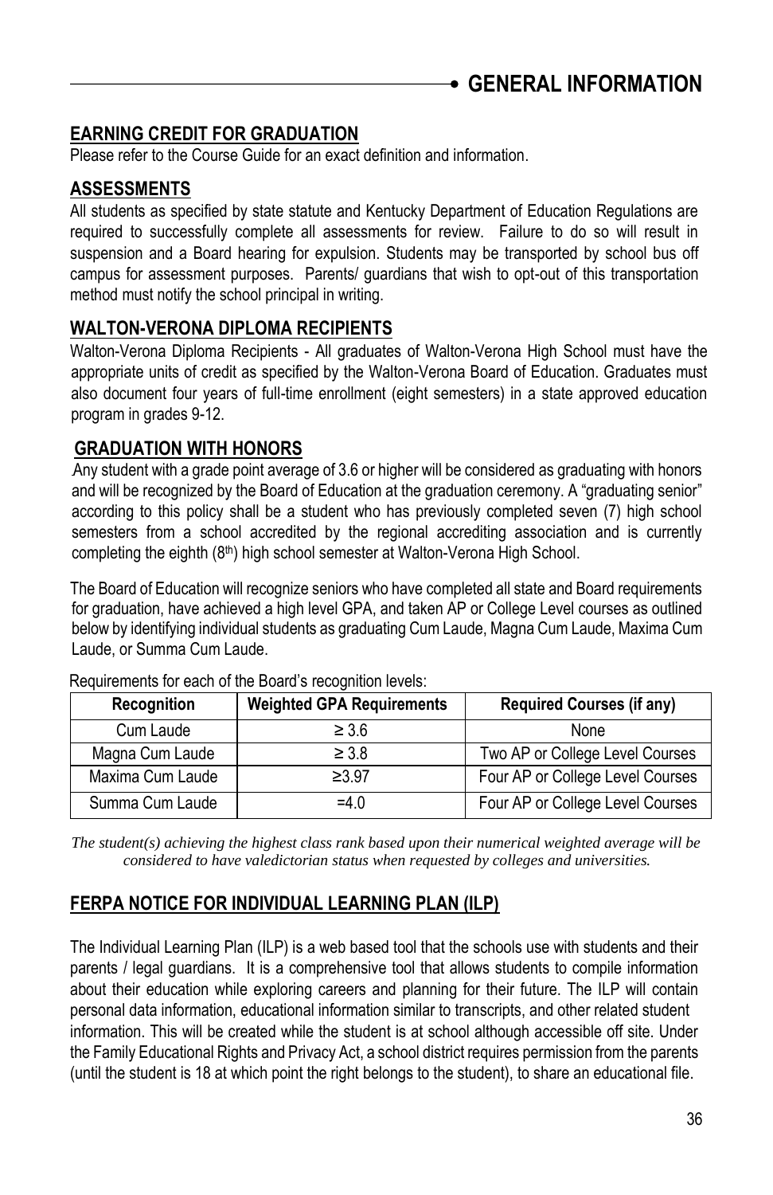## EARNING CREDIT FOR GRADUATION

Please refer to the Course Guide for an exact definition and information.

## ASSESSMENTS

All students as specified by state statute and Kentucky Department of Education Regulations are required to successfully complete all assessments for review. Failure to do so will result in suspension and a Board hearing for expulsion. Students may be transported by school bus off campus for assessment purposes. Parents/ guardians that wish to opt-out of this transportation method must notify the school principal in writing.

## WALTON-VERONA DIPLOMA RECIPIENTS

Walton-Verona Diploma Recipients - All graduates of Walton-Verona High School must have the appropriate units of credit as specified by the Walton-Verona Board of Education. Graduates must also document four years of full-time enrollment (eight semesters) in a state approved education program in grades 9-12.

## GRADUATION WITH HONORS

Any student with a grade point average of 3.6 or higher will be considered as graduating with honors and will be recognized by the Board of Education at the graduation ceremony. A "graduating senior" according to this policy shall be a student who has previously completed seven (7) high school semesters from a school accredited by the regional accrediting association and is currently completing the eighth (8th) high school semester at Walton-Verona High School.

The Board of Education will recognize seniors who have completed all state and Board requirements for graduation, have achieved a high level GPA, and taken AP or College Level courses as outlined below by identifying individual students as graduating Cum Laude, Magna Cum Laude, Maxima Cum Laude, or Summa Cum Laude.

Requirements for each of the Board's recognition levels:

| Recognition | Weighted GPA Requirements | Required Courses (if any) |
|---|---|---|
| Cum Laude | ≥ 3.6 | None |
| Magna Cum Laude | ≥ 3.8 | Two AP or College Level Courses |
| Maxima Cum Laude | ≥3.97 | Four AP or College Level Courses |
| Summa Cum Laude | =4.0 | Four AP or College Level Courses |

*The student(s) achieving the highest class rank based upon their numerical weighted average will be considered to have valedictorian status when requested by colleges and universities.*

## FERPA NOTICE FOR INDIVIDUAL LEARNING PLAN (ILP)

The Individual Learning Plan (ILP) is a web based tool that the schools use with students and their parents / legal guardians. It is a comprehensive tool that allows students to compile information about their education while exploring careers and planning for their future. The ILP will contain personal data information, educational information similar to transcripts, and other related student information. This will be created while the student is at school although accessible off site. Under the Family Educational Rights and Privacy Act, a school district requires permission from the parents (until the student is 18 at which point the right belongs to the student), to share an educational file.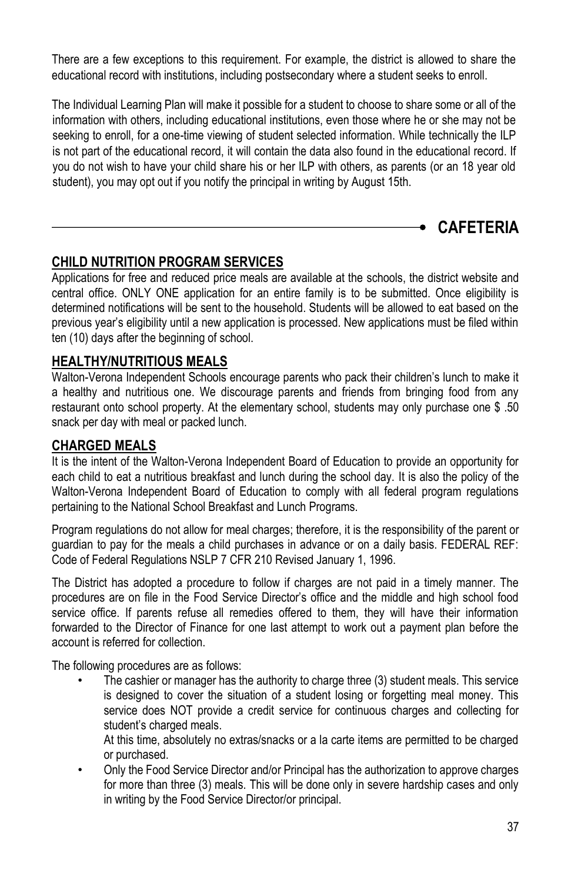There are a few exceptions to this requirement. For example, the district is allowed to share the educational record with institutions, including postsecondary where a student seeks to enroll.

The Individual Learning Plan will make it possible for a student to choose to share some or all of the information with others, including educational institutions, even those where he or she may not be seeking to enroll, for a one-time viewing of student selected information. While technically the ILP is not part of the educational record, it will contain the data also found in the educational record. If you do not wish to have your child share his or her ILP with others, as parents (or an 18 year old student), you may opt out if you notify the principal in writing by August 15th.

# CAFETERIA

## CHILD NUTRITION PROGRAM SERVICES

Applications for free and reduced price meals are available at the schools, the district website and central office. ONLY ONE application for an entire family is to be submitted. Once eligibility is determined notifications will be sent to the household. Students will be allowed to eat based on the previous year's eligibility until a new application is processed. New applications must be filed within ten (10) days after the beginning of school.

## HEALTHY/NUTRITIOUS MEALS

Walton-Verona Independent Schools encourage parents who pack their children's lunch to make it a healthy and nutritious one. We discourage parents and friends from bringing food from any restaurant onto school property. At the elementary school, students may only purchase one $ .50 snack per day with meal or packed lunch.

## CHARGED MEALS

It is the intent of the Walton-Verona Independent Board of Education to provide an opportunity for each child to eat a nutritious breakfast and lunch during the school day. It is also the policy of the Walton-Verona Independent Board of Education to comply with all federal program regulations pertaining to the National School Breakfast and Lunch Programs.

Program regulations do not allow for meal charges; therefore, it is the responsibility of the parent or guardian to pay for the meals a child purchases in advance or on a daily basis. FEDERAL REF: Code of Federal Regulations NSLP 7 CFR 210 Revised January 1, 1996.

The District has adopted a procedure to follow if charges are not paid in a timely manner. The procedures are on file in the Food Service Director's office and the middle and high school food service office. If parents refuse all remedies offered to them, they will have their information forwarded to the Director of Finance for one last attempt to work out a payment plan before the account is referred for collection.

The following procedures are as follows:

- The cashier or manager has the authority to charge three (3) student meals. This service is designed to cover the situation of a student losing or forgetting meal money. This service does NOT provide a credit service for continuous charges and collecting for student's charged meals.

  At this time, absolutely no extras/snacks or a la carte items are permitted to be charged or purchased.
- Only the Food Service Director and/or Principal has the authorization to approve charges for more than three (3) meals. This will be done only in severe hardship cases and only in writing by the Food Service Director/or principal.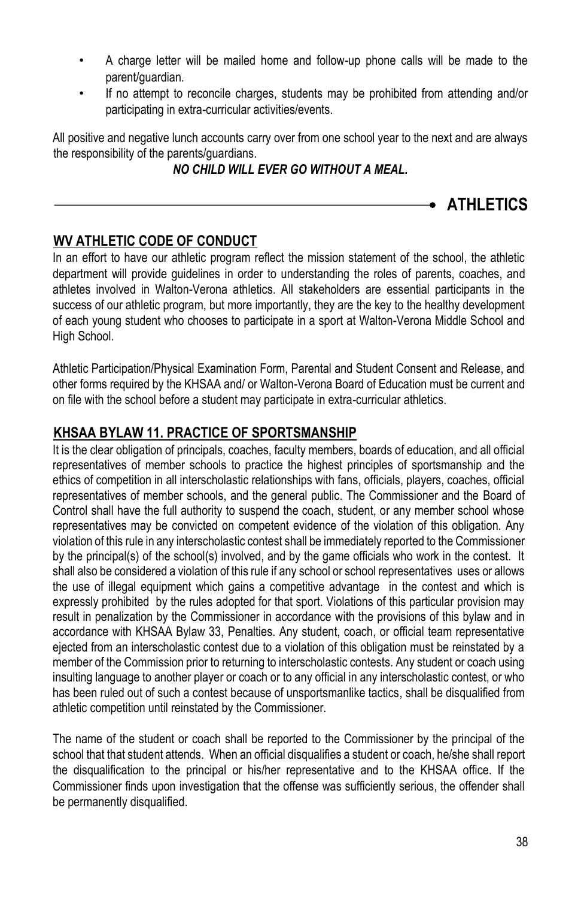- A charge letter will be mailed home and follow-up phone calls will be made to the parent/guardian.
- If no attempt to reconcile charges, students may be prohibited from attending and/or participating in extra-curricular activities/events.

All positive and negative lunch accounts carry over from one school year to the next and are always the responsibility of the parents/guardians.

***NO CHILD WILL EVER GO WITHOUT A MEAL.***

# ATHLETICS

## WV ATHLETIC CODE OF CONDUCT

In an effort to have our athletic program reflect the mission statement of the school, the athletic department will provide guidelines in order to understanding the roles of parents, coaches, and athletes involved in Walton-Verona athletics. All stakeholders are essential participants in the success of our athletic program, but more importantly, they are the key to the healthy development of each young student who chooses to participate in a sport at Walton-Verona Middle School and High School.

Athletic Participation/Physical Examination Form, Parental and Student Consent and Release, and other forms required by the KHSAA and/ or Walton-Verona Board of Education must be current and on file with the school before a student may participate in extra-curricular athletics.

## KHSAA BYLAW 11. PRACTICE OF SPORTSMANSHIP

It is the clear obligation of principals, coaches, faculty members, boards of education, and all official representatives of member schools to practice the highest principles of sportsmanship and the ethics of competition in all interscholastic relationships with fans, officials, players, coaches, official representatives of member schools, and the general public. The Commissioner and the Board of Control shall have the full authority to suspend the coach, student, or any member school whose representatives may be convicted on competent evidence of the violation of this obligation. Any violation of this rule in any interscholastic contest shall be immediately reported to the Commissioner by the principal(s) of the school(s) involved, and by the game officials who work in the contest. It shall also be considered a violation of this rule if any school or school representatives uses or allows the use of illegal equipment which gains a competitive advantage in the contest and which is expressly prohibited by the rules adopted for that sport. Violations of this particular provision may result in penalization by the Commissioner in accordance with the provisions of this bylaw and in accordance with KHSAA Bylaw 33, Penalties. Any student, coach, or official team representative ejected from an interscholastic contest due to a violation of this obligation must be reinstated by a member of the Commission prior to returning to interscholastic contests. Any student or coach using insulting language to another player or coach or to any official in any interscholastic contest, or who has been ruled out of such a contest because of unsportsmanlike tactics, shall be disqualified from athletic competition until reinstated by the Commissioner.

The name of the student or coach shall be reported to the Commissioner by the principal of the school that that student attends. When an official disqualifies a student or coach, he/she shall report the disqualification to the principal or his/her representative and to the KHSAA office. If the Commissioner finds upon investigation that the offense was sufficiently serious, the offender shall be permanently disqualified.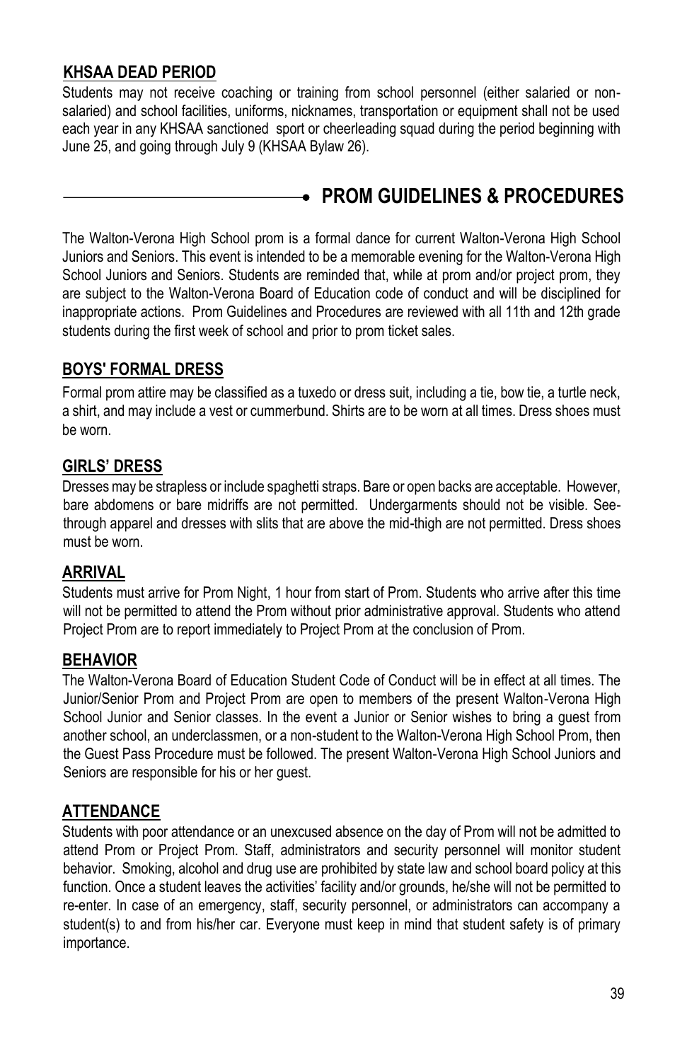### **KHSAA DEAD PERIOD**

Students may not receive coaching or training from school personnel (either salaried or non-salaried) and school facilities, uniforms, nicknames, transportation or equipment shall not be used each year in any KHSAA sanctioned sport or cheerleading squad during the period beginning with June 25, and going through July 9 (KHSAA Bylaw 26).

## **PROM GUIDELINES & PROCEDURES**

The Walton-Verona High School prom is a formal dance for current Walton-Verona High School Juniors and Seniors. This event is intended to be a memorable evening for the Walton-Verona High School Juniors and Seniors. Students are reminded that, while at prom and/or project prom, they are subject to the Walton-Verona Board of Education code of conduct and will be disciplined for inappropriate actions. Prom Guidelines and Procedures are reviewed with all 11th and 12th grade students during the first week of school and prior to prom ticket sales.

### **BOYS' FORMAL DRESS**

Formal prom attire may be classified as a tuxedo or dress suit, including a tie, bow tie, a turtle neck, a shirt, and may include a vest or cummerbund. Shirts are to be worn at all times. Dress shoes must be worn.

### **GIRLS' DRESS**

Dresses may be strapless or include spaghetti straps. Bare or open backs are acceptable. However, bare abdomens or bare midriffs are not permitted. Undergarments should not be visible. See-through apparel and dresses with slits that are above the mid-thigh are not permitted. Dress shoes must be worn.

### **ARRIVAL**

Students must arrive for Prom Night, 1 hour from start of Prom. Students who arrive after this time will not be permitted to attend the Prom without prior administrative approval. Students who attend Project Prom are to report immediately to Project Prom at the conclusion of Prom.

### **BEHAVIOR**

The Walton-Verona Board of Education Student Code of Conduct will be in effect at all times. The Junior/Senior Prom and Project Prom are open to members of the present Walton-Verona High School Junior and Senior classes. In the event a Junior or Senior wishes to bring a guest from another school, an underclassmen, or a non-student to the Walton-Verona High School Prom, then the Guest Pass Procedure must be followed. The present Walton-Verona High School Juniors and Seniors are responsible for his or her guest.

### **ATTENDANCE**

Students with poor attendance or an unexcused absence on the day of Prom will not be admitted to attend Prom or Project Prom. Staff, administrators and security personnel will monitor student behavior. Smoking, alcohol and drug use are prohibited by state law and school board policy at this function. Once a student leaves the activities' facility and/or grounds, he/she will not be permitted to re-enter. In case of an emergency, staff, security personnel, or administrators can accompany a student(s) to and from his/her car. Everyone must keep in mind that student safety is of primary importance.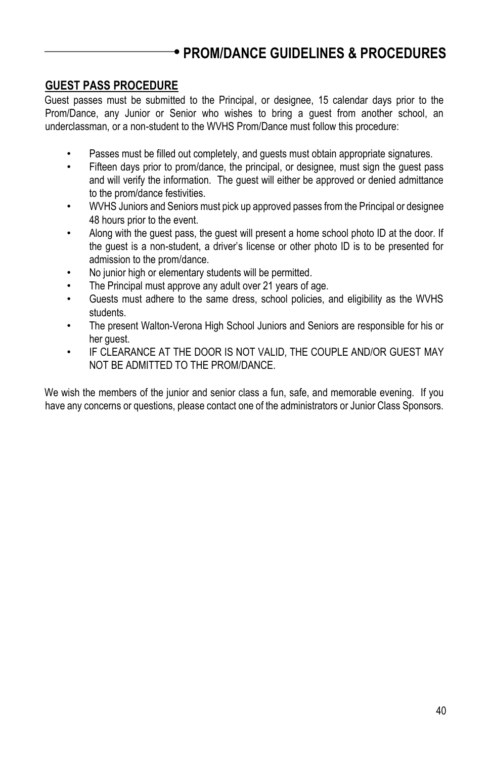# PROM/DANCE GUIDELINES & PROCEDURES

## GUEST PASS PROCEDURE

Guest passes must be submitted to the Principal, or designee, 15 calendar days prior to the Prom/Dance, any Junior or Senior who wishes to bring a guest from another school, an underclassman, or a non-student to the WVHS Prom/Dance must follow this procedure:

- Passes must be filled out completely, and guests must obtain appropriate signatures.
- Fifteen days prior to prom/dance, the principal, or designee, must sign the guest pass and will verify the information. The guest will either be approved or denied admittance to the prom/dance festivities.
- WVHS Juniors and Seniors must pick up approved passes from the Principal or designee 48 hours prior to the event.
- Along with the guest pass, the guest will present a home school photo ID at the door. If the guest is a non-student, a driver's license or other photo ID is to be presented for admission to the prom/dance.
- No junior high or elementary students will be permitted.
- The Principal must approve any adult over 21 years of age.
- Guests must adhere to the same dress, school policies, and eligibility as the WVHS students.
- The present Walton-Verona High School Juniors and Seniors are responsible for his or her guest.
- IF CLEARANCE AT THE DOOR IS NOT VALID, THE COUPLE AND/OR GUEST MAY NOT BE ADMITTED TO THE PROM/DANCE.

We wish the members of the junior and senior class a fun, safe, and memorable evening. If you have any concerns or questions, please contact one of the administrators or Junior Class Sponsors.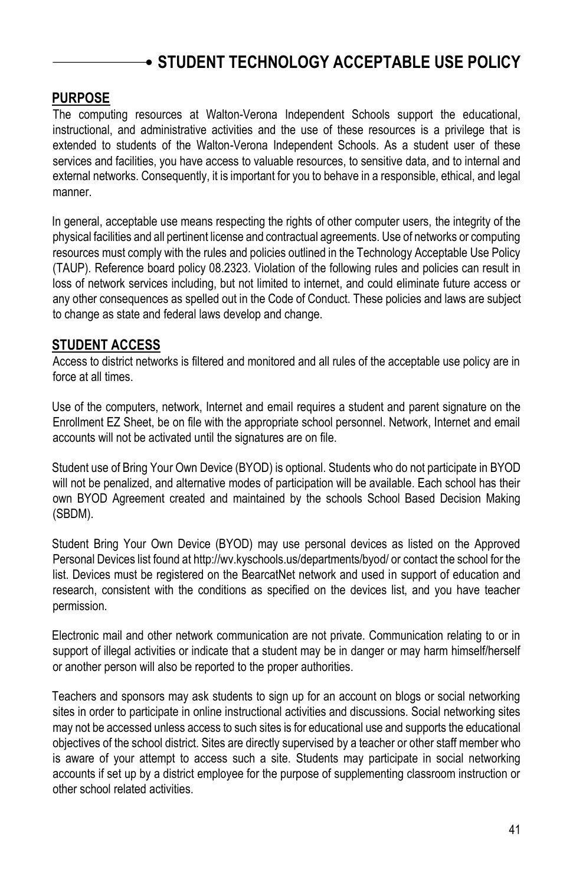# STUDENT TECHNOLOGY ACCEPTABLE USE POLICY

## PURPOSE

The computing resources at Walton-Verona Independent Schools support the educational, instructional, and administrative activities and the use of these resources is a privilege that is extended to students of the Walton-Verona Independent Schools. As a student user of these services and facilities, you have access to valuable resources, to sensitive data, and to internal and external networks. Consequently, it is important for you to behave in a responsible, ethical, and legal manner.

In general, acceptable use means respecting the rights of other computer users, the integrity of the physical facilities and all pertinent license and contractual agreements. Use of networks or computing resources must comply with the rules and policies outlined in the Technology Acceptable Use Policy (TAUP). Reference board policy 08.2323. Violation of the following rules and policies can result in loss of network services including, but not limited to internet, and could eliminate future access or any other consequences as spelled out in the Code of Conduct. These policies and laws are subject to change as state and federal laws develop and change.

## STUDENT ACCESS

Access to district networks is filtered and monitored and all rules of the acceptable use policy are in force at all times.

Use of the computers, network, Internet and email requires a student and parent signature on the Enrollment EZ Sheet, be on file with the appropriate school personnel. Network, Internet and email accounts will not be activated until the signatures are on file.

Student use of Bring Your Own Device (BYOD) is optional. Students who do not participate in BYOD will not be penalized, and alternative modes of participation will be available. Each school has their own BYOD Agreement created and maintained by the schools School Based Decision Making (SBDM).

Student Bring Your Own Device (BYOD) may use personal devices as listed on the Approved Personal Devices list found at http://wv.kyschools.us/departments/byod/ or contact the school for the list. Devices must be registered on the BearcatNet network and used in support of education and research, consistent with the conditions as specified on the devices list, and you have teacher permission.

Electronic mail and other network communication are not private. Communication relating to or in support of illegal activities or indicate that a student may be in danger or may harm himself/herself or another person will also be reported to the proper authorities.

Teachers and sponsors may ask students to sign up for an account on blogs or social networking sites in order to participate in online instructional activities and discussions. Social networking sites may not be accessed unless access to such sites is for educational use and supports the educational objectives of the school district. Sites are directly supervised by a teacher or other staff member who is aware of your attempt to access such a site. Students may participate in social networking accounts if set up by a district employee for the purpose of supplementing classroom instruction or other school related activities.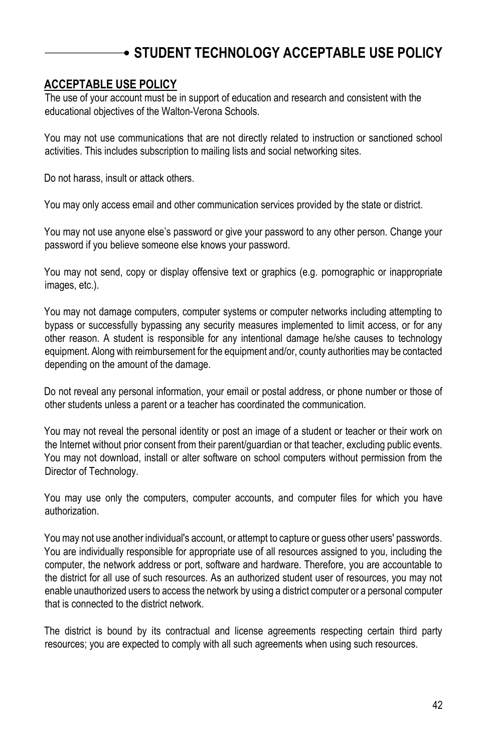# STUDENT TECHNOLOGY ACCEPTABLE USE POLICY

## ACCEPTABLE USE POLICY

The use of your account must be in support of education and research and consistent with the educational objectives of the Walton-Verona Schools.

You may not use communications that are not directly related to instruction or sanctioned school activities. This includes subscription to mailing lists and social networking sites.

Do not harass, insult or attack others.

You may only access email and other communication services provided by the state or district.

You may not use anyone else's password or give your password to any other person. Change your password if you believe someone else knows your password.

You may not send, copy or display offensive text or graphics (e.g. pornographic or inappropriate images, etc.).

You may not damage computers, computer systems or computer networks including attempting to bypass or successfully bypassing any security measures implemented to limit access, or for any other reason. A student is responsible for any intentional damage he/she causes to technology equipment. Along with reimbursement for the equipment and/or, county authorities may be contacted depending on the amount of the damage.

Do not reveal any personal information, your email or postal address, or phone number or those of other students unless a parent or a teacher has coordinated the communication.

You may not reveal the personal identity or post an image of a student or teacher or their work on the Internet without prior consent from their parent/guardian or that teacher, excluding public events. You may not download, install or alter software on school computers without permission from the Director of Technology.

You may use only the computers, computer accounts, and computer files for which you have authorization.

You may not use another individual's account, or attempt to capture or guess other users' passwords. You are individually responsible for appropriate use of all resources assigned to you, including the computer, the network address or port, software and hardware. Therefore, you are accountable to the district for all use of such resources. As an authorized student user of resources, you may not enable unauthorized users to access the network by using a district computer or a personal computer that is connected to the district network.

The district is bound by its contractual and license agreements respecting certain third party resources; you are expected to comply with all such agreements when using such resources.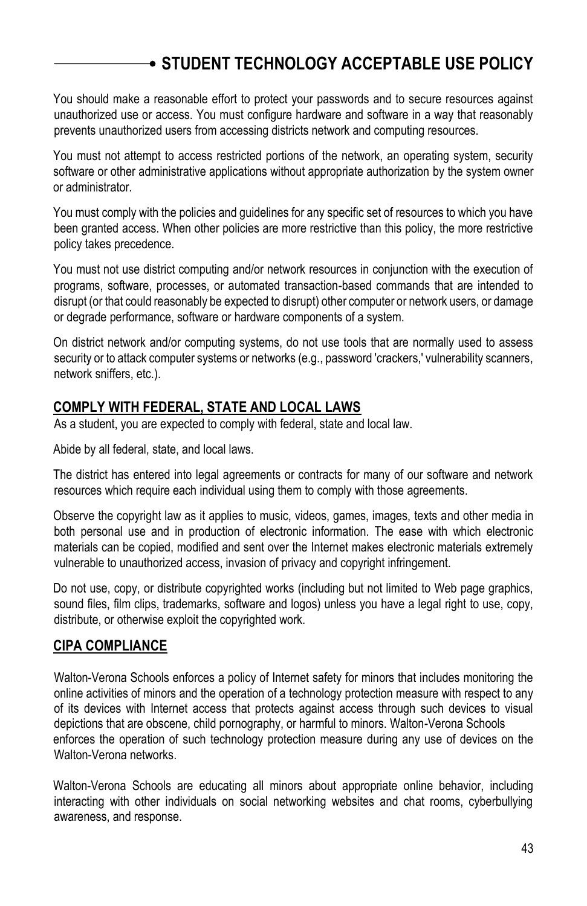## STUDENT TECHNOLOGY ACCEPTABLE USE POLICY

You should make a reasonable effort to protect your passwords and to secure resources against unauthorized use or access. You must configure hardware and software in a way that reasonably prevents unauthorized users from accessing districts network and computing resources.

You must not attempt to access restricted portions of the network, an operating system, security software or other administrative applications without appropriate authorization by the system owner or administrator.

You must comply with the policies and guidelines for any specific set of resources to which you have been granted access. When other policies are more restrictive than this policy, the more restrictive policy takes precedence.

You must not use district computing and/or network resources in conjunction with the execution of programs, software, processes, or automated transaction-based commands that are intended to disrupt (or that could reasonably be expected to disrupt) other computer or network users, or damage or degrade performance, software or hardware components of a system.

On district network and/or computing systems, do not use tools that are normally used to assess security or to attack computer systems or networks (e.g., password 'crackers,' vulnerability scanners, network sniffers, etc.).

### COMPLY WITH FEDERAL, STATE AND LOCAL LAWS

As a student, you are expected to comply with federal, state and local law.

Abide by all federal, state, and local laws.

The district has entered into legal agreements or contracts for many of our software and network resources which require each individual using them to comply with those agreements.

Observe the copyright law as it applies to music, videos, games, images, texts and other media in both personal use and in production of electronic information. The ease with which electronic materials can be copied, modified and sent over the Internet makes electronic materials extremely vulnerable to unauthorized access, invasion of privacy and copyright infringement.

Do not use, copy, or distribute copyrighted works (including but not limited to Web page graphics, sound files, film clips, trademarks, software and logos) unless you have a legal right to use, copy, distribute, or otherwise exploit the copyrighted work.

### CIPA COMPLIANCE

Walton-Verona Schools enforces a policy of Internet safety for minors that includes monitoring the online activities of minors and the operation of a technology protection measure with respect to any of its devices with Internet access that protects against access through such devices to visual depictions that are obscene, child pornography, or harmful to minors. Walton-Verona Schools enforces the operation of such technology protection measure during any use of devices on the Walton-Verona networks.

Walton-Verona Schools are educating all minors about appropriate online behavior, including interacting with other individuals on social networking websites and chat rooms, cyberbullying awareness, and response.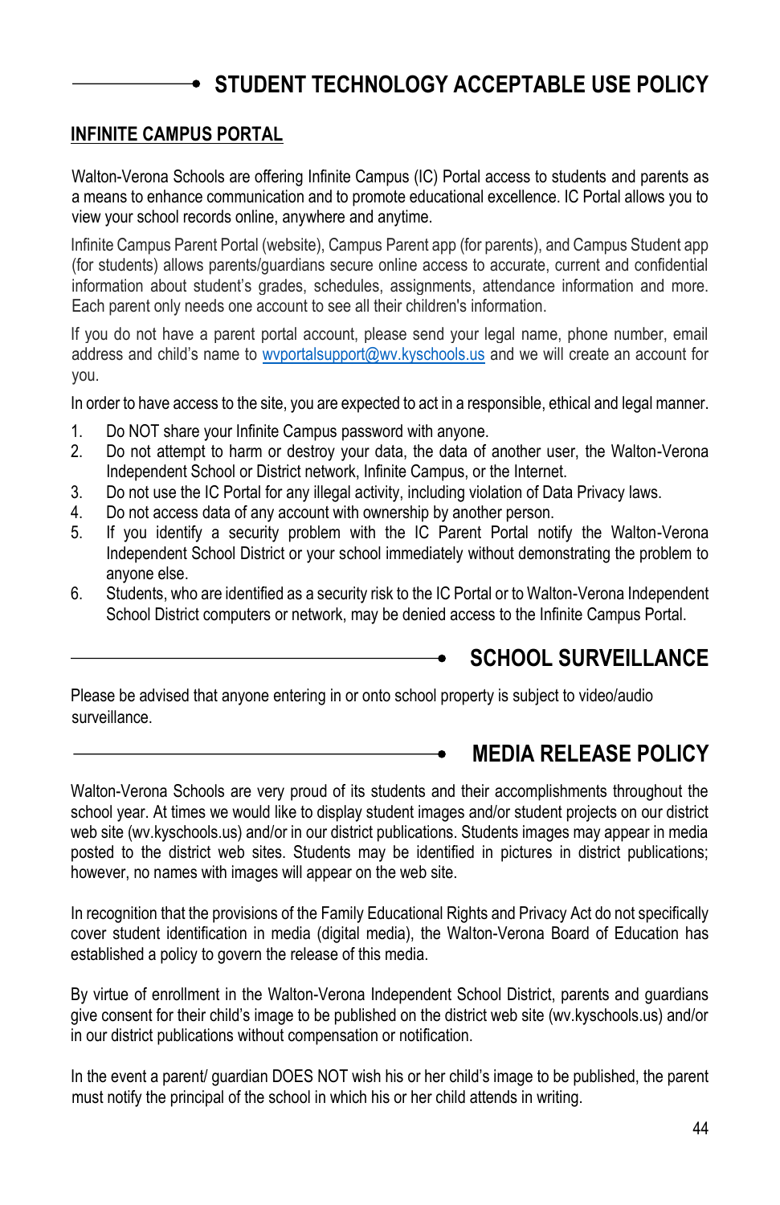## STUDENT TECHNOLOGY ACCEPTABLE USE POLICY

### INFINITE CAMPUS PORTAL

Walton-Verona Schools are offering Infinite Campus (IC) Portal access to students and parents as a means to enhance communication and to promote educational excellence. IC Portal allows you to view your school records online, anywhere and anytime.

Infinite Campus Parent Portal (website), Campus Parent app (for parents), and Campus Student app (for students) allows parents/guardians secure online access to accurate, current and confidential information about student's grades, schedules, assignments, attendance information and more. Each parent only needs one account to see all their children's information.

If you do not have a parent portal account, please send your legal name, phone number, email address and child's name to wvportalsupport@wv.kyschools.us and we will create an account for you.

In order to have access to the site, you are expected to act in a responsible, ethical and legal manner.

1. Do NOT share your Infinite Campus password with anyone.
2. Do not attempt to harm or destroy your data, the data of another user, the Walton-Verona Independent School or District network, Infinite Campus, or the Internet.
3. Do not use the IC Portal for any illegal activity, including violation of Data Privacy laws.
4. Do not access data of any account with ownership by another person.
5. If you identify a security problem with the IC Parent Portal notify the Walton-Verona Independent School District or your school immediately without demonstrating the problem to anyone else.
6. Students, who are identified as a security risk to the IC Portal or to Walton-Verona Independent School District computers or network, may be denied access to the Infinite Campus Portal.

## SCHOOL SURVEILLANCE

Please be advised that anyone entering in or onto school property is subject to video/audio surveillance.

## MEDIA RELEASE POLICY

Walton-Verona Schools are very proud of its students and their accomplishments throughout the school year. At times we would like to display student images and/or student projects on our district web site (wv.kyschools.us) and/or in our district publications. Students images may appear in media posted to the district web sites. Students may be identified in pictures in district publications; however, no names with images will appear on the web site.

In recognition that the provisions of the Family Educational Rights and Privacy Act do not specifically cover student identification in media (digital media), the Walton-Verona Board of Education has established a policy to govern the release of this media.

By virtue of enrollment in the Walton-Verona Independent School District, parents and guardians give consent for their child's image to be published on the district web site (wv.kyschools.us) and/or in our district publications without compensation or notification.

In the event a parent/ guardian DOES NOT wish his or her child's image to be published, the parent must notify the principal of the school in which his or her child attends in writing.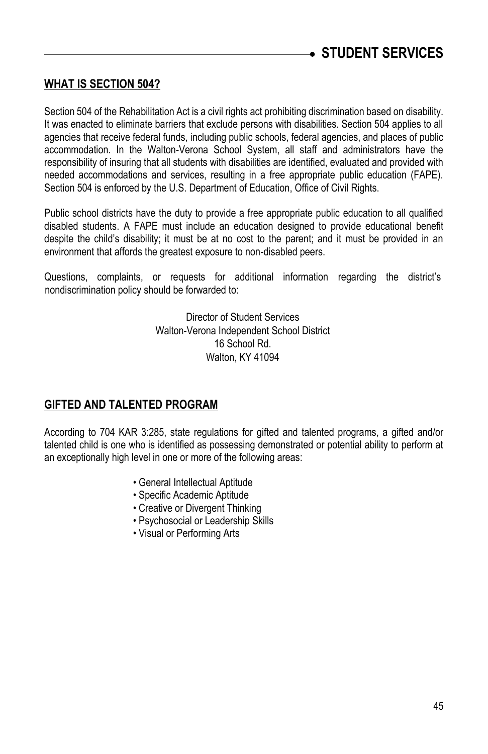## WHAT IS SECTION 504?

Section 504 of the Rehabilitation Act is a civil rights act prohibiting discrimination based on disability. It was enacted to eliminate barriers that exclude persons with disabilities. Section 504 applies to all agencies that receive federal funds, including public schools, federal agencies, and places of public accommodation. In the Walton-Verona School System, all staff and administrators have the responsibility of insuring that all students with disabilities are identified, evaluated and provided with needed accommodations and services, resulting in a free appropriate public education (FAPE). Section 504 is enforced by the U.S. Department of Education, Office of Civil Rights.

Public school districts have the duty to provide a free appropriate public education to all qualified disabled students. A FAPE must include an education designed to provide educational benefit despite the child's disability; it must be at no cost to the parent; and it must be provided in an environment that affords the greatest exposure to non-disabled peers.

Questions, complaints, or requests for additional information regarding the district's nondiscrimination policy should be forwarded to:

Director of Student Services
Walton-Verona Independent School District
16 School Rd.
Walton, KY 41094

## GIFTED AND TALENTED PROGRAM

According to 704 KAR 3:285, state regulations for gifted and talented programs, a gifted and/or talented child is one who is identified as possessing demonstrated or potential ability to perform at an exceptionally high level in one or more of the following areas:

- General Intellectual Aptitude
- Specific Academic Aptitude
- Creative or Divergent Thinking
- Psychosocial or Leadership Skills
- Visual or Performing Arts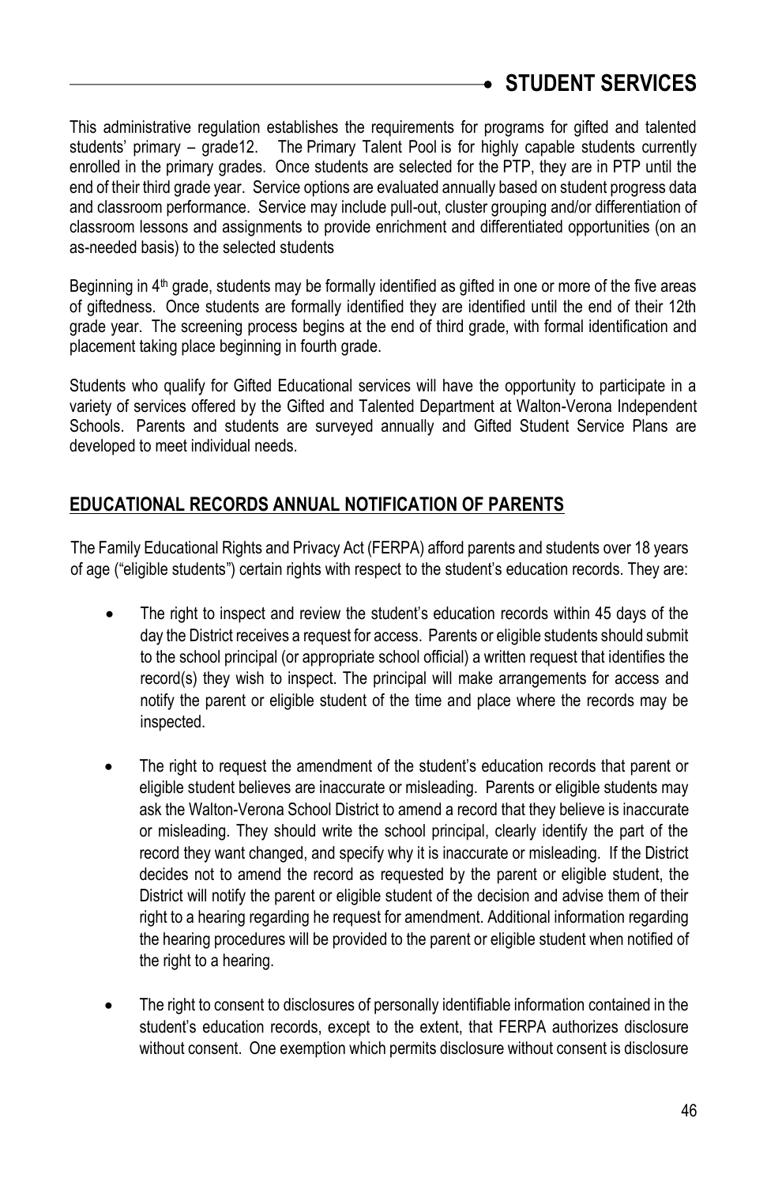This administrative regulation establishes the requirements for programs for gifted and talented students' primary – grade12. The Primary Talent Pool is for highly capable students currently enrolled in the primary grades. Once students are selected for the PTP, they are in PTP until the end of their third grade year. Service options are evaluated annually based on student progress data and classroom performance. Service may include pull-out, cluster grouping and/or differentiation of classroom lessons and assignments to provide enrichment and differentiated opportunities (on an as-needed basis) to the selected students

Beginning in 4th grade, students may be formally identified as gifted in one or more of the five areas of giftedness. Once students are formally identified they are identified until the end of their 12th grade year. The screening process begins at the end of third grade, with formal identification and placement taking place beginning in fourth grade.

Students who qualify for Gifted Educational services will have the opportunity to participate in a variety of services offered by the Gifted and Talented Department at Walton-Verona Independent Schools. Parents and students are surveyed annually and Gifted Student Service Plans are developed to meet individual needs.

## EDUCATIONAL RECORDS ANNUAL NOTIFICATION OF PARENTS

The Family Educational Rights and Privacy Act (FERPA) afford parents and students over 18 years of age ("eligible students") certain rights with respect to the student's education records. They are:

- The right to inspect and review the student's education records within 45 days of the day the District receives a request for access. Parents or eligible students should submit to the school principal (or appropriate school official) a written request that identifies the record(s) they wish to inspect. The principal will make arrangements for access and notify the parent or eligible student of the time and place where the records may be inspected.

- The right to request the amendment of the student's education records that parent or eligible student believes are inaccurate or misleading. Parents or eligible students may ask the Walton-Verona School District to amend a record that they believe is inaccurate or misleading. They should write the school principal, clearly identify the part of the record they want changed, and specify why it is inaccurate or misleading. If the District decides not to amend the record as requested by the parent or eligible student, the District will notify the parent or eligible student of the decision and advise them of their right to a hearing regarding he request for amendment. Additional information regarding the hearing procedures will be provided to the parent or eligible student when notified of the right to a hearing.

- The right to consent to disclosures of personally identifiable information contained in the student's education records, except to the extent, that FERPA authorizes disclosure without consent. One exemption which permits disclosure without consent is disclosure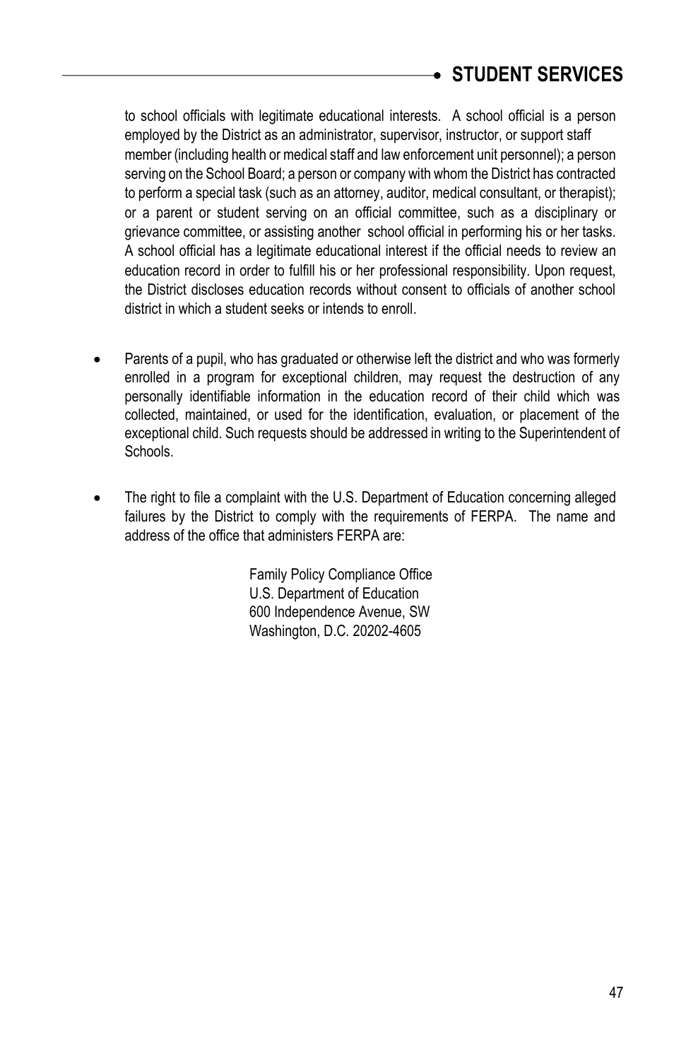to school officials with legitimate educational interests. A school official is a person employed by the District as an administrator, supervisor, instructor, or support staff member (including health or medical staff and law enforcement unit personnel); a person serving on the School Board; a person or company with whom the District has contracted to perform a special task (such as an attorney, auditor, medical consultant, or therapist); or a parent or student serving on an official committee, such as a disciplinary or grievance committee, or assisting another school official in performing his or her tasks. A school official has a legitimate educational interest if the official needs to review an education record in order to fulfill his or her professional responsibility. Upon request, the District discloses education records without consent to officials of another school district in which a student seeks or intends to enroll.

- Parents of a pupil, who has graduated or otherwise left the district and who was formerly enrolled in a program for exceptional children, may request the destruction of any personally identifiable information in the education record of their child which was collected, maintained, or used for the identification, evaluation, or placement of the exceptional child. Such requests should be addressed in writing to the Superintendent of Schools.

- The right to file a complaint with the U.S. Department of Education concerning alleged failures by the District to comply with the requirements of FERPA. The name and address of the office that administers FERPA are:

  Family Policy Compliance Office
  U.S. Department of Education
  600 Independence Avenue, SW
  Washington, D.C. 20202-4605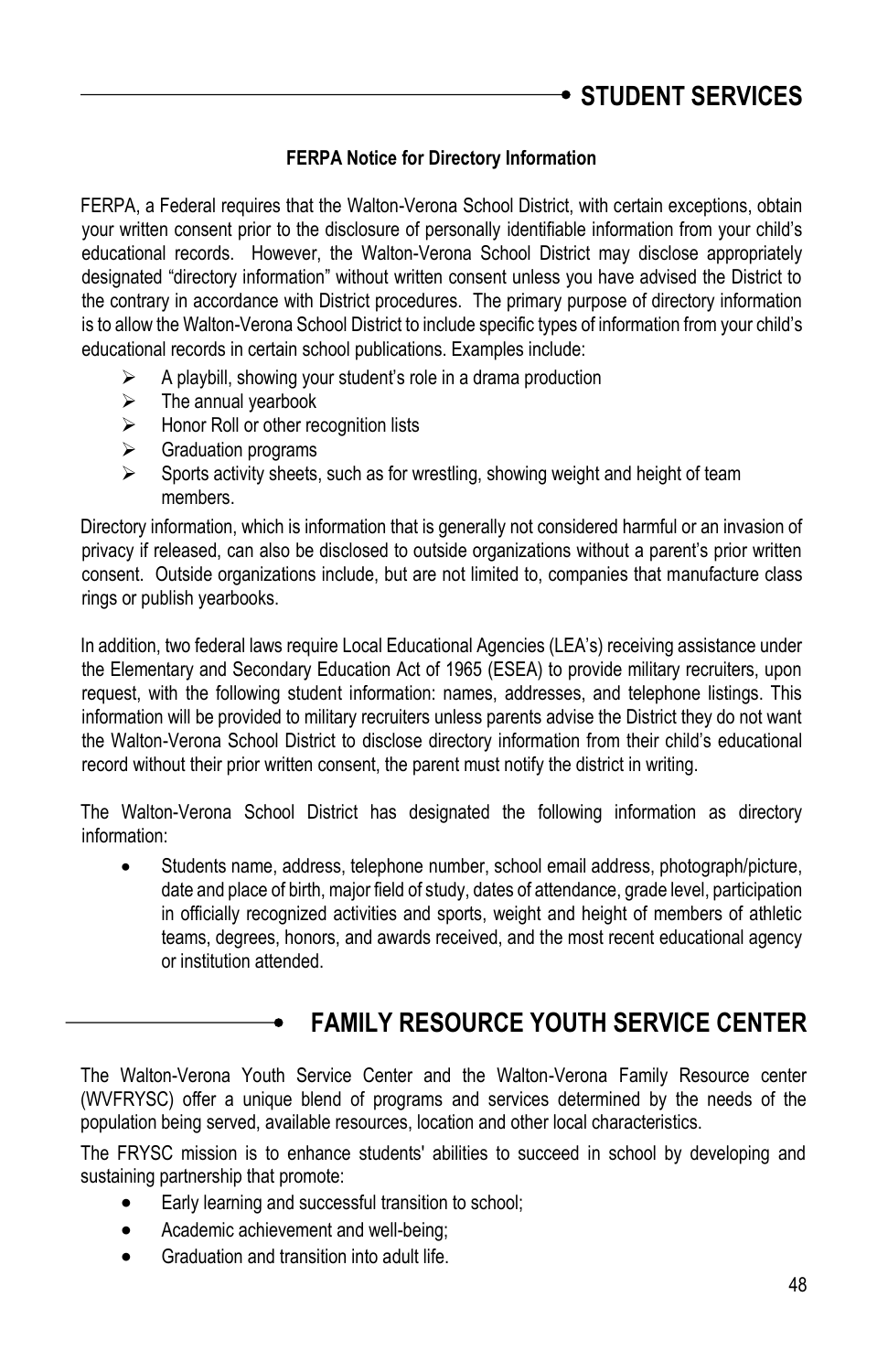# STUDENT SERVICES

### FERPA Notice for Directory Information

FERPA, a Federal requires that the Walton-Verona School District, with certain exceptions, obtain your written consent prior to the disclosure of personally identifiable information from your child's educational records. However, the Walton-Verona School District may disclose appropriately designated "directory information" without written consent unless you have advised the District to the contrary in accordance with District procedures. The primary purpose of directory information is to allow the Walton-Verona School District to include specific types of information from your child's educational records in certain school publications. Examples include:

- A playbill, showing your student's role in a drama production
- The annual yearbook
- Honor Roll or other recognition lists
- Graduation programs
- Sports activity sheets, such as for wrestling, showing weight and height of team members.

Directory information, which is information that is generally not considered harmful or an invasion of privacy if released, can also be disclosed to outside organizations without a parent's prior written consent. Outside organizations include, but are not limited to, companies that manufacture class rings or publish yearbooks.

In addition, two federal laws require Local Educational Agencies (LEA's) receiving assistance under the Elementary and Secondary Education Act of 1965 (ESEA) to provide military recruiters, upon request, with the following student information: names, addresses, and telephone listings. This information will be provided to military recruiters unless parents advise the District they do not want the Walton-Verona School District to disclose directory information from their child's educational record without their prior written consent, the parent must notify the district in writing.

The Walton-Verona School District has designated the following information as directory information:

- Students name, address, telephone number, school email address, photograph/picture, date and place of birth, major field of study, dates of attendance, grade level, participation in officially recognized activities and sports, weight and height of members of athletic teams, degrees, honors, and awards received, and the most recent educational agency or institution attended.

# FAMILY RESOURCE YOUTH SERVICE CENTER

The Walton-Verona Youth Service Center and the Walton-Verona Family Resource center (WVFRYSC) offer a unique blend of programs and services determined by the needs of the population being served, available resources, location and other local characteristics.

The FRYSC mission is to enhance students' abilities to succeed in school by developing and sustaining partnership that promote:

- Early learning and successful transition to school;
- Academic achievement and well-being;
- Graduation and transition into adult life.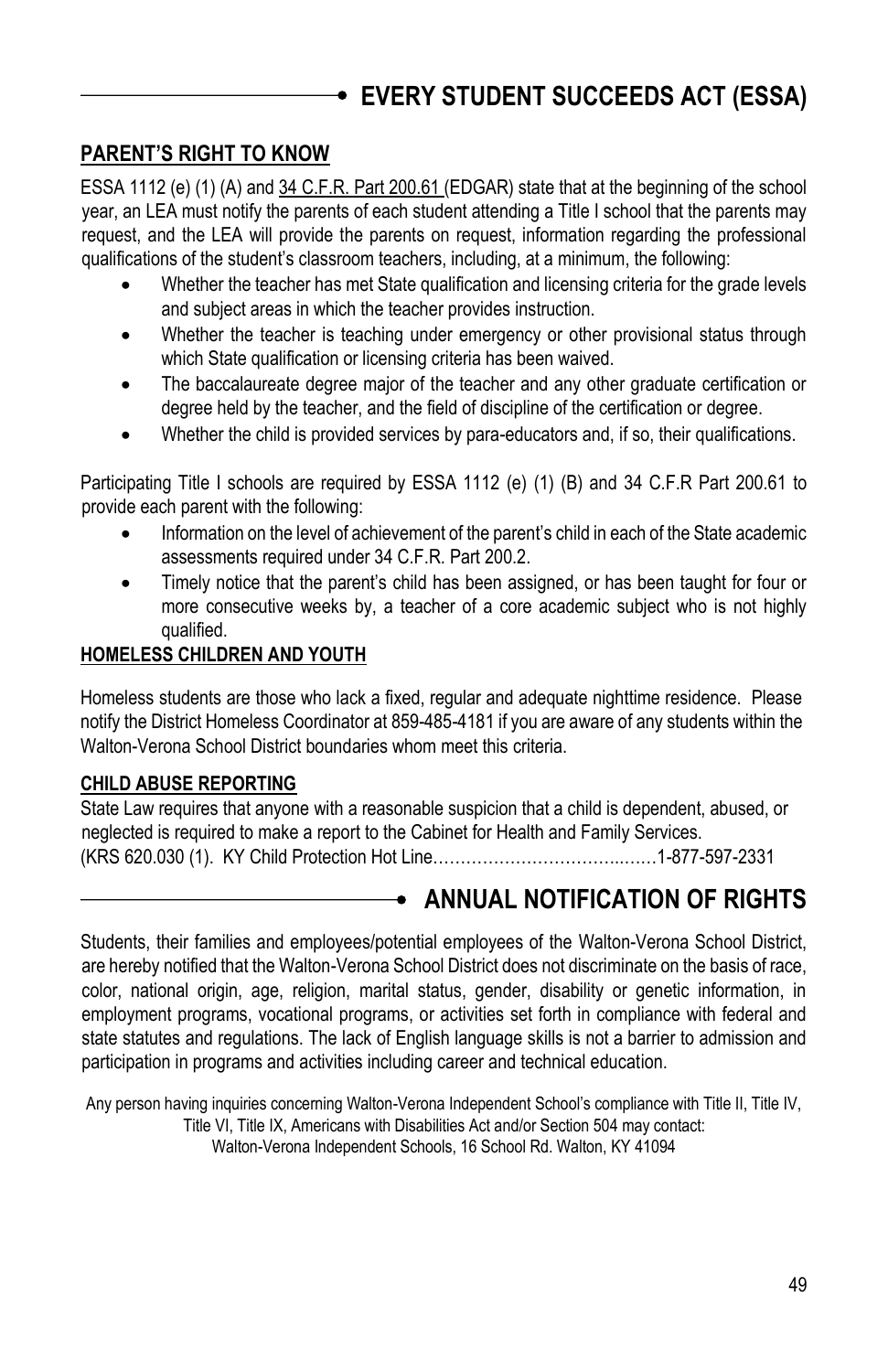## EVERY STUDENT SUCCEEDS ACT (ESSA)

### PARENT'S RIGHT TO KNOW

ESSA 1112 (e) (1) (A) and 34 C.F.R. Part 200.61 (EDGAR) state that at the beginning of the school year, an LEA must notify the parents of each student attending a Title I school that the parents may request, and the LEA will provide the parents on request, information regarding the professional qualifications of the student's classroom teachers, including, at a minimum, the following:

- Whether the teacher has met State qualification and licensing criteria for the grade levels and subject areas in which the teacher provides instruction.
- Whether the teacher is teaching under emergency or other provisional status through which State qualification or licensing criteria has been waived.
- The baccalaureate degree major of the teacher and any other graduate certification or degree held by the teacher, and the field of discipline of the certification or degree.
- Whether the child is provided services by para-educators and, if so, their qualifications.

Participating Title I schools are required by ESSA 1112 (e) (1) (B) and 34 C.F.R Part 200.61 to provide each parent with the following:

- Information on the level of achievement of the parent's child in each of the State academic assessments required under 34 C.F.R. Part 200.2.
- Timely notice that the parent's child has been assigned, or has been taught for four or more consecutive weeks by, a teacher of a core academic subject who is not highly qualified.

### HOMELESS CHILDREN AND YOUTH

Homeless students are those who lack a fixed, regular and adequate nighttime residence. Please notify the District Homeless Coordinator at 859-485-4181 if you are aware of any students within the Walton-Verona School District boundaries whom meet this criteria.

### CHILD ABUSE REPORTING

State Law requires that anyone with a reasonable suspicion that a child is dependent, abused, or neglected is required to make a report to the Cabinet for Health and Family Services. (KRS 620.030 (1). KY Child Protection Hot Line……………………………..……1-877-597-2331

## ANNUAL NOTIFICATION OF RIGHTS

Students, their families and employees/potential employees of the Walton-Verona School District, are hereby notified that the Walton-Verona School District does not discriminate on the basis of race, color, national origin, age, religion, marital status, gender, disability or genetic information, in employment programs, vocational programs, or activities set forth in compliance with federal and state statutes and regulations. The lack of English language skills is not a barrier to admission and participation in programs and activities including career and technical education.

Any person having inquiries concerning Walton-Verona Independent School's compliance with Title II, Title IV, Title VI, Title IX, Americans with Disabilities Act and/or Section 504 may contact:
Walton-Verona Independent Schools, 16 School Rd. Walton, KY 41094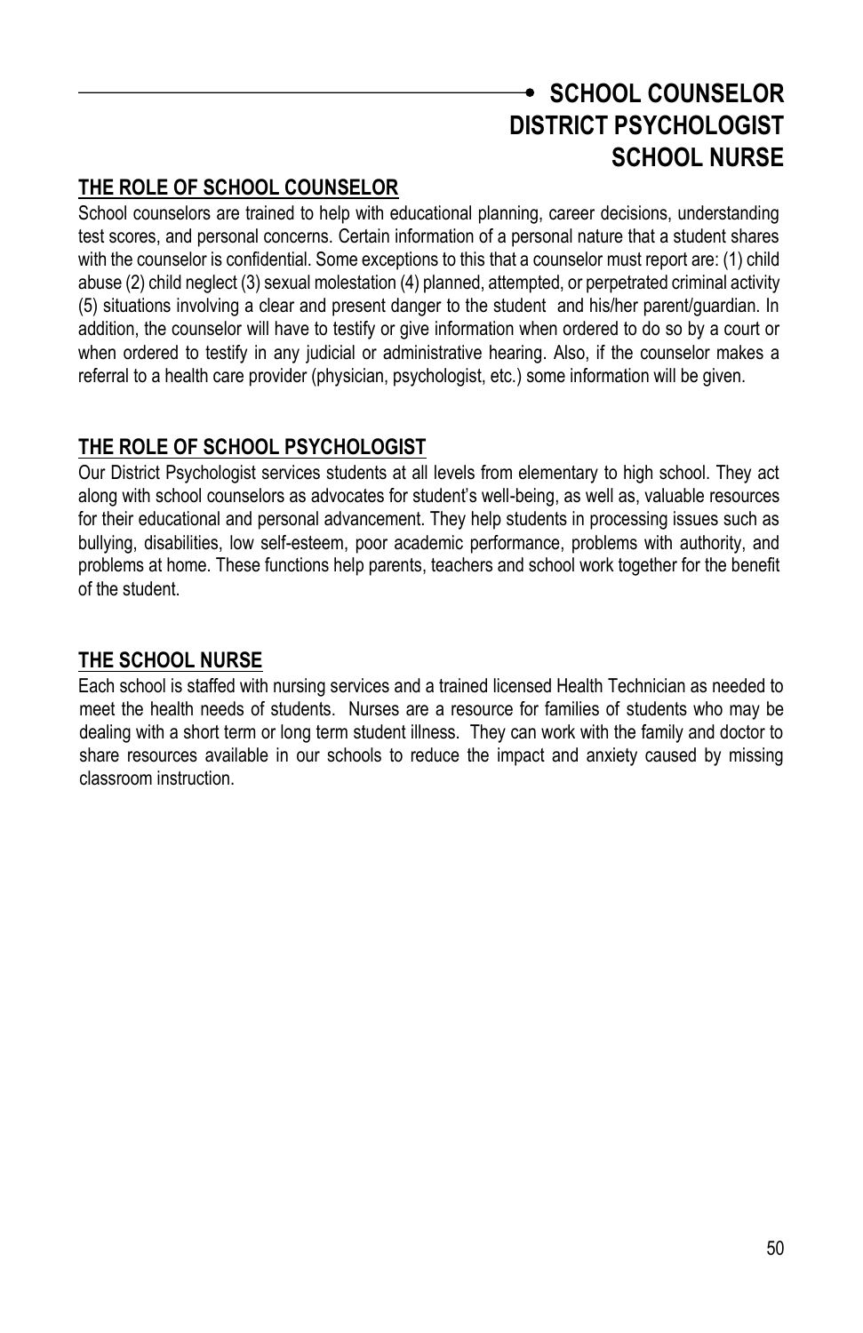# SCHOOL COUNSELOR
# DISTRICT PSYCHOLOGIST
# SCHOOL NURSE

## THE ROLE OF SCHOOL COUNSELOR

School counselors are trained to help with educational planning, career decisions, understanding test scores, and personal concerns. Certain information of a personal nature that a student shares with the counselor is confidential. Some exceptions to this that a counselor must report are: (1) child abuse (2) child neglect (3) sexual molestation (4) planned, attempted, or perpetrated criminal activity (5) situations involving a clear and present danger to the student and his/her parent/guardian. In addition, the counselor will have to testify or give information when ordered to do so by a court or when ordered to testify in any judicial or administrative hearing. Also, if the counselor makes a referral to a health care provider (physician, psychologist, etc.) some information will be given.

## THE ROLE OF SCHOOL PSYCHOLOGIST

Our District Psychologist services students at all levels from elementary to high school. They act along with school counselors as advocates for student's well-being, as well as, valuable resources for their educational and personal advancement. They help students in processing issues such as bullying, disabilities, low self-esteem, poor academic performance, problems with authority, and problems at home. These functions help parents, teachers and school work together for the benefit of the student.

## THE SCHOOL NURSE

Each school is staffed with nursing services and a trained licensed Health Technician as needed to meet the health needs of students. Nurses are a resource for families of students who may be dealing with a short term or long term student illness. They can work with the family and doctor to share resources available in our schools to reduce the impact and anxiety caused by missing classroom instruction.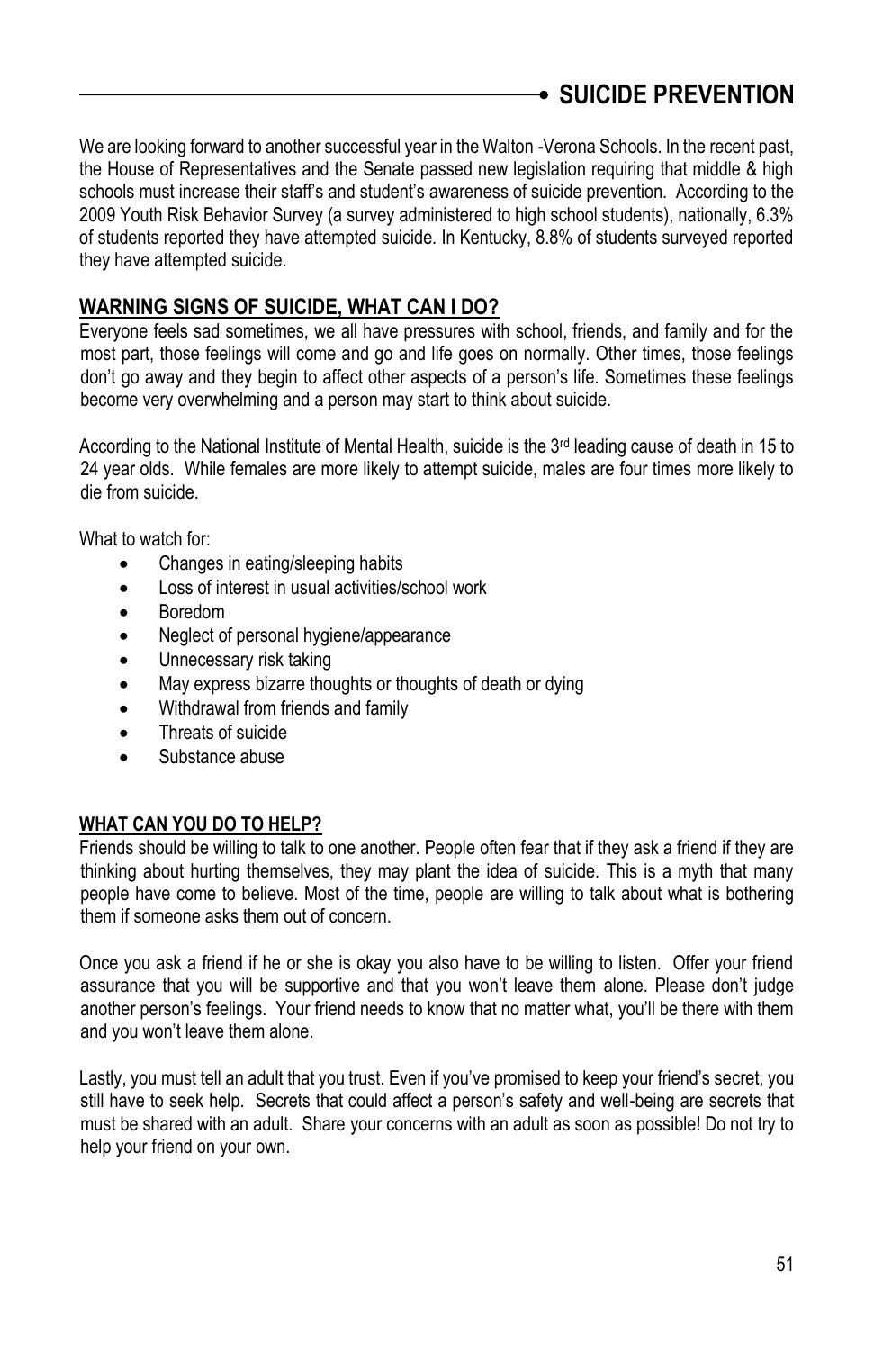# SUICIDE PREVENTION

We are looking forward to another successful year in the Walton -Verona Schools. In the recent past, the House of Representatives and the Senate passed new legislation requiring that middle & high schools must increase their staff's and student's awareness of suicide prevention. According to the 2009 Youth Risk Behavior Survey (a survey administered to high school students), nationally, 6.3% of students reported they have attempted suicide. In Kentucky, 8.8% of students surveyed reported they have attempted suicide.

## WARNING SIGNS OF SUICIDE, WHAT CAN I DO?

Everyone feels sad sometimes, we all have pressures with school, friends, and family and for the most part, those feelings will come and go and life goes on normally. Other times, those feelings don't go away and they begin to affect other aspects of a person's life. Sometimes these feelings become very overwhelming and a person may start to think about suicide.

According to the National Institute of Mental Health, suicide is the 3rd leading cause of death in 15 to 24 year olds. While females are more likely to attempt suicide, males are four times more likely to die from suicide.

What to watch for:

- Changes in eating/sleeping habits
- Loss of interest in usual activities/school work
- Boredom
- Neglect of personal hygiene/appearance
- Unnecessary risk taking
- May express bizarre thoughts or thoughts of death or dying
- Withdrawal from friends and family
- Threats of suicide
- Substance abuse

### WHAT CAN YOU DO TO HELP?

Friends should be willing to talk to one another. People often fear that if they ask a friend if they are thinking about hurting themselves, they may plant the idea of suicide. This is a myth that many people have come to believe. Most of the time, people are willing to talk about what is bothering them if someone asks them out of concern.

Once you ask a friend if he or she is okay you also have to be willing to listen. Offer your friend assurance that you will be supportive and that you won't leave them alone. Please don't judge another person's feelings. Your friend needs to know that no matter what, you'll be there with them and you won't leave them alone.

Lastly, you must tell an adult that you trust. Even if you've promised to keep your friend's secret, you still have to seek help. Secrets that could affect a person's safety and well-being are secrets that must be shared with an adult. Share your concerns with an adult as soon as possible! Do not try to help your friend on your own.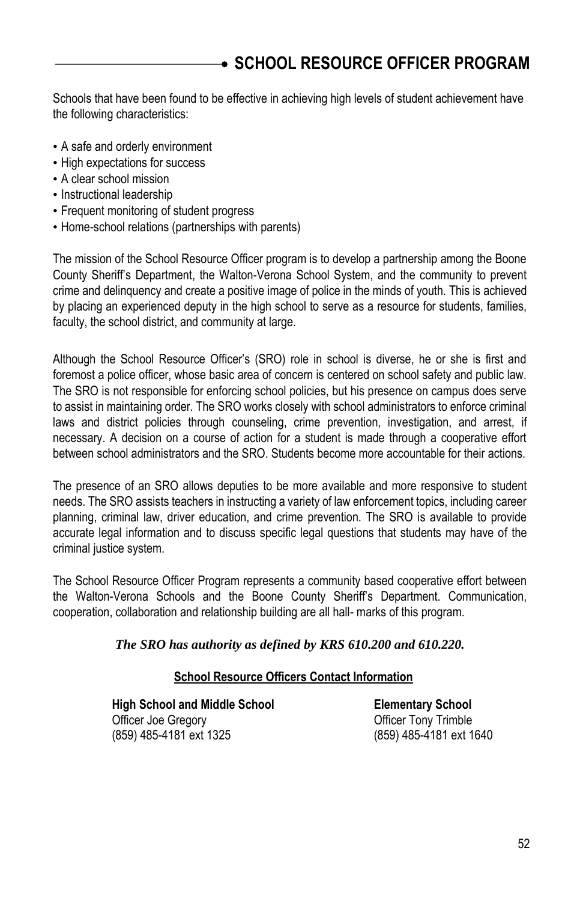# SCHOOL RESOURCE OFFICER PROGRAM

Schools that have been found to be effective in achieving high levels of student achievement have the following characteristics:

- A safe and orderly environment
- High expectations for success
- A clear school mission
- Instructional leadership
- Frequent monitoring of student progress
- Home-school relations (partnerships with parents)

The mission of the School Resource Officer program is to develop a partnership among the Boone County Sheriff's Department, the Walton-Verona School System, and the community to prevent crime and delinquency and create a positive image of police in the minds of youth. This is achieved by placing an experienced deputy in the high school to serve as a resource for students, families, faculty, the school district, and community at large.

Although the School Resource Officer's (SRO) role in school is diverse, he or she is first and foremost a police officer, whose basic area of concern is centered on school safety and public law. The SRO is not responsible for enforcing school policies, but his presence on campus does serve to assist in maintaining order. The SRO works closely with school administrators to enforce criminal laws and district policies through counseling, crime prevention, investigation, and arrest, if necessary. A decision on a course of action for a student is made through a cooperative effort between school administrators and the SRO. Students become more accountable for their actions.

The presence of an SRO allows deputies to be more available and more responsive to student needs. The SRO assists teachers in instructing a variety of law enforcement topics, including career planning, criminal law, driver education, and crime prevention. The SRO is available to provide accurate legal information and to discuss specific legal questions that students may have of the criminal justice system.

The School Resource Officer Program represents a community based cooperative effort between the Walton-Verona Schools and the Boone County Sheriff's Department. Communication, cooperation, collaboration and relationship building are all hall- marks of this program.

***The SRO has authority as defined by KRS 610.200 and 610.220.***

**School Resource Officers Contact Information**

**High School and Middle School**
Officer Joe Gregory
(859) 485-4181 ext 1325

**Elementary School**
Officer Tony Trimble
(859) 485-4181 ext 1640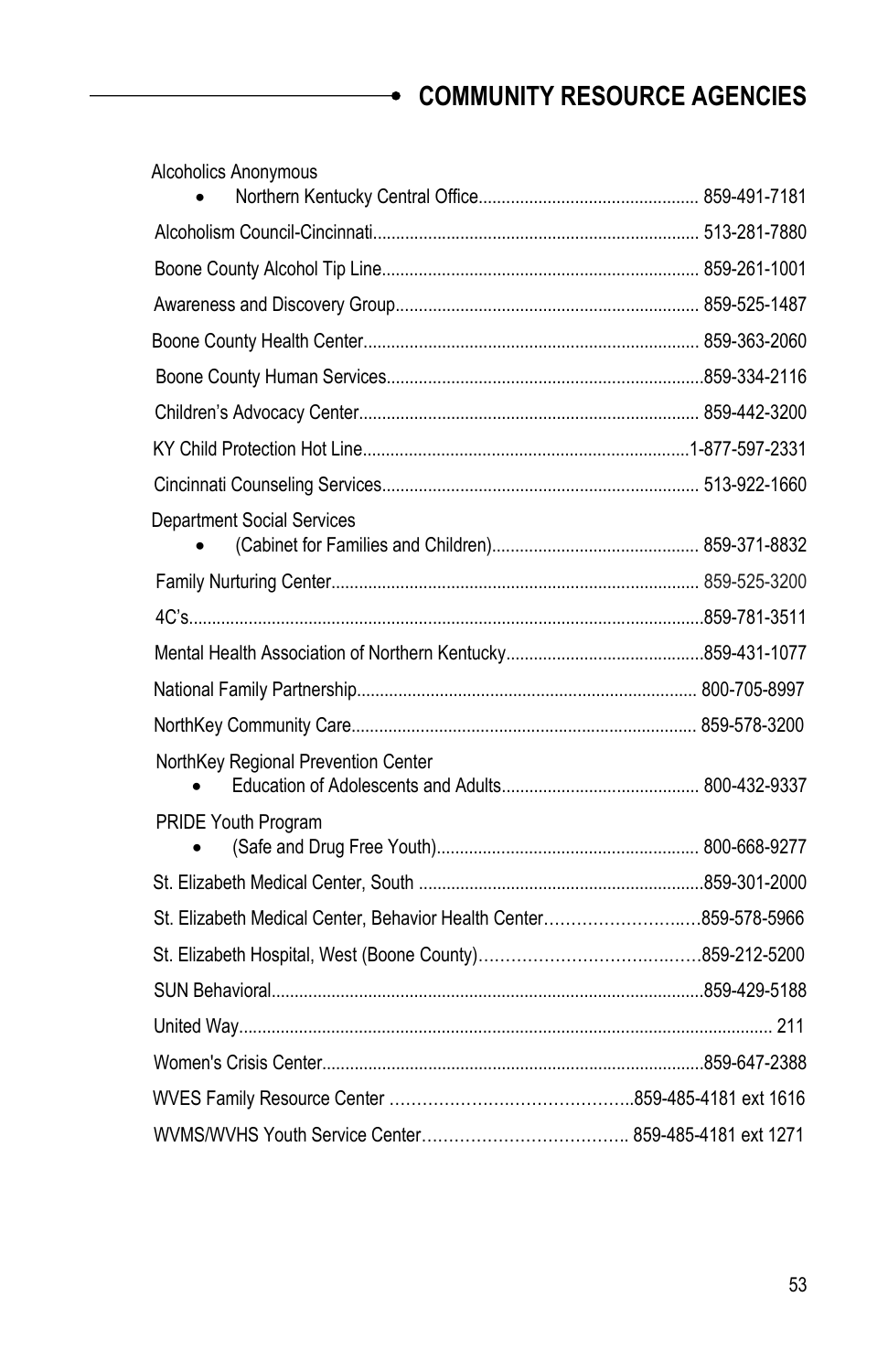## COMMUNITY RESOURCE AGENCIES

Alcoholics Anonymous

- Northern Kentucky Central Office................................................ 859-491-7181

Alcoholism Council-Cincinnati...................................................................... 513-281-7880

Boone County Alcohol Tip Line.................................................................... 859-261-1001

Awareness and Discovery Group................................................................. 859-525-1487

Boone County Health Center........................................................................ 859-363-2060

Boone County Human Services....................................................................859-334-2116

Children's Advocacy Center......................................................................... 859-442-3200

KY Child Protection Hot Line......................................................................1-877-597-2331

Cincinnati Counseling Services.................................................................... 513-922-1660

Department Social Services

- (Cabinet for Families and Children)............................................. 859-371-8832

Family Nurturing Center............................................................................... 859-525-3200

4C's..............................................................................................................859-781-3511

Mental Health Association of Northern Kentucky...........................................859-431-1077

National Family Partnership......................................................................... 800-705-8997

NorthKey Community Care.......................................................................... 859-578-3200

NorthKey Regional Prevention Center

- Education of Adolescents and Adults........................................... 800-432-9337

PRIDE Youth Program

- (Safe and Drug Free Youth)......................................................... 800-668-9277

St. Elizabeth Medical Center, South .............................................................859-301-2000

St. Elizabeth Medical Center, Behavior Health Center……………………..…859-578-5966

St. Elizabeth Hospital, West (Boone County)…………………………….……859-212-5200

SUN Behavioral............................................................................................859-429-5188

United Way.................................................................................................. 211

Women's Crisis Center.................................................................................859-647-2388

WVES Family Resource Center ……………………..……………….…..859-485-4181 ext 1616

WVMS/WVHS Youth Service Center……………………………….. 859-485-4181 ext 1271